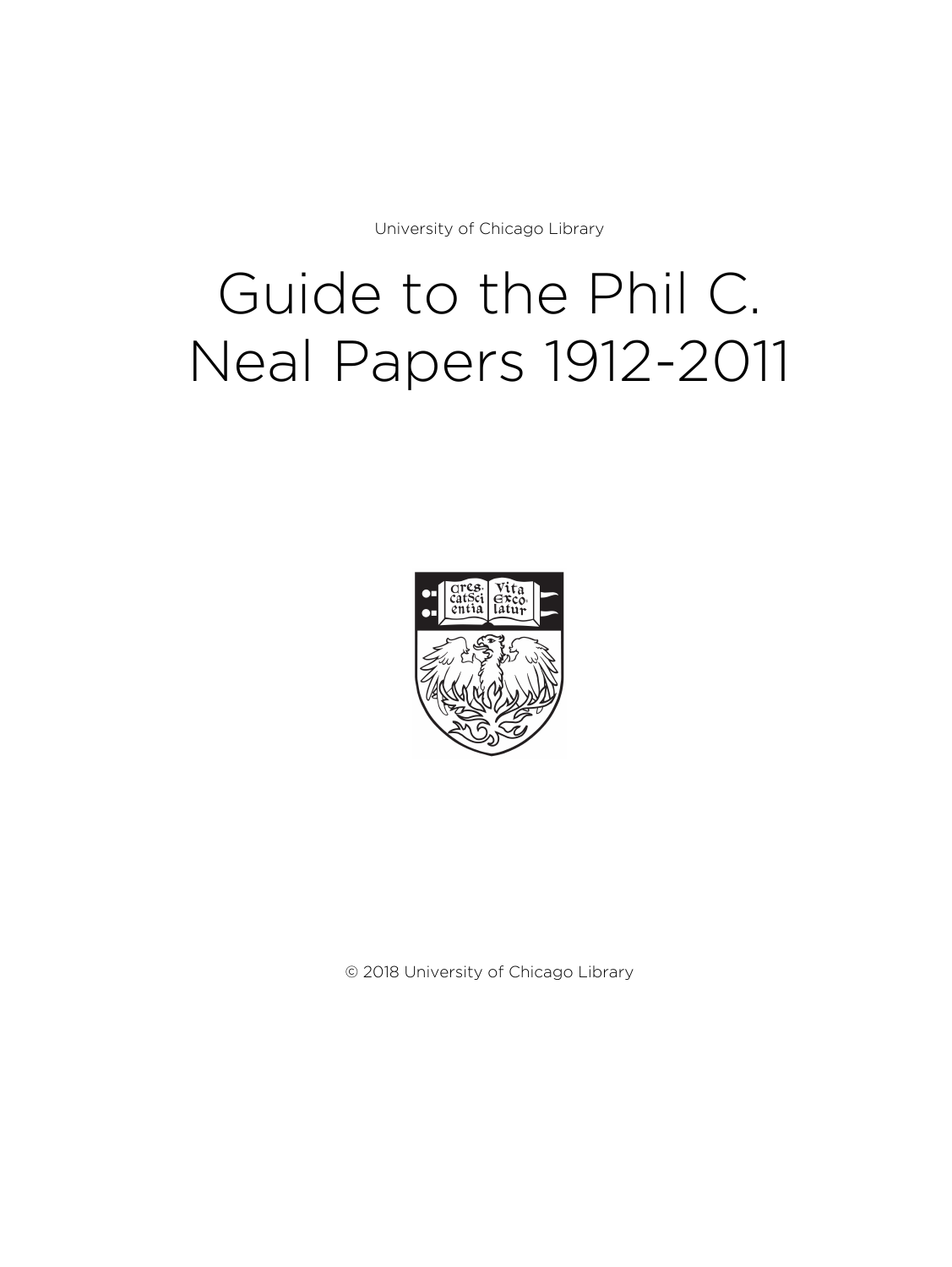University of Chicago Library

# Guide to the Phil C. Neal Papers 1912-2011

© 2018 University of Chicago Library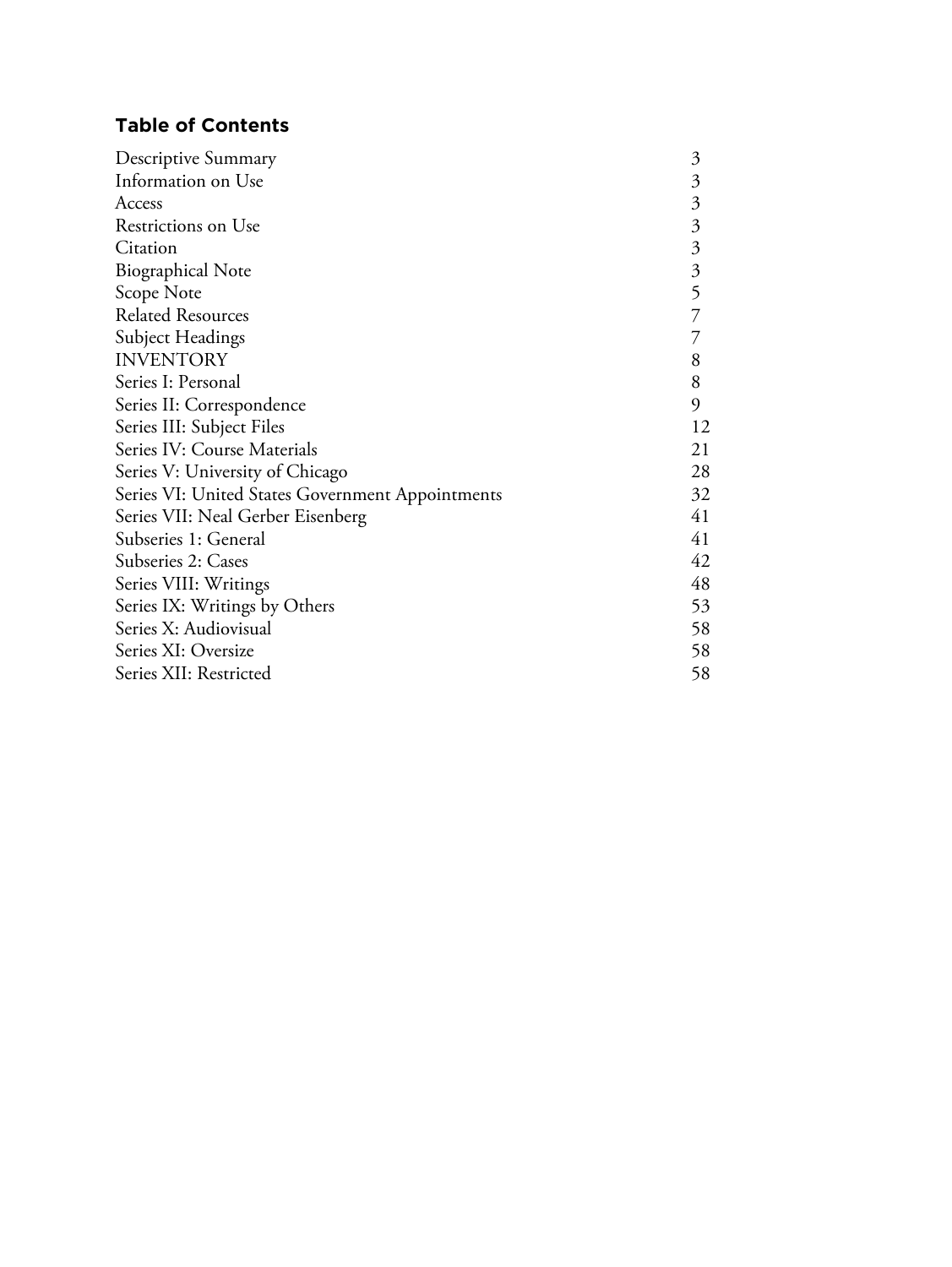## Table of Contents

| | |
|---|---|
| Descriptive Summary | 3 |
| Information on Use | 3 |
| Access | 3 |
| Restrictions on Use | 3 |
| Citation | 3 |
| Biographical Note | 3 |
| Scope Note | 5 |
| Related Resources | 7 |
| Subject Headings | 7 |
| INVENTORY | 8 |
| Series I: Personal | 8 |
| Series II: Correspondence | 9 |
| Series III: Subject Files | 12 |
| Series IV: Course Materials | 21 |
| Series V: University of Chicago | 28 |
| Series VI: United States Government Appointments | 32 |
| Series VII: Neal Gerber Eisenberg | 41 |
| Subseries 1: General | 41 |
| Subseries 2: Cases | 42 |
| Series VIII: Writings | 48 |
| Series IX: Writings by Others | 53 |
| Series X: Audiovisual | 58 |
| Series XI: Oversize | 58 |
| Series XII: Restricted | 58 |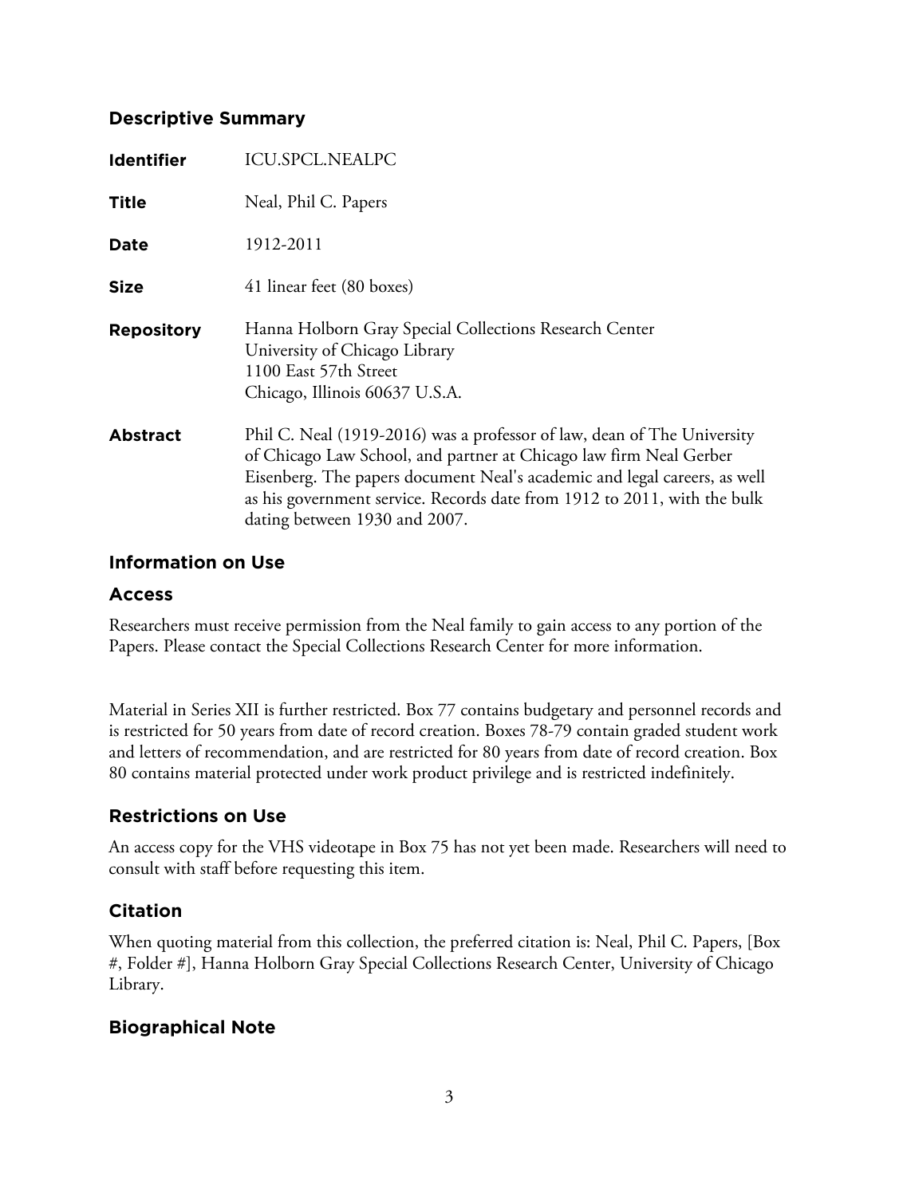## Descriptive Summary

| | |
|---|---|
| **Identifier** | ICU.SPCL.NEALPC |
| **Title** | Neal, Phil C. Papers |
| **Date** | 1912-2011 |
| **Size** | 41 linear feet (80 boxes) |
| **Repository** | Hanna Holborn Gray Special Collections Research Center<br>University of Chicago Library<br>1100 East 57th Street<br>Chicago, Illinois 60637 U.S.A. |
| **Abstract** | Phil C. Neal (1919-2016) was a professor of law, dean of The University of Chicago Law School, and partner at Chicago law firm Neal Gerber Eisenberg. The papers document Neal's academic and legal careers, as well as his government service. Records date from 1912 to 2011, with the bulk dating between 1930 and 2007. |

## Information on Use

### Access

Researchers must receive permission from the Neal family to gain access to any portion of the Papers. Please contact the Special Collections Research Center for more information.

Material in Series XII is further restricted. Box 77 contains budgetary and personnel records and is restricted for 50 years from date of record creation. Boxes 78-79 contain graded student work and letters of recommendation, and are restricted for 80 years from date of record creation. Box 80 contains material protected under work product privilege and is restricted indefinitely.

### Restrictions on Use

An access copy for the VHS videotape in Box 75 has not yet been made. Researchers will need to consult with staff before requesting this item.

### Citation

When quoting material from this collection, the preferred citation is: Neal, Phil C. Papers, [Box #, Folder #], Hanna Holborn Gray Special Collections Research Center, University of Chicago Library.

## Biographical Note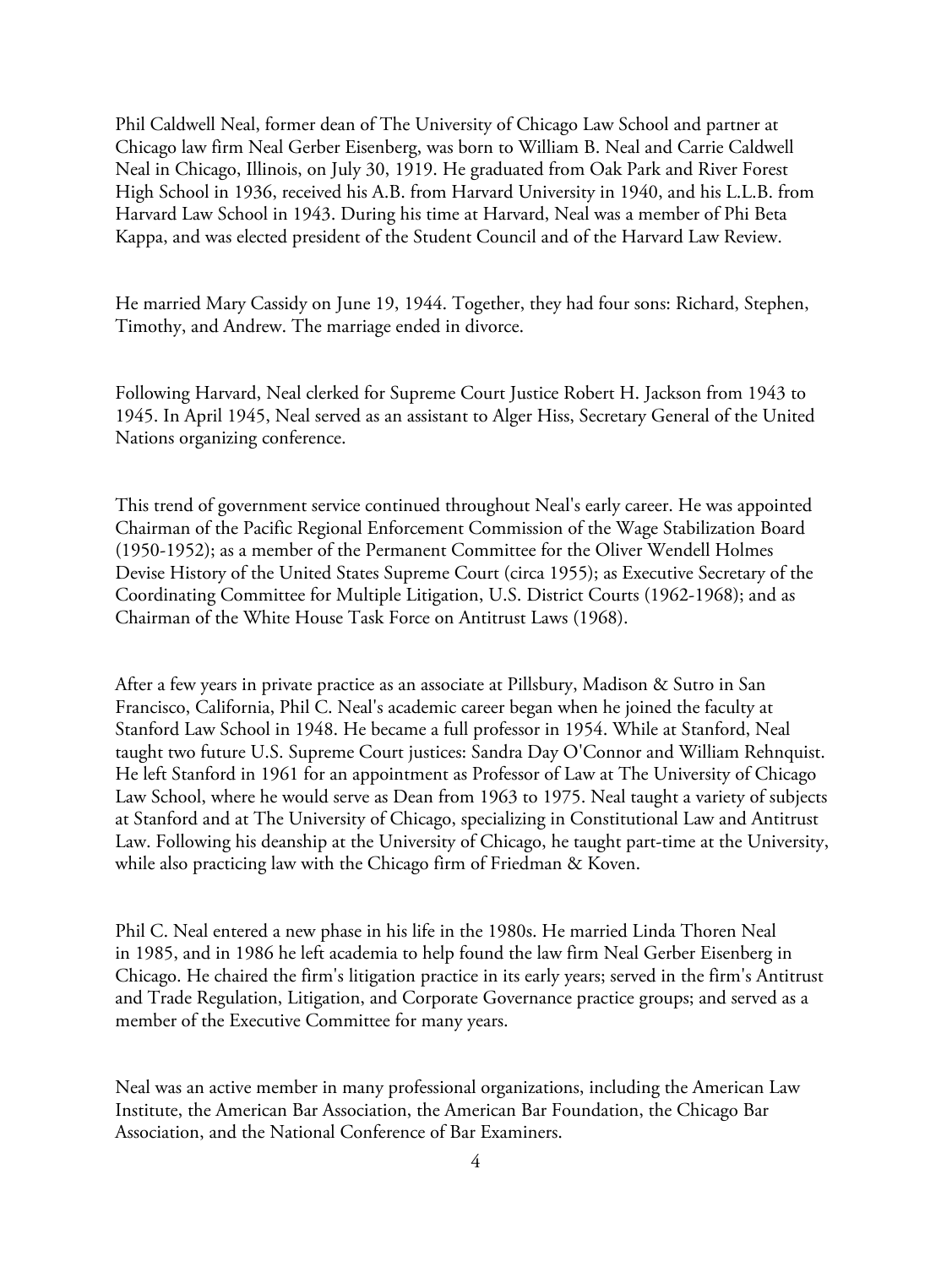Phil Caldwell Neal, former dean of The University of Chicago Law School and partner at Chicago law firm Neal Gerber Eisenberg, was born to William B. Neal and Carrie Caldwell Neal in Chicago, Illinois, on July 30, 1919. He graduated from Oak Park and River Forest High School in 1936, received his A.B. from Harvard University in 1940, and his L.L.B. from Harvard Law School in 1943. During his time at Harvard, Neal was a member of Phi Beta Kappa, and was elected president of the Student Council and of the Harvard Law Review.

He married Mary Cassidy on June 19, 1944. Together, they had four sons: Richard, Stephen, Timothy, and Andrew. The marriage ended in divorce.

Following Harvard, Neal clerked for Supreme Court Justice Robert H. Jackson from 1943 to 1945. In April 1945, Neal served as an assistant to Alger Hiss, Secretary General of the United Nations organizing conference.

This trend of government service continued throughout Neal's early career. He was appointed Chairman of the Pacific Regional Enforcement Commission of the Wage Stabilization Board (1950-1952); as a member of the Permanent Committee for the Oliver Wendell Holmes Devise History of the United States Supreme Court (circa 1955); as Executive Secretary of the Coordinating Committee for Multiple Litigation, U.S. District Courts (1962-1968); and as Chairman of the White House Task Force on Antitrust Laws (1968).

After a few years in private practice as an associate at Pillsbury, Madison & Sutro in San Francisco, California, Phil C. Neal's academic career began when he joined the faculty at Stanford Law School in 1948. He became a full professor in 1954. While at Stanford, Neal taught two future U.S. Supreme Court justices: Sandra Day O'Connor and William Rehnquist. He left Stanford in 1961 for an appointment as Professor of Law at The University of Chicago Law School, where he would serve as Dean from 1963 to 1975. Neal taught a variety of subjects at Stanford and at The University of Chicago, specializing in Constitutional Law and Antitrust Law. Following his deanship at the University of Chicago, he taught part-time at the University, while also practicing law with the Chicago firm of Friedman & Koven.

Phil C. Neal entered a new phase in his life in the 1980s. He married Linda Thoren Neal in 1985, and in 1986 he left academia to help found the law firm Neal Gerber Eisenberg in Chicago. He chaired the firm's litigation practice in its early years; served in the firm's Antitrust and Trade Regulation, Litigation, and Corporate Governance practice groups; and served as a member of the Executive Committee for many years.

Neal was an active member in many professional organizations, including the American Law Institute, the American Bar Association, the American Bar Foundation, the Chicago Bar Association, and the National Conference of Bar Examiners.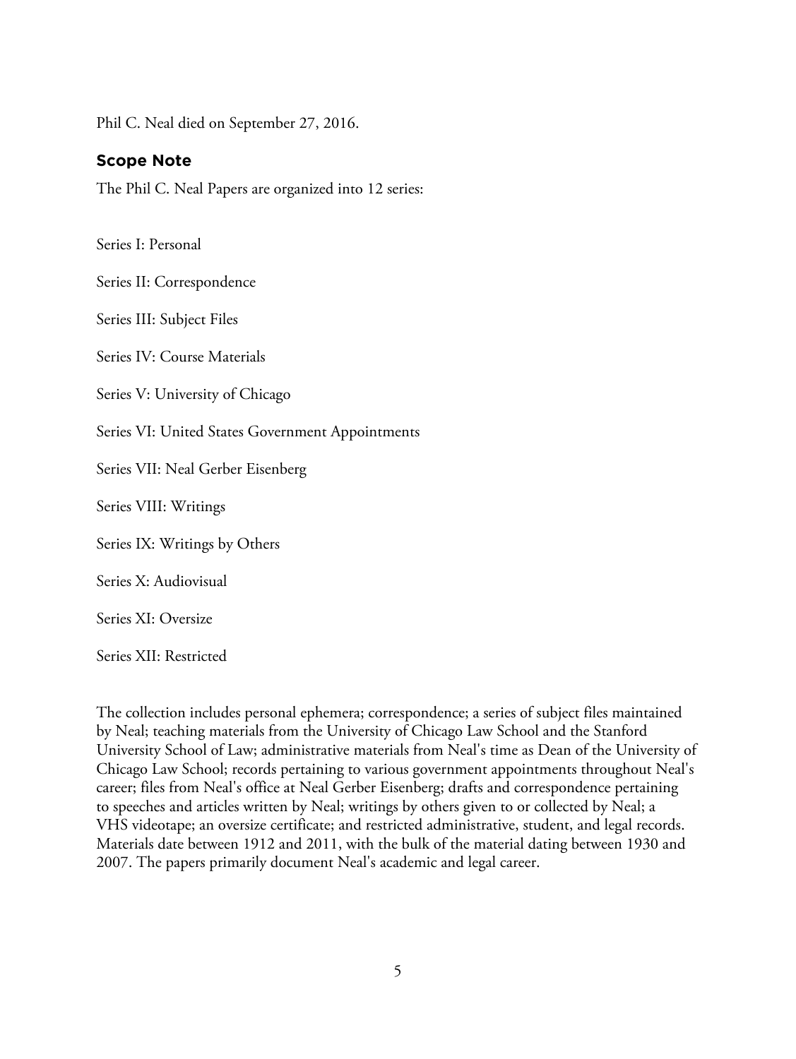Phil C. Neal died on September 27, 2016.

## Scope Note

The Phil C. Neal Papers are organized into 12 series:

Series I: Personal

Series II: Correspondence

Series III: Subject Files

Series IV: Course Materials

Series V: University of Chicago

Series VI: United States Government Appointments

Series VII: Neal Gerber Eisenberg

Series VIII: Writings

Series IX: Writings by Others

Series X: Audiovisual

Series XI: Oversize

Series XII: Restricted

The collection includes personal ephemera; correspondence; a series of subject files maintained by Neal; teaching materials from the University of Chicago Law School and the Stanford University School of Law; administrative materials from Neal's time as Dean of the University of Chicago Law School; records pertaining to various government appointments throughout Neal's career; files from Neal's office at Neal Gerber Eisenberg; drafts and correspondence pertaining to speeches and articles written by Neal; writings by others given to or collected by Neal; a VHS videotape; an oversize certificate; and restricted administrative, student, and legal records. Materials date between 1912 and 2011, with the bulk of the material dating between 1930 and 2007. The papers primarily document Neal's academic and legal career.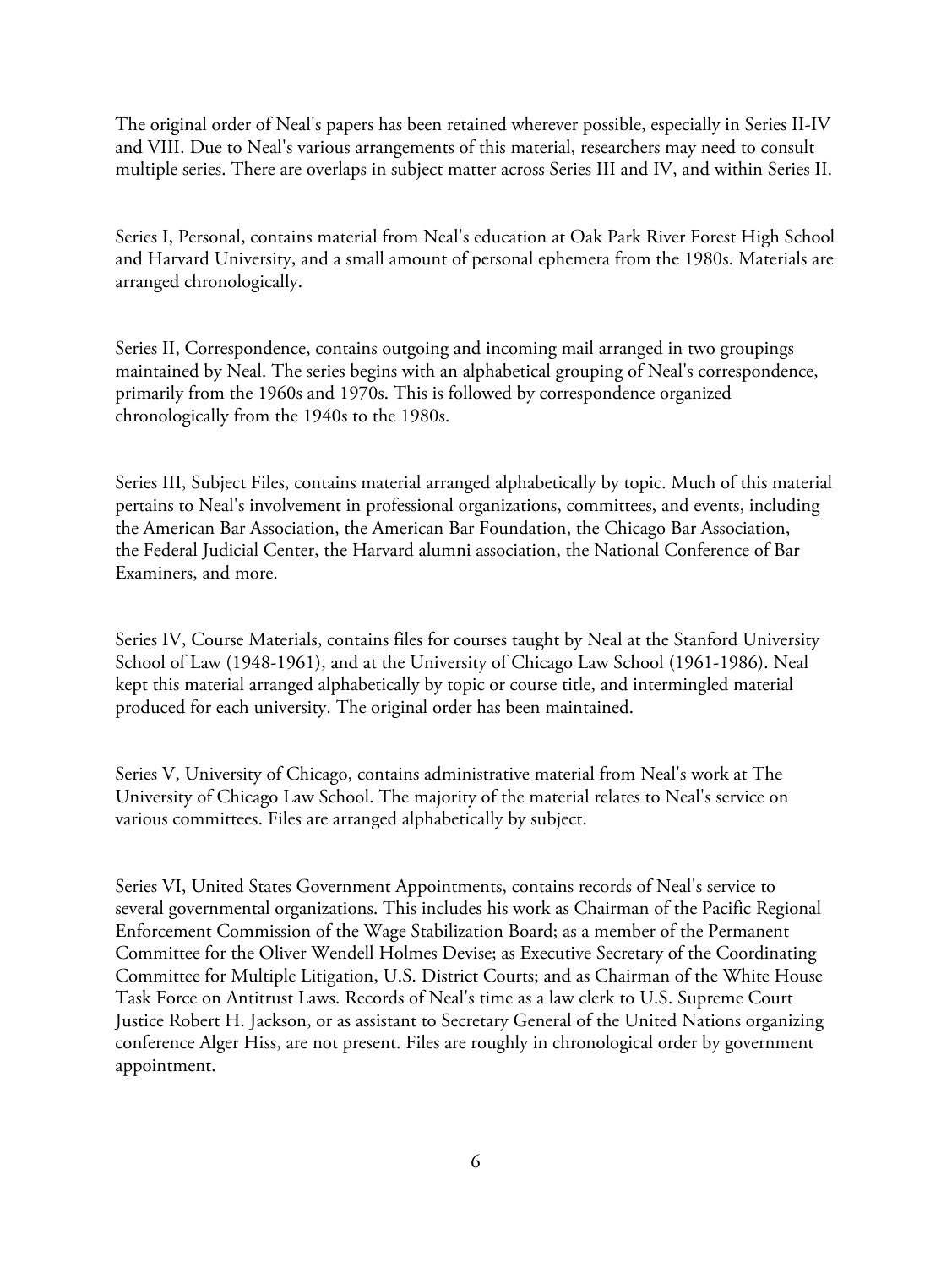The original order of Neal's papers has been retained wherever possible, especially in Series II-IV and VIII. Due to Neal's various arrangements of this material, researchers may need to consult multiple series. There are overlaps in subject matter across Series III and IV, and within Series II.

Series I, Personal, contains material from Neal's education at Oak Park River Forest High School and Harvard University, and a small amount of personal ephemera from the 1980s. Materials are arranged chronologically.

Series II, Correspondence, contains outgoing and incoming mail arranged in two groupings maintained by Neal. The series begins with an alphabetical grouping of Neal's correspondence, primarily from the 1960s and 1970s. This is followed by correspondence organized chronologically from the 1940s to the 1980s.

Series III, Subject Files, contains material arranged alphabetically by topic. Much of this material pertains to Neal's involvement in professional organizations, committees, and events, including the American Bar Association, the American Bar Foundation, the Chicago Bar Association, the Federal Judicial Center, the Harvard alumni association, the National Conference of Bar Examiners, and more.

Series IV, Course Materials, contains files for courses taught by Neal at the Stanford University School of Law (1948-1961), and at the University of Chicago Law School (1961-1986). Neal kept this material arranged alphabetically by topic or course title, and intermingled material produced for each university. The original order has been maintained.

Series V, University of Chicago, contains administrative material from Neal's work at The University of Chicago Law School. The majority of the material relates to Neal's service on various committees. Files are arranged alphabetically by subject.

Series VI, United States Government Appointments, contains records of Neal's service to several governmental organizations. This includes his work as Chairman of the Pacific Regional Enforcement Commission of the Wage Stabilization Board; as a member of the Permanent Committee for the Oliver Wendell Holmes Devise; as Executive Secretary of the Coordinating Committee for Multiple Litigation, U.S. District Courts; and as Chairman of the White House Task Force on Antitrust Laws. Records of Neal's time as a law clerk to U.S. Supreme Court Justice Robert H. Jackson, or as assistant to Secretary General of the United Nations organizing conference Alger Hiss, are not present. Files are roughly in chronological order by government appointment.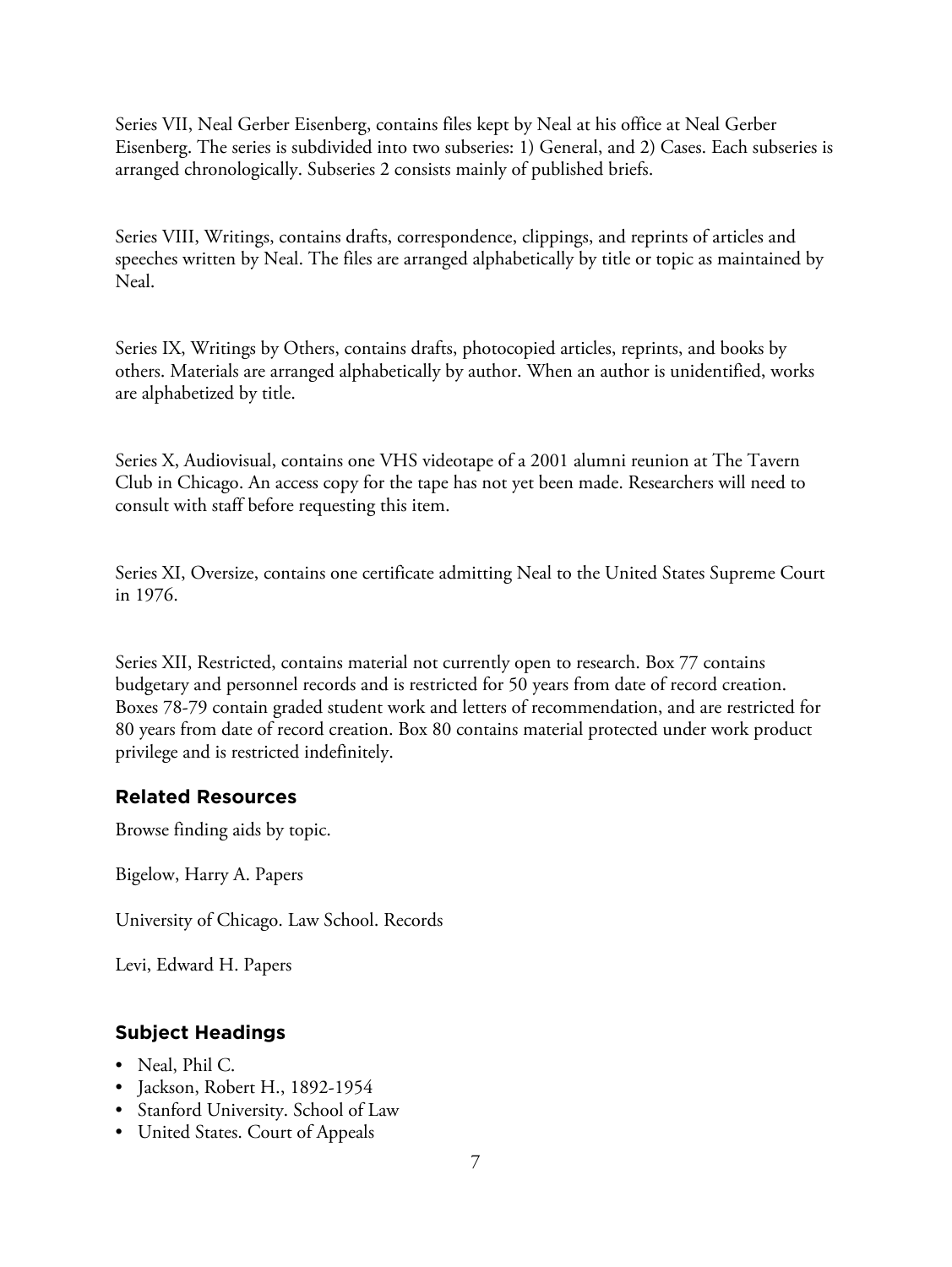Series VII, Neal Gerber Eisenberg, contains files kept by Neal at his office at Neal Gerber Eisenberg. The series is subdivided into two subseries: 1) General, and 2) Cases. Each subseries is arranged chronologically. Subseries 2 consists mainly of published briefs.

Series VIII, Writings, contains drafts, correspondence, clippings, and reprints of articles and speeches written by Neal. The files are arranged alphabetically by title or topic as maintained by Neal.

Series IX, Writings by Others, contains drafts, photocopied articles, reprints, and books by others. Materials are arranged alphabetically by author. When an author is unidentified, works are alphabetized by title.

Series X, Audiovisual, contains one VHS videotape of a 2001 alumni reunion at The Tavern Club in Chicago. An access copy for the tape has not yet been made. Researchers will need to consult with staff before requesting this item.

Series XI, Oversize, contains one certificate admitting Neal to the United States Supreme Court in 1976.

Series XII, Restricted, contains material not currently open to research. Box 77 contains budgetary and personnel records and is restricted for 50 years from date of record creation. Boxes 78-79 contain graded student work and letters of recommendation, and are restricted for 80 years from date of record creation. Box 80 contains material protected under work product privilege and is restricted indefinitely.

## Related Resources

Browse finding aids by topic.

Bigelow, Harry A. Papers

University of Chicago. Law School. Records

Levi, Edward H. Papers

## Subject Headings

- Neal, Phil C.
- Jackson, Robert H., 1892-1954
- Stanford University. School of Law
- United States. Court of Appeals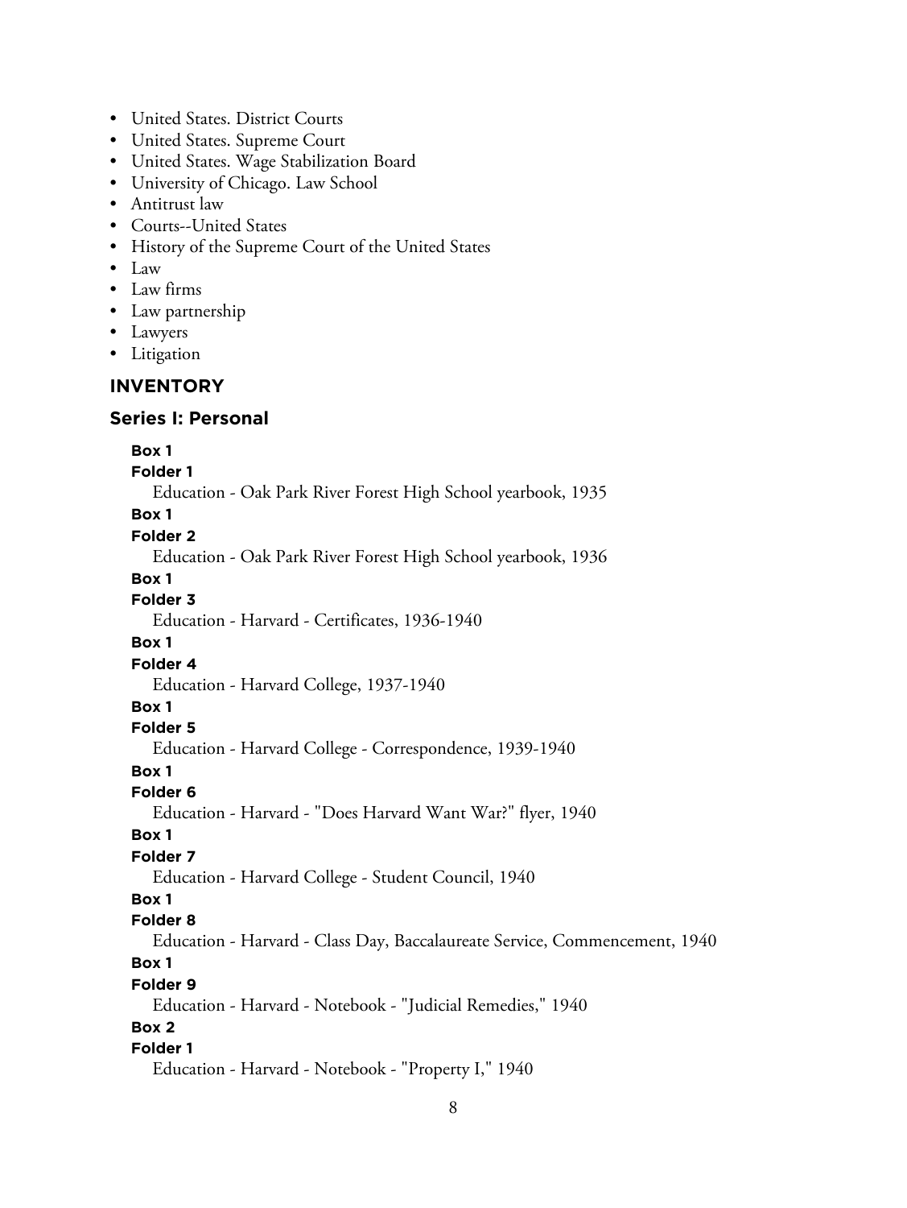- United States. District Courts
- United States. Supreme Court
- United States. Wage Stabilization Board
- University of Chicago. Law School
- Antitrust law
- Courts--United States
- History of the Supreme Court of the United States
- Law
- Law firms
- Law partnership
- Lawyers
- Litigation

## INVENTORY

### Series I: Personal

**Box 1**
**Folder 1**
Education - Oak Park River Forest High School yearbook, 1935

**Box 1**
**Folder 2**
Education - Oak Park River Forest High School yearbook, 1936

**Box 1**
**Folder 3**
Education - Harvard - Certificates, 1936-1940

**Box 1**
**Folder 4**
Education - Harvard College, 1937-1940

**Box 1**
**Folder 5**
Education - Harvard College - Correspondence, 1939-1940

**Box 1**
**Folder 6**
Education - Harvard - "Does Harvard Want War?" flyer, 1940

**Box 1**
**Folder 7**
Education - Harvard College - Student Council, 1940

**Box 1**
**Folder 8**
Education - Harvard - Class Day, Baccalaureate Service, Commencement, 1940

**Box 1**
**Folder 9**
Education - Harvard - Notebook - "Judicial Remedies," 1940

**Box 2**
**Folder 1**
Education - Harvard - Notebook - "Property I," 1940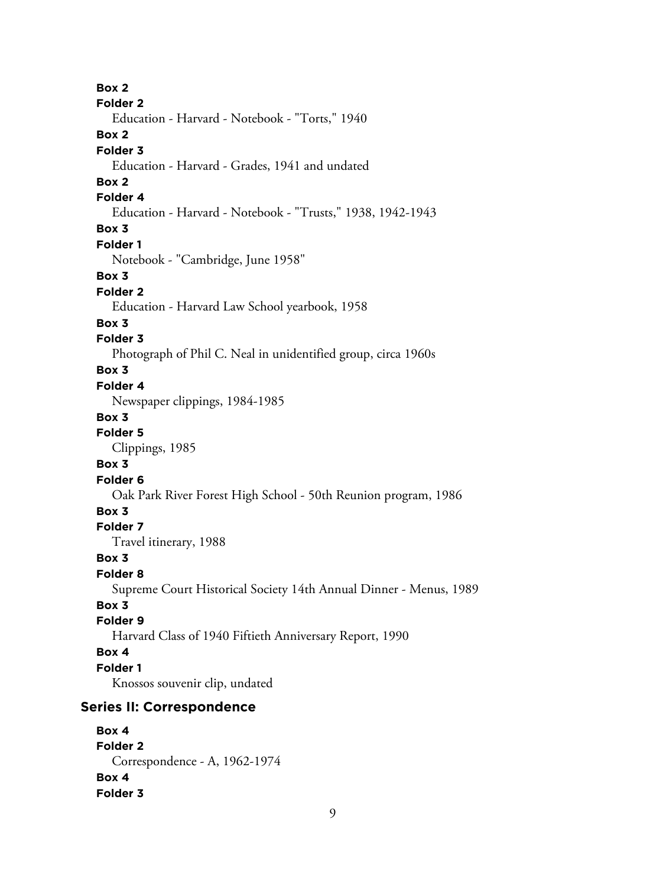**Box 2**
**Folder 2**
Education - Harvard - Notebook - "Torts," 1940

**Box 2**
**Folder 3**
Education - Harvard - Grades, 1941 and undated

**Box 2**
**Folder 4**
Education - Harvard - Notebook - "Trusts," 1938, 1942-1943

**Box 3**
**Folder 1**
Notebook - "Cambridge, June 1958"

**Box 3**
**Folder 2**
Education - Harvard Law School yearbook, 1958

**Box 3**
**Folder 3**
Photograph of Phil C. Neal in unidentified group, circa 1960s

**Box 3**
**Folder 4**
Newspaper clippings, 1984-1985

**Box 3**
**Folder 5**
Clippings, 1985

**Box 3**
**Folder 6**
Oak Park River Forest High School - 50th Reunion program, 1986

**Box 3**
**Folder 7**
Travel itinerary, 1988

**Box 3**
**Folder 8**
Supreme Court Historical Society 14th Annual Dinner - Menus, 1989

**Box 3**
**Folder 9**
Harvard Class of 1940 Fiftieth Anniversary Report, 1990

**Box 4**
**Folder 1**
Knossos souvenir clip, undated

### Series II: Correspondence

**Box 4**
**Folder 2**
Correspondence - A, 1962-1974

**Box 4**
**Folder 3**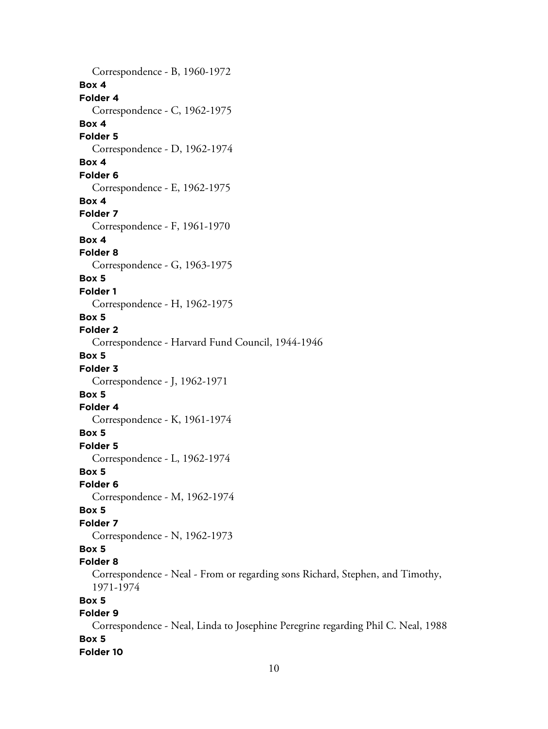Correspondence - B, 1960-1972

**Box 4**

**Folder 4**

Correspondence - C, 1962-1975

**Box 4**

**Folder 5**

Correspondence - D, 1962-1974

**Box 4**

**Folder 6**

Correspondence - E, 1962-1975

**Box 4**

**Folder 7**

Correspondence - F, 1961-1970

**Box 4**

**Folder 8**

Correspondence - G, 1963-1975

**Box 5**

**Folder 1**

Correspondence - H, 1962-1975

**Box 5**

**Folder 2**

Correspondence - Harvard Fund Council, 1944-1946

**Box 5**

**Folder 3**

Correspondence - J, 1962-1971

**Box 5**

**Folder 4**

Correspondence - K, 1961-1974

**Box 5**

**Folder 5**

Correspondence - L, 1962-1974

**Box 5**

**Folder 6**

Correspondence - M, 1962-1974

**Box 5**

**Folder 7**

Correspondence - N, 1962-1973

**Box 5**

**Folder 8**

Correspondence - Neal - From or regarding sons Richard, Stephen, and Timothy, 1971-1974

**Box 5**

**Folder 9**

Correspondence - Neal, Linda to Josephine Peregrine regarding Phil C. Neal, 1988

**Box 5**

**Folder 10**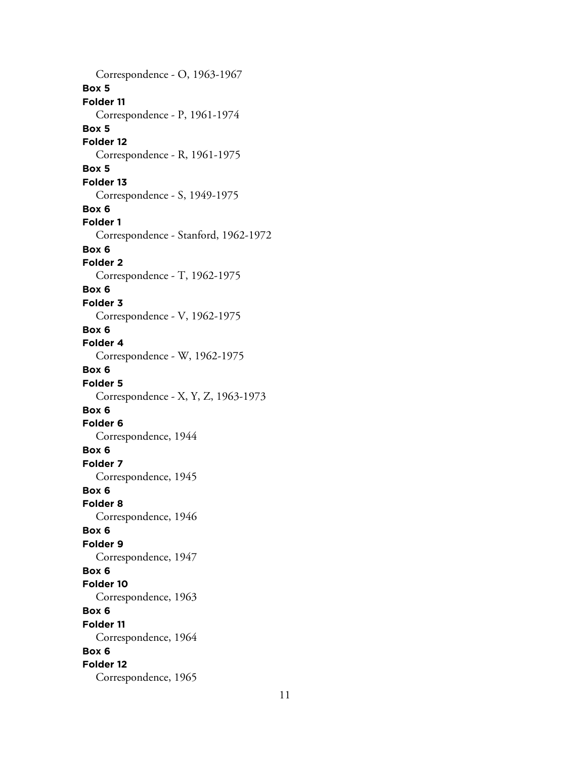Correspondence - O, 1963-1967

**Box 5**
**Folder 11**
Correspondence - P, 1961-1974

**Box 5**
**Folder 12**
Correspondence - R, 1961-1975

**Box 5**
**Folder 13**
Correspondence - S, 1949-1975

**Box 6**
**Folder 1**
Correspondence - Stanford, 1962-1972

**Box 6**
**Folder 2**
Correspondence - T, 1962-1975

**Box 6**
**Folder 3**
Correspondence - V, 1962-1975

**Box 6**
**Folder 4**
Correspondence - W, 1962-1975

**Box 6**
**Folder 5**
Correspondence - X, Y, Z, 1963-1973

**Box 6**
**Folder 6**
Correspondence, 1944

**Box 6**
**Folder 7**
Correspondence, 1945

**Box 6**
**Folder 8**
Correspondence, 1946

**Box 6**
**Folder 9**
Correspondence, 1947

**Box 6**
**Folder 10**
Correspondence, 1963

**Box 6**
**Folder 11**
Correspondence, 1964

**Box 6**
**Folder 12**
Correspondence, 1965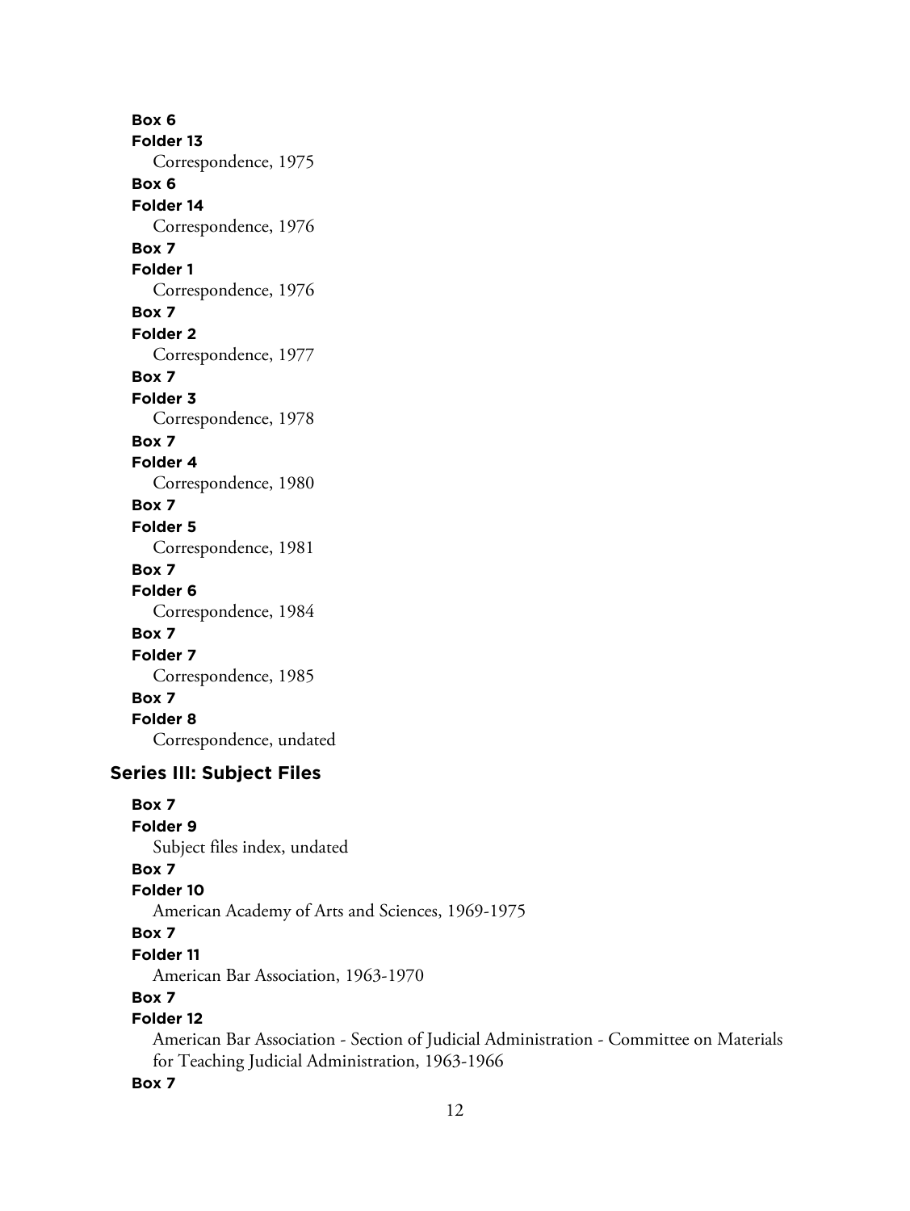**Box 6**
**Folder 13**
Correspondence, 1975
**Box 6**
**Folder 14**
Correspondence, 1976
**Box 7**
**Folder 1**
Correspondence, 1976
**Box 7**
**Folder 2**
Correspondence, 1977
**Box 7**
**Folder 3**
Correspondence, 1978
**Box 7**
**Folder 4**
Correspondence, 1980
**Box 7**
**Folder 5**
Correspondence, 1981
**Box 7**
**Folder 6**
Correspondence, 1984
**Box 7**
**Folder 7**
Correspondence, 1985
**Box 7**
**Folder 8**
Correspondence, undated

## Series III: Subject Files

**Box 7**
**Folder 9**
Subject files index, undated
**Box 7**
**Folder 10**
American Academy of Arts and Sciences, 1969-1975
**Box 7**
**Folder 11**
American Bar Association, 1963-1970
**Box 7**
**Folder 12**
American Bar Association - Section of Judicial Administration - Committee on Materials for Teaching Judicial Administration, 1963-1966
**Box 7**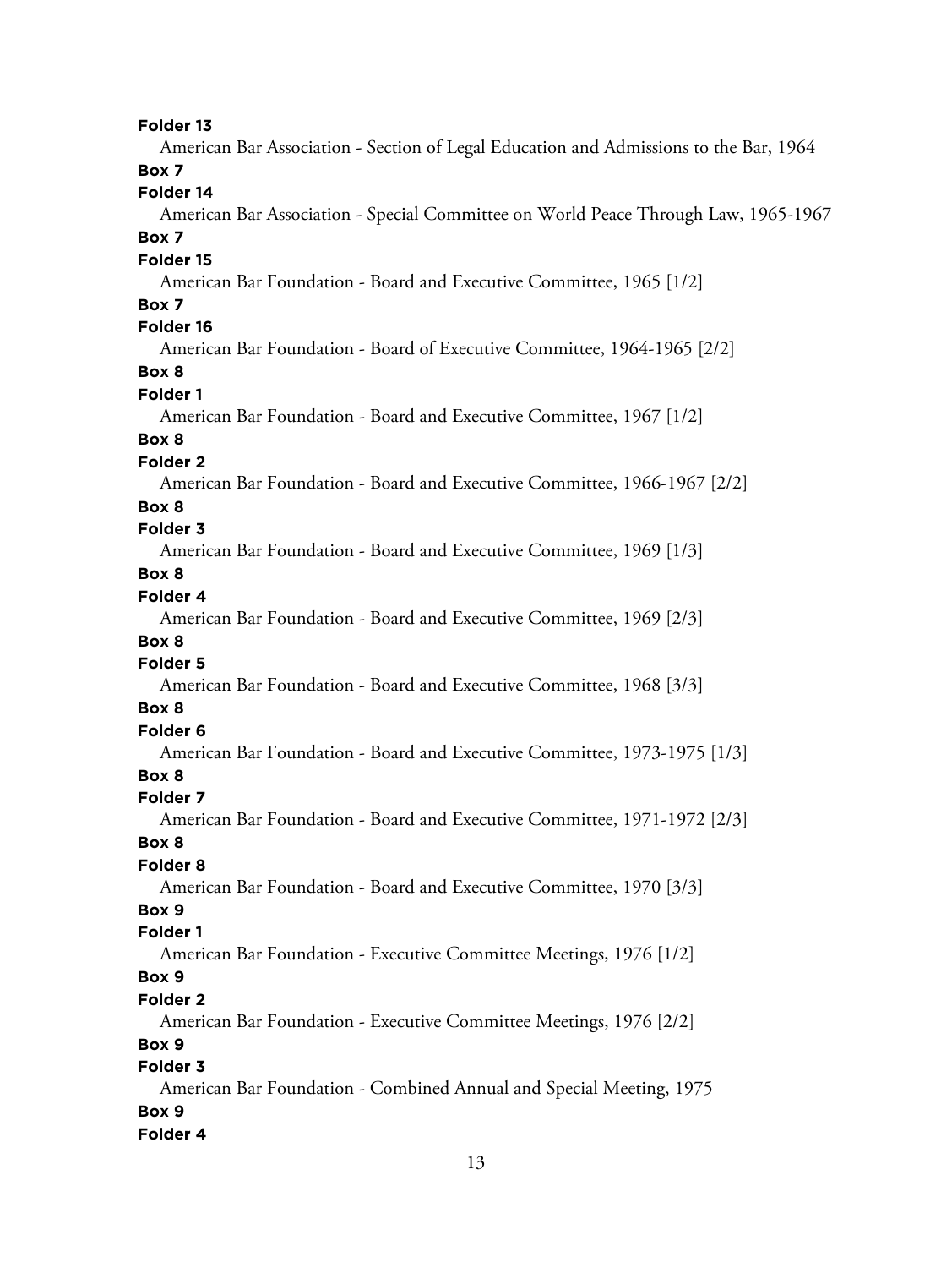**Folder 13**

American Bar Association - Section of Legal Education and Admissions to the Bar, 1964

**Box 7**

**Folder 14**

American Bar Association - Special Committee on World Peace Through Law, 1965-1967

**Box 7**

**Folder 15**

American Bar Foundation - Board and Executive Committee, 1965 [1/2]

**Box 7**

**Folder 16**

American Bar Foundation - Board of Executive Committee, 1964-1965 [2/2]

**Box 8**

**Folder 1**

American Bar Foundation - Board and Executive Committee, 1967 [1/2]

**Box 8**

**Folder 2**

American Bar Foundation - Board and Executive Committee, 1966-1967 [2/2]

**Box 8**

**Folder 3**

American Bar Foundation - Board and Executive Committee, 1969 [1/3]

**Box 8**

**Folder 4**

American Bar Foundation - Board and Executive Committee, 1969 [2/3]

**Box 8**

**Folder 5**

American Bar Foundation - Board and Executive Committee, 1968 [3/3]

**Box 8**

**Folder 6**

American Bar Foundation - Board and Executive Committee, 1973-1975 [1/3]

**Box 8**

**Folder 7**

American Bar Foundation - Board and Executive Committee, 1971-1972 [2/3]

**Box 8**

**Folder 8**

American Bar Foundation - Board and Executive Committee, 1970 [3/3]

**Box 9**

**Folder 1**

American Bar Foundation - Executive Committee Meetings, 1976 [1/2]

**Box 9**

**Folder 2**

American Bar Foundation - Executive Committee Meetings, 1976 [2/2]

**Box 9**

**Folder 3**

American Bar Foundation - Combined Annual and Special Meeting, 1975

**Box 9**

**Folder 4**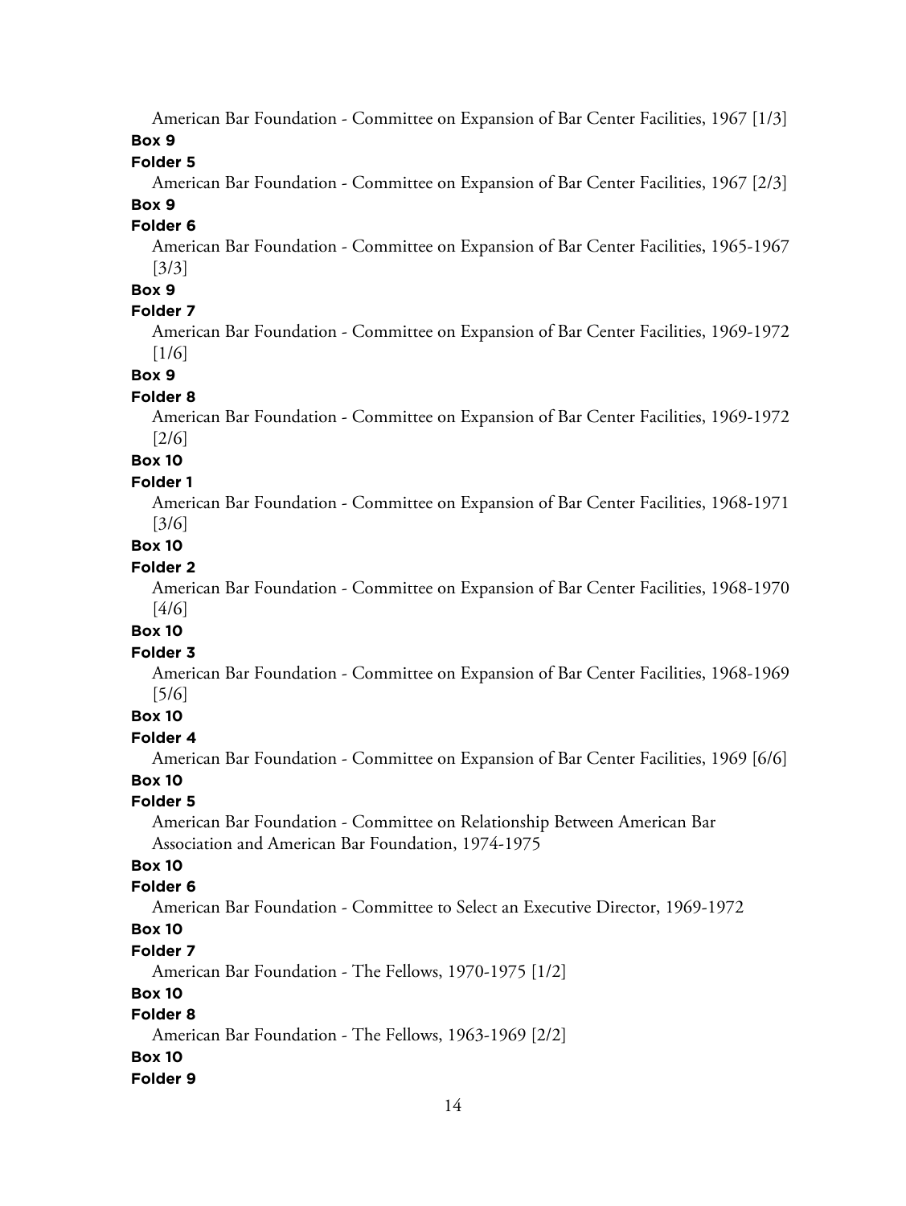American Bar Foundation - Committee on Expansion of Bar Center Facilities, 1967 [1/3]

**Box 9**

**Folder 5**

American Bar Foundation - Committee on Expansion of Bar Center Facilities, 1967 [2/3]

**Box 9**

**Folder 6**

American Bar Foundation - Committee on Expansion of Bar Center Facilities, 1965-1967 [3/3]

**Box 9**

**Folder 7**

American Bar Foundation - Committee on Expansion of Bar Center Facilities, 1969-1972 [1/6]

**Box 9**

**Folder 8**

American Bar Foundation - Committee on Expansion of Bar Center Facilities, 1969-1972 [2/6]

**Box 10**

**Folder 1**

American Bar Foundation - Committee on Expansion of Bar Center Facilities, 1968-1971 [3/6]

**Box 10**

**Folder 2**

American Bar Foundation - Committee on Expansion of Bar Center Facilities, 1968-1970 [4/6]

**Box 10**

**Folder 3**

American Bar Foundation - Committee on Expansion of Bar Center Facilities, 1968-1969 [5/6]

**Box 10**

**Folder 4**

American Bar Foundation - Committee on Expansion of Bar Center Facilities, 1969 [6/6]

**Box 10**

**Folder 5**

American Bar Foundation - Committee on Relationship Between American Bar Association and American Bar Foundation, 1974-1975

**Box 10**

**Folder 6**

American Bar Foundation - Committee to Select an Executive Director, 1969-1972

**Box 10**

**Folder 7**

American Bar Foundation - The Fellows, 1970-1975 [1/2]

**Box 10**

**Folder 8**

American Bar Foundation - The Fellows, 1963-1969 [2/2]

**Box 10**

**Folder 9**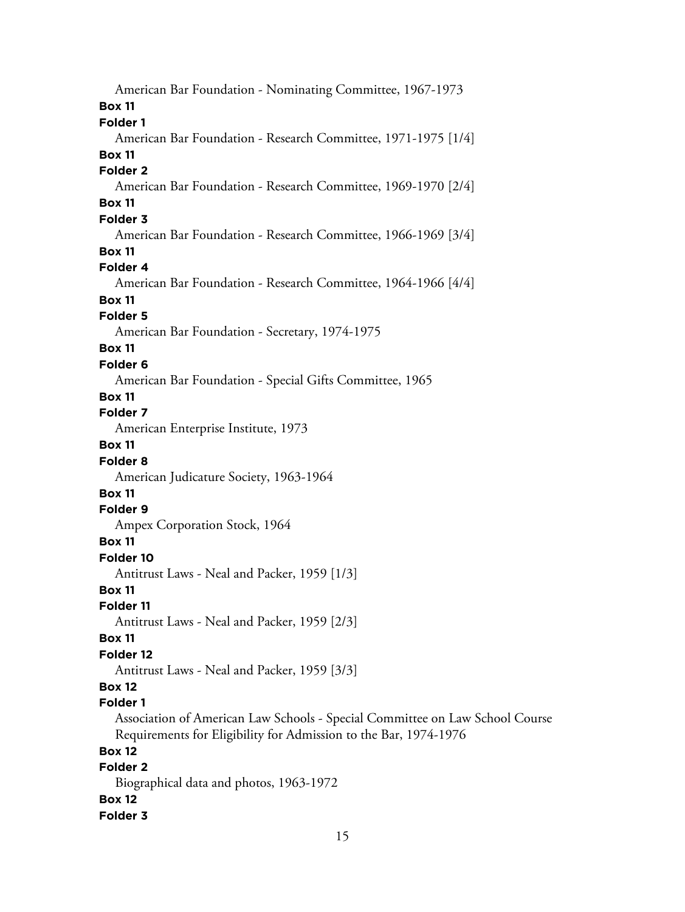American Bar Foundation - Nominating Committee, 1967-1973

**Box 11**

**Folder 1**

American Bar Foundation - Research Committee, 1971-1975 [1/4]

**Box 11**

**Folder 2**

American Bar Foundation - Research Committee, 1969-1970 [2/4]

**Box 11**

**Folder 3**

American Bar Foundation - Research Committee, 1966-1969 [3/4]

**Box 11**

**Folder 4**

American Bar Foundation - Research Committee, 1964-1966 [4/4]

**Box 11**

**Folder 5**

American Bar Foundation - Secretary, 1974-1975

**Box 11**

**Folder 6**

American Bar Foundation - Special Gifts Committee, 1965

**Box 11**

**Folder 7**

American Enterprise Institute, 1973

**Box 11**

**Folder 8**

American Judicature Society, 1963-1964

**Box 11**

**Folder 9**

Ampex Corporation Stock, 1964

**Box 11**

**Folder 10**

Antitrust Laws - Neal and Packer, 1959 [1/3]

**Box 11**

**Folder 11**

Antitrust Laws - Neal and Packer, 1959 [2/3]

**Box 11**

**Folder 12**

Antitrust Laws - Neal and Packer, 1959 [3/3]

**Box 12**

**Folder 1**

Association of American Law Schools - Special Committee on Law School Course Requirements for Eligibility for Admission to the Bar, 1974-1976

**Box 12**

**Folder 2**

Biographical data and photos, 1963-1972

**Box 12**

**Folder 3**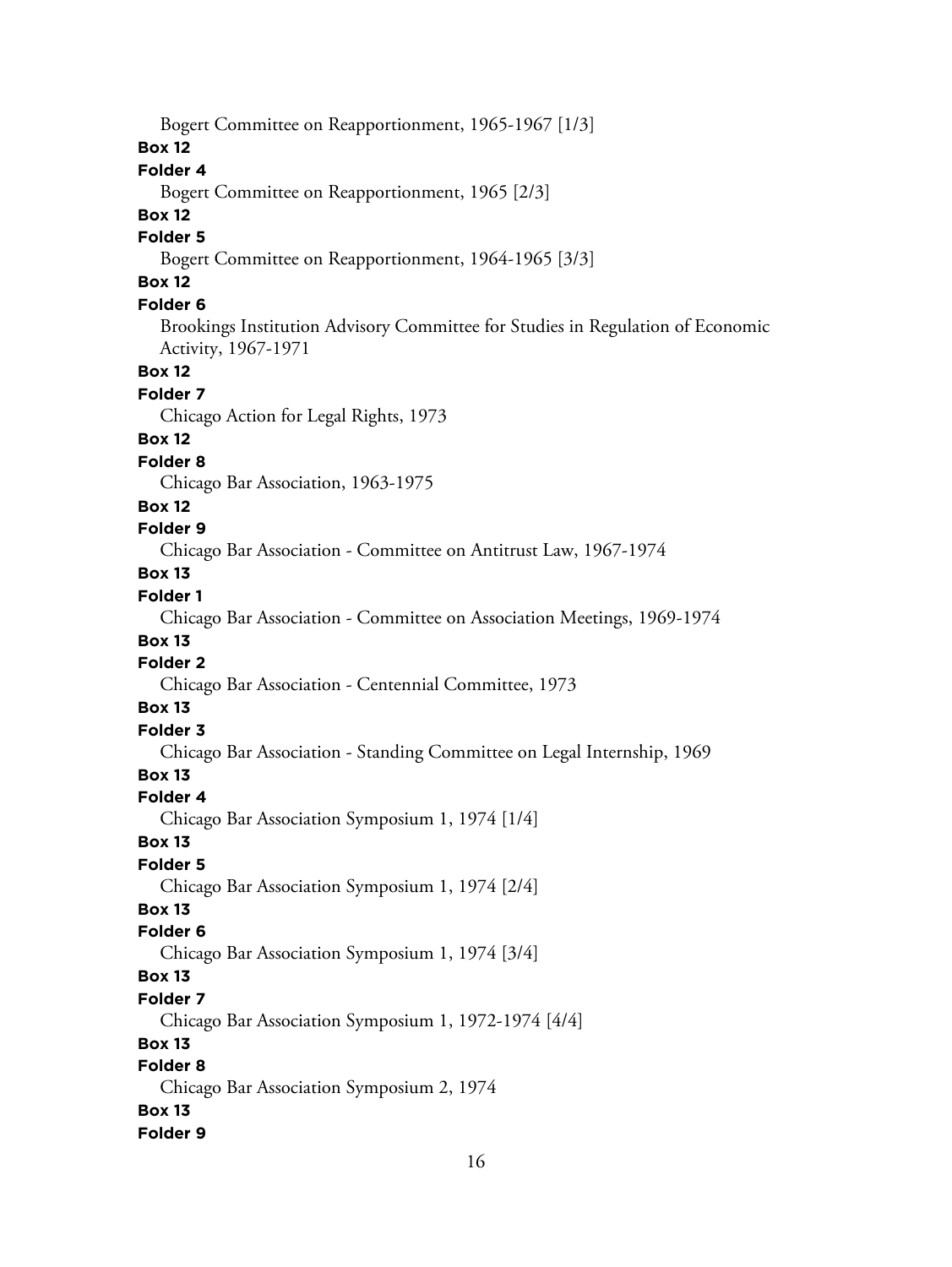Bogert Committee on Reapportionment, 1965-1967 [1/3]

**Box 12**

**Folder 4**

Bogert Committee on Reapportionment, 1965 [2/3]

**Box 12**

**Folder 5**

Bogert Committee on Reapportionment, 1964-1965 [3/3]

**Box 12**

**Folder 6**

Brookings Institution Advisory Committee for Studies in Regulation of Economic Activity, 1967-1971

**Box 12**

**Folder 7**

Chicago Action for Legal Rights, 1973

**Box 12**

**Folder 8**

Chicago Bar Association, 1963-1975

**Box 12**

**Folder 9**

Chicago Bar Association - Committee on Antitrust Law, 1967-1974

**Box 13**

**Folder 1**

Chicago Bar Association - Committee on Association Meetings, 1969-1974

**Box 13**

**Folder 2**

Chicago Bar Association - Centennial Committee, 1973

**Box 13**

**Folder 3**

Chicago Bar Association - Standing Committee on Legal Internship, 1969

**Box 13**

**Folder 4**

Chicago Bar Association Symposium 1, 1974 [1/4]

**Box 13**

**Folder 5**

Chicago Bar Association Symposium 1, 1974 [2/4]

**Box 13**

**Folder 6**

Chicago Bar Association Symposium 1, 1974 [3/4]

**Box 13**

**Folder 7**

Chicago Bar Association Symposium 1, 1972-1974 [4/4]

**Box 13**

**Folder 8**

Chicago Bar Association Symposium 2, 1974

**Box 13**

**Folder 9**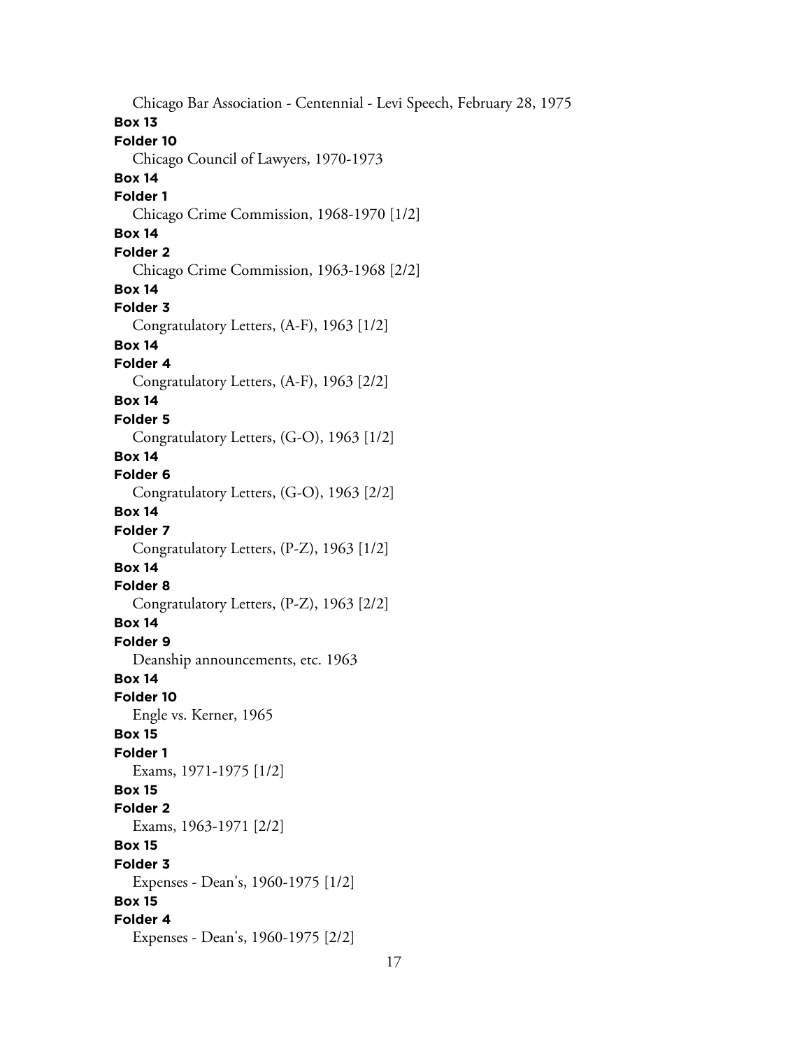Chicago Bar Association - Centennial - Levi Speech, February 28, 1975

**Box 13**

**Folder 10**

Chicago Council of Lawyers, 1970-1973

**Box 14**

**Folder 1**

Chicago Crime Commission, 1968-1970 [1/2]

**Box 14**

**Folder 2**

Chicago Crime Commission, 1963-1968 [2/2]

**Box 14**

**Folder 3**

Congratulatory Letters, (A-F), 1963 [1/2]

**Box 14**

**Folder 4**

Congratulatory Letters, (A-F), 1963 [2/2]

**Box 14**

**Folder 5**

Congratulatory Letters, (G-O), 1963 [1/2]

**Box 14**

**Folder 6**

Congratulatory Letters, (G-O), 1963 [2/2]

**Box 14**

**Folder 7**

Congratulatory Letters, (P-Z), 1963 [1/2]

**Box 14**

**Folder 8**

Congratulatory Letters, (P-Z), 1963 [2/2]

**Box 14**

**Folder 9**

Deanship announcements, etc. 1963

**Box 14**

**Folder 10**

Engle vs. Kerner, 1965

**Box 15**

**Folder 1**

Exams, 1971-1975 [1/2]

**Box 15**

**Folder 2**

Exams, 1963-1971 [2/2]

**Box 15**

**Folder 3**

Expenses - Dean's, 1960-1975 [1/2]

**Box 15**

**Folder 4**

Expenses - Dean's, 1960-1975 [2/2]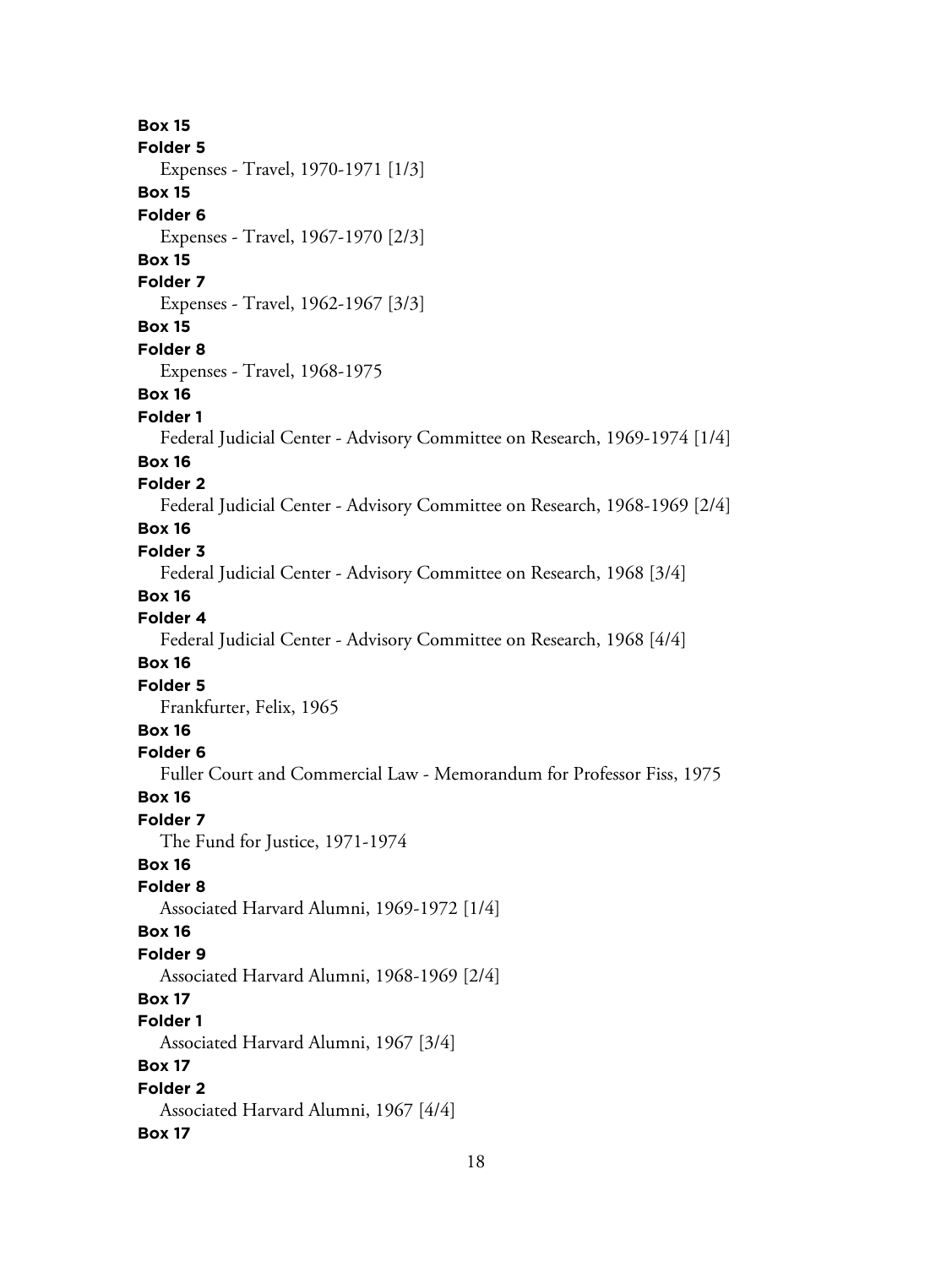**Box 15**
**Folder 5**
Expenses - Travel, 1970-1971 [1/3]
**Box 15**
**Folder 6**
Expenses - Travel, 1967-1970 [2/3]
**Box 15**
**Folder 7**
Expenses - Travel, 1962-1967 [3/3]
**Box 15**
**Folder 8**
Expenses - Travel, 1968-1975
**Box 16**
**Folder 1**
Federal Judicial Center - Advisory Committee on Research, 1969-1974 [1/4]
**Box 16**
**Folder 2**
Federal Judicial Center - Advisory Committee on Research, 1968-1969 [2/4]
**Box 16**
**Folder 3**
Federal Judicial Center - Advisory Committee on Research, 1968 [3/4]
**Box 16**
**Folder 4**
Federal Judicial Center - Advisory Committee on Research, 1968 [4/4]
**Box 16**
**Folder 5**
Frankfurter, Felix, 1965
**Box 16**
**Folder 6**
Fuller Court and Commercial Law - Memorandum for Professor Fiss, 1975
**Box 16**
**Folder 7**
The Fund for Justice, 1971-1974
**Box 16**
**Folder 8**
Associated Harvard Alumni, 1969-1972 [1/4]
**Box 16**
**Folder 9**
Associated Harvard Alumni, 1968-1969 [2/4]
**Box 17**
**Folder 1**
Associated Harvard Alumni, 1967 [3/4]
**Box 17**
**Folder 2**
Associated Harvard Alumni, 1967 [4/4]
**Box 17**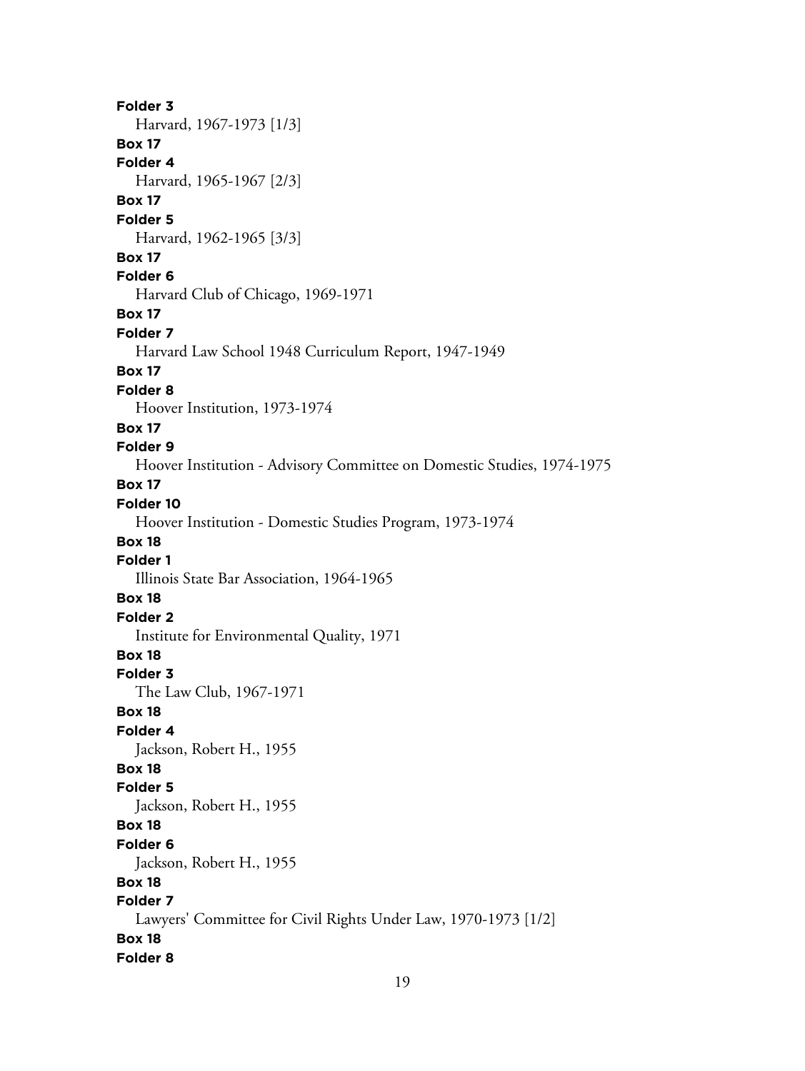**Folder 3**
Harvard, 1967-1973 [1/3]

**Box 17**
**Folder 4**
Harvard, 1965-1967 [2/3]

**Box 17**
**Folder 5**
Harvard, 1962-1965 [3/3]

**Box 17**
**Folder 6**
Harvard Club of Chicago, 1969-1971

**Box 17**
**Folder 7**
Harvard Law School 1948 Curriculum Report, 1947-1949

**Box 17**
**Folder 8**
Hoover Institution, 1973-1974

**Box 17**
**Folder 9**
Hoover Institution - Advisory Committee on Domestic Studies, 1974-1975

**Box 17**
**Folder 10**
Hoover Institution - Domestic Studies Program, 1973-1974

**Box 18**
**Folder 1**
Illinois State Bar Association, 1964-1965

**Box 18**
**Folder 2**
Institute for Environmental Quality, 1971

**Box 18**
**Folder 3**
The Law Club, 1967-1971

**Box 18**
**Folder 4**
Jackson, Robert H., 1955

**Box 18**
**Folder 5**
Jackson, Robert H., 1955

**Box 18**
**Folder 6**
Jackson, Robert H., 1955

**Box 18**
**Folder 7**
Lawyers' Committee for Civil Rights Under Law, 1970-1973 [1/2]

**Box 18**
**Folder 8**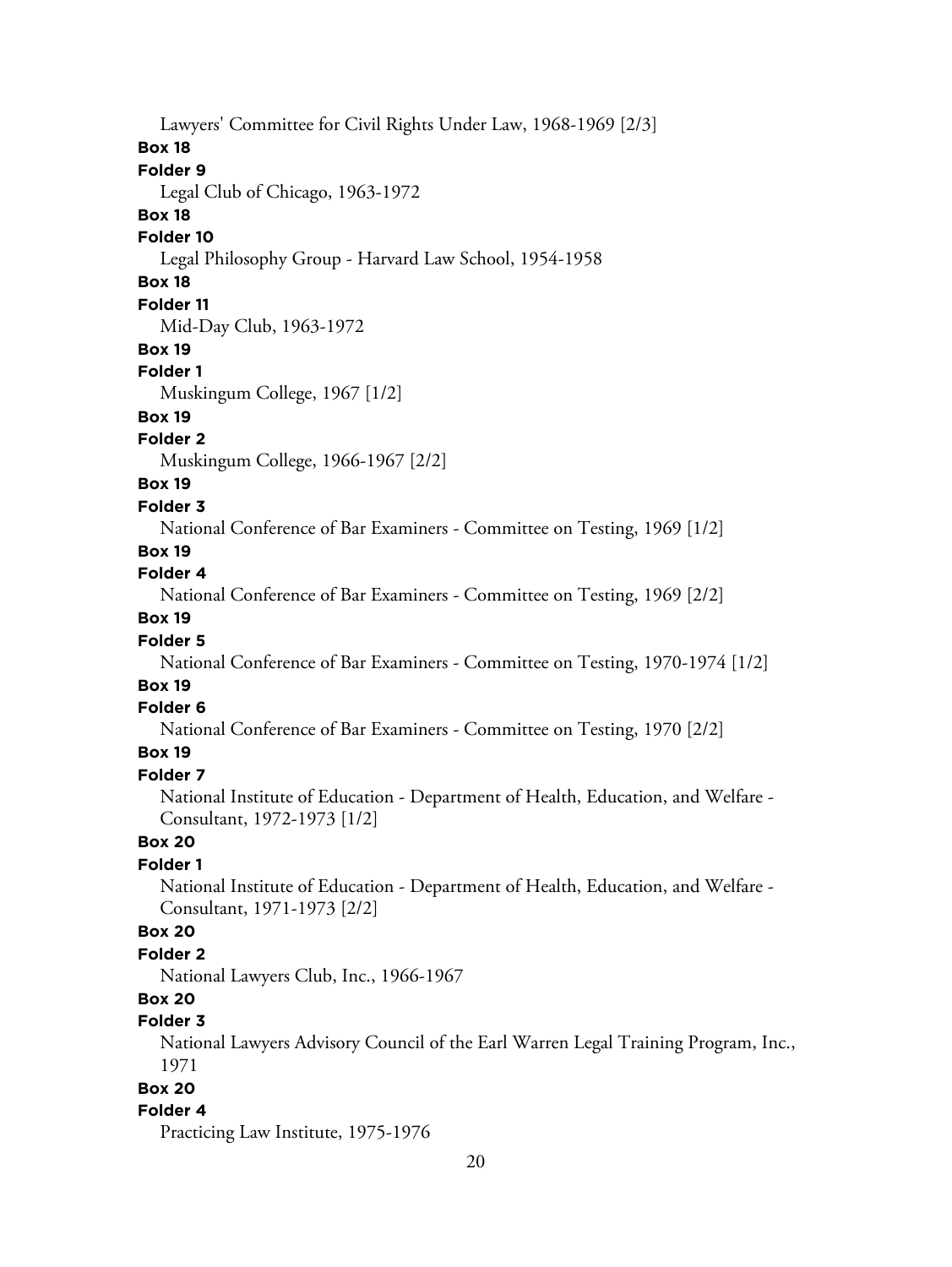Lawyers' Committee for Civil Rights Under Law, 1968-1969 [2/3]

**Box 18**

**Folder 9**

Legal Club of Chicago, 1963-1972

**Box 18**

**Folder 10**

Legal Philosophy Group - Harvard Law School, 1954-1958

**Box 18**

**Folder 11**

Mid-Day Club, 1963-1972

**Box 19**

**Folder 1**

Muskingum College, 1967 [1/2]

**Box 19**

**Folder 2**

Muskingum College, 1966-1967 [2/2]

**Box 19**

**Folder 3**

National Conference of Bar Examiners - Committee on Testing, 1969 [1/2]

**Box 19**

**Folder 4**

National Conference of Bar Examiners - Committee on Testing, 1969 [2/2]

**Box 19**

**Folder 5**

National Conference of Bar Examiners - Committee on Testing, 1970-1974 [1/2]

**Box 19**

**Folder 6**

National Conference of Bar Examiners - Committee on Testing, 1970 [2/2]

**Box 19**

**Folder 7**

National Institute of Education - Department of Health, Education, and Welfare - Consultant, 1972-1973 [1/2]

**Box 20**

**Folder 1**

National Institute of Education - Department of Health, Education, and Welfare - Consultant, 1971-1973 [2/2]

**Box 20**

**Folder 2**

National Lawyers Club, Inc., 1966-1967

**Box 20**

**Folder 3**

National Lawyers Advisory Council of the Earl Warren Legal Training Program, Inc., 1971

**Box 20**

**Folder 4**

Practicing Law Institute, 1975-1976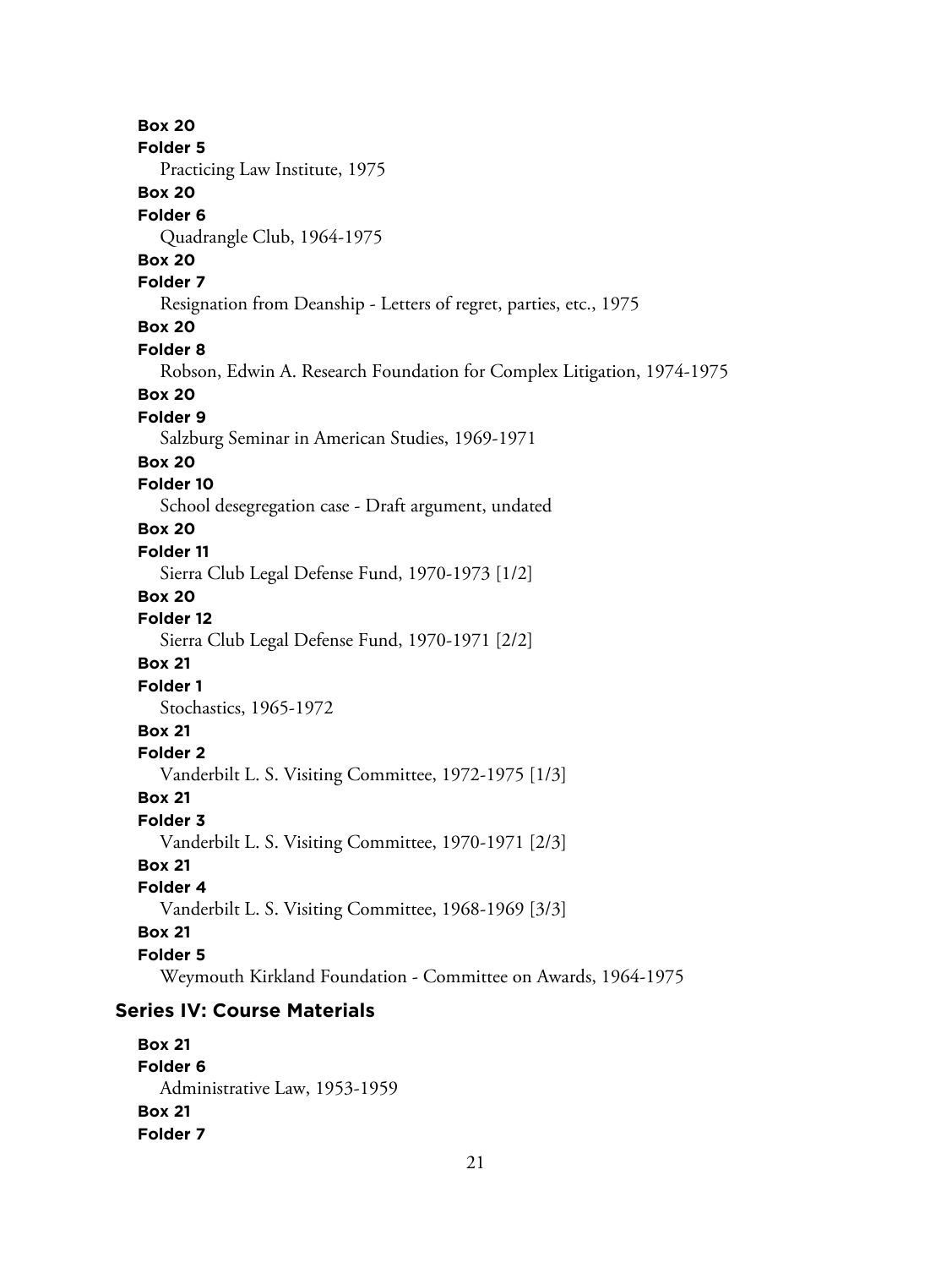**Box 20**
**Folder 5**
Practicing Law Institute, 1975
**Box 20**
**Folder 6**
Quadrangle Club, 1964-1975
**Box 20**
**Folder 7**
Resignation from Deanship - Letters of regret, parties, etc., 1975
**Box 20**
**Folder 8**
Robson, Edwin A. Research Foundation for Complex Litigation, 1974-1975
**Box 20**
**Folder 9**
Salzburg Seminar in American Studies, 1969-1971
**Box 20**
**Folder 10**
School desegregation case - Draft argument, undated
**Box 20**
**Folder 11**
Sierra Club Legal Defense Fund, 1970-1973 [1/2]
**Box 20**
**Folder 12**
Sierra Club Legal Defense Fund, 1970-1971 [2/2]
**Box 21**
**Folder 1**
Stochastics, 1965-1972
**Box 21**
**Folder 2**
Vanderbilt L. S. Visiting Committee, 1972-1975 [1/3]
**Box 21**
**Folder 3**
Vanderbilt L. S. Visiting Committee, 1970-1971 [2/3]
**Box 21**
**Folder 4**
Vanderbilt L. S. Visiting Committee, 1968-1969 [3/3]
**Box 21**
**Folder 5**
Weymouth Kirkland Foundation - Committee on Awards, 1964-1975

## Series IV: Course Materials

**Box 21**
**Folder 6**
Administrative Law, 1953-1959
**Box 21**
**Folder 7**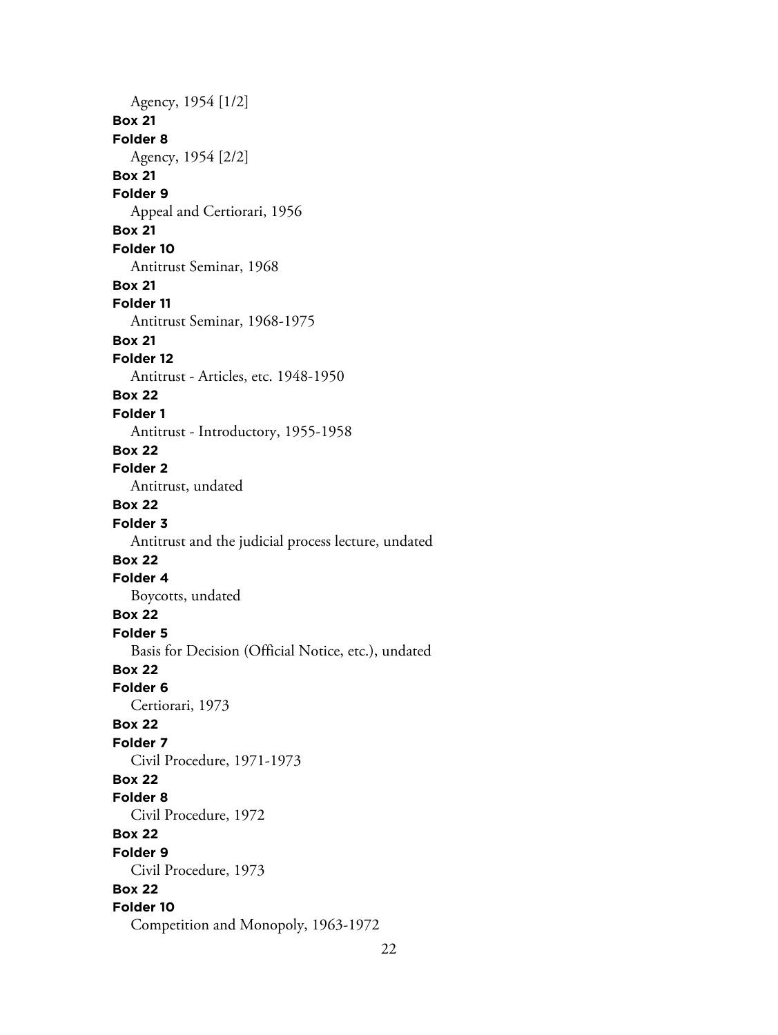Agency, 1954 [1/2]

**Box 21**

**Folder 8**

Agency, 1954 [2/2]

**Box 21**

**Folder 9**

Appeal and Certiorari, 1956

**Box 21**

**Folder 10**

Antitrust Seminar, 1968

**Box 21**

**Folder 11**

Antitrust Seminar, 1968-1975

**Box 21**

**Folder 12**

Antitrust - Articles, etc. 1948-1950

**Box 22**

**Folder 1**

Antitrust - Introductory, 1955-1958

**Box 22**

**Folder 2**

Antitrust, undated

**Box 22**

**Folder 3**

Antitrust and the judicial process lecture, undated

**Box 22**

**Folder 4**

Boycotts, undated

**Box 22**

**Folder 5**

Basis for Decision (Official Notice, etc.), undated

**Box 22**

**Folder 6**

Certiorari, 1973

**Box 22**

**Folder 7**

Civil Procedure, 1971-1973

**Box 22**

**Folder 8**

Civil Procedure, 1972

**Box 22**

**Folder 9**

Civil Procedure, 1973

**Box 22**

**Folder 10**

Competition and Monopoly, 1963-1972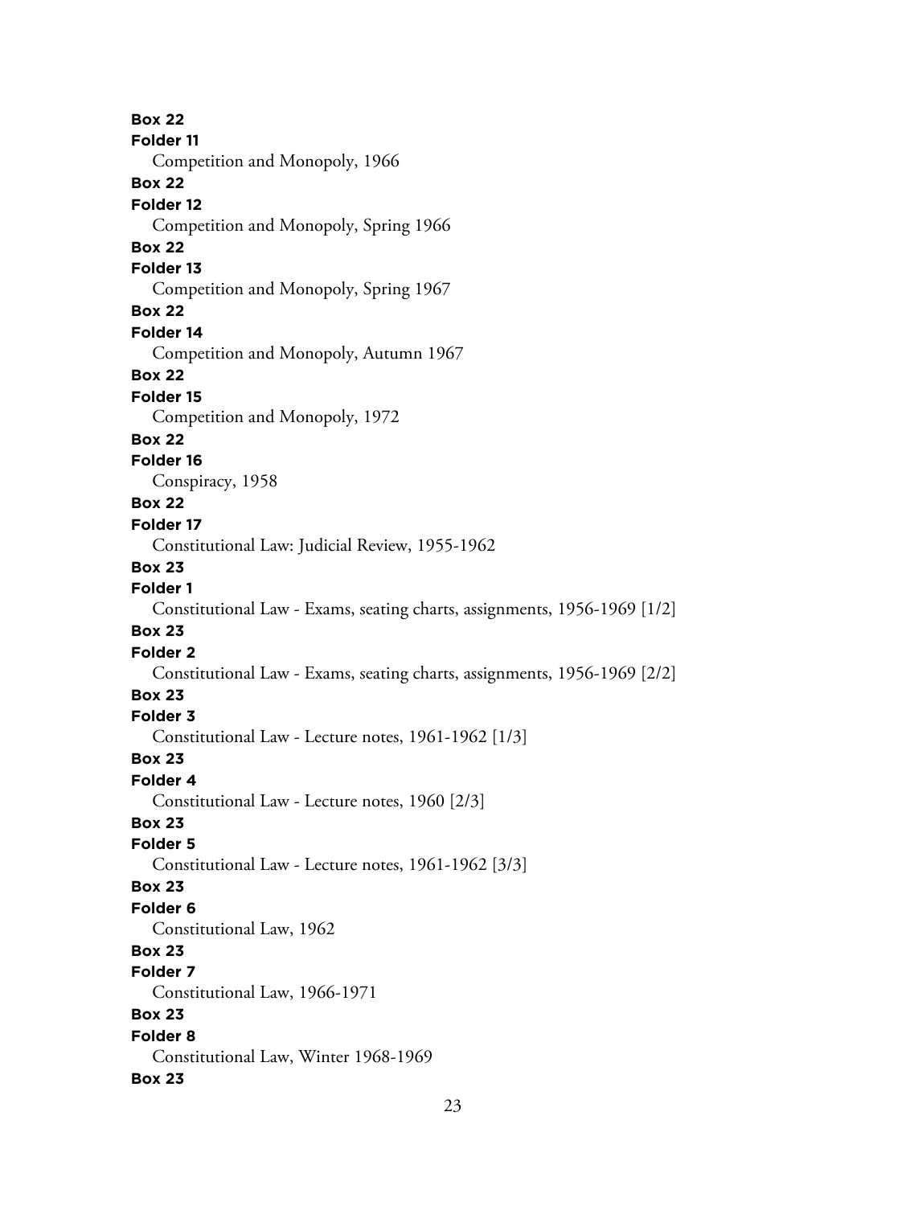**Box 22**
**Folder 11**
Competition and Monopoly, 1966
**Box 22**
**Folder 12**
Competition and Monopoly, Spring 1966
**Box 22**
**Folder 13**
Competition and Monopoly, Spring 1967
**Box 22**
**Folder 14**
Competition and Monopoly, Autumn 1967
**Box 22**
**Folder 15**
Competition and Monopoly, 1972
**Box 22**
**Folder 16**
Conspiracy, 1958
**Box 22**
**Folder 17**
Constitutional Law: Judicial Review, 1955-1962
**Box 23**
**Folder 1**
Constitutional Law - Exams, seating charts, assignments, 1956-1969 [1/2]
**Box 23**
**Folder 2**
Constitutional Law - Exams, seating charts, assignments, 1956-1969 [2/2]
**Box 23**
**Folder 3**
Constitutional Law - Lecture notes, 1961-1962 [1/3]
**Box 23**
**Folder 4**
Constitutional Law - Lecture notes, 1960 [2/3]
**Box 23**
**Folder 5**
Constitutional Law - Lecture notes, 1961-1962 [3/3]
**Box 23**
**Folder 6**
Constitutional Law, 1962
**Box 23**
**Folder 7**
Constitutional Law, 1966-1971
**Box 23**
**Folder 8**
Constitutional Law, Winter 1968-1969
**Box 23**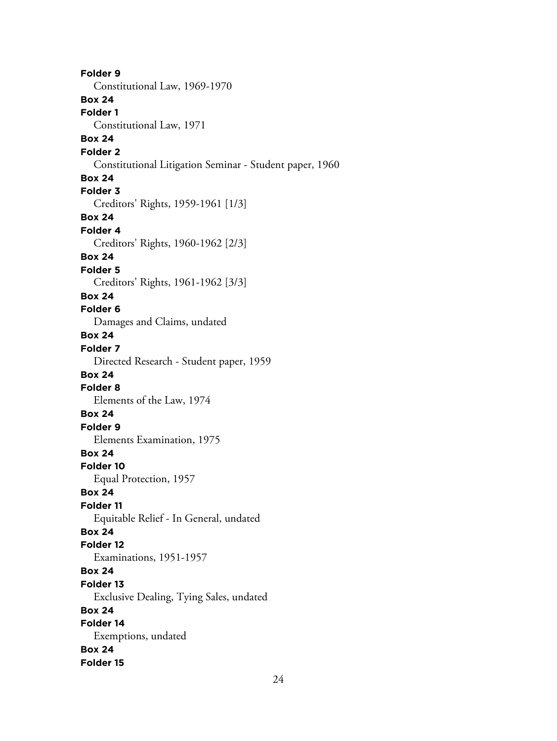**Folder 9**

Constitutional Law, 1969-1970

**Box 24**

**Folder 1**

Constitutional Law, 1971

**Box 24**

**Folder 2**

Constitutional Litigation Seminar - Student paper, 1960

**Box 24**

**Folder 3**

Creditors' Rights, 1959-1961 [1/3]

**Box 24**

**Folder 4**

Creditors' Rights, 1960-1962 [2/3]

**Box 24**

**Folder 5**

Creditors' Rights, 1961-1962 [3/3]

**Box 24**

**Folder 6**

Damages and Claims, undated

**Box 24**

**Folder 7**

Directed Research - Student paper, 1959

**Box 24**

**Folder 8**

Elements of the Law, 1974

**Box 24**

**Folder 9**

Elements Examination, 1975

**Box 24**

**Folder 10**

Equal Protection, 1957

**Box 24**

**Folder 11**

Equitable Relief - In General, undated

**Box 24**

**Folder 12**

Examinations, 1951-1957

**Box 24**

**Folder 13**

Exclusive Dealing, Tying Sales, undated

**Box 24**

**Folder 14**

Exemptions, undated

**Box 24**

**Folder 15**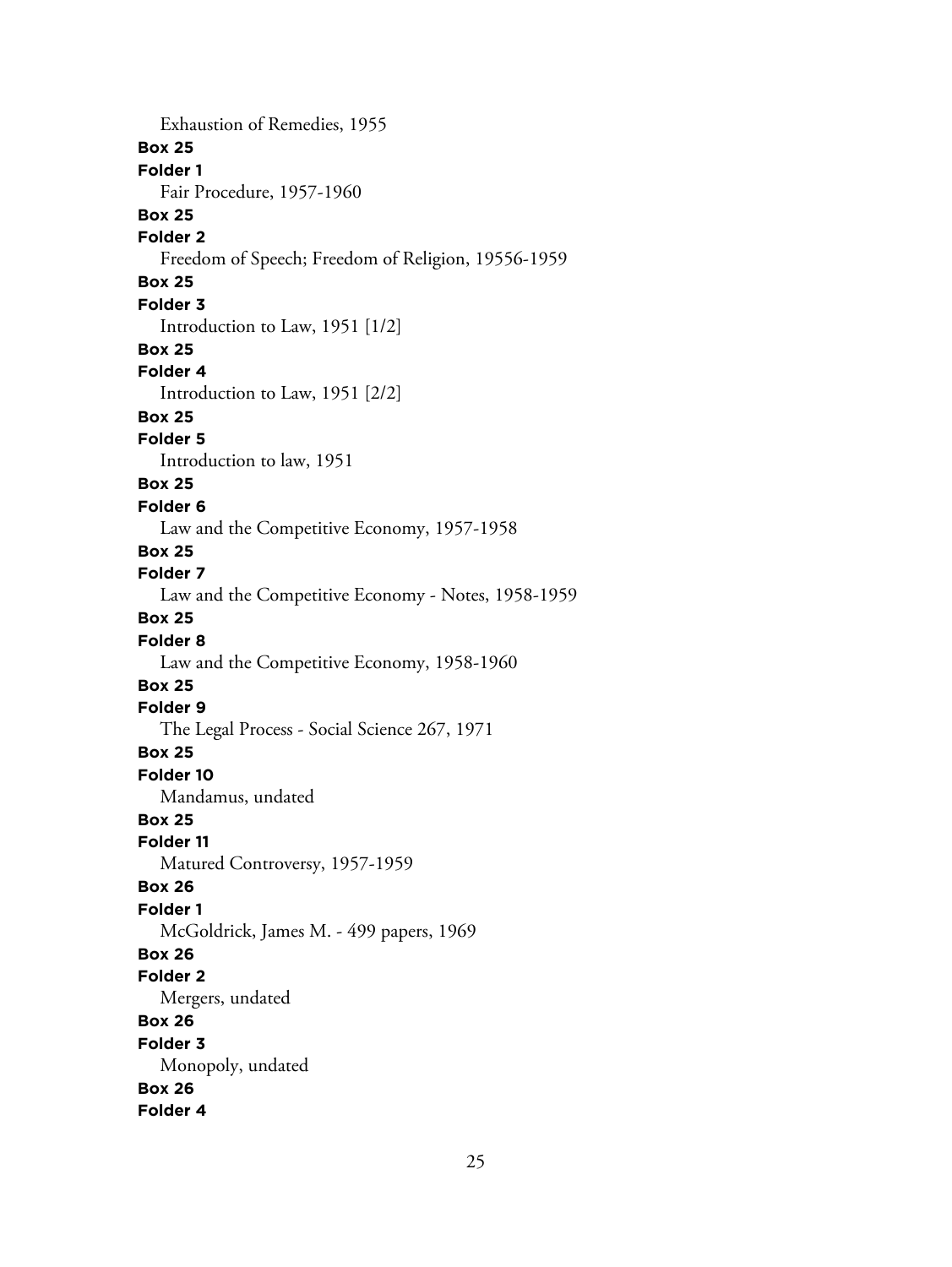Exhaustion of Remedies, 1955

**Box 25**

**Folder 1**

Fair Procedure, 1957-1960

**Box 25**

**Folder 2**

Freedom of Speech; Freedom of Religion, 19556-1959

**Box 25**

**Folder 3**

Introduction to Law, 1951 [1/2]

**Box 25**

**Folder 4**

Introduction to Law, 1951 [2/2]

**Box 25**

**Folder 5**

Introduction to law, 1951

**Box 25**

**Folder 6**

Law and the Competitive Economy, 1957-1958

**Box 25**

**Folder 7**

Law and the Competitive Economy - Notes, 1958-1959

**Box 25**

**Folder 8**

Law and the Competitive Economy, 1958-1960

**Box 25**

**Folder 9**

The Legal Process - Social Science 267, 1971

**Box 25**

**Folder 10**

Mandamus, undated

**Box 25**

**Folder 11**

Matured Controversy, 1957-1959

**Box 26**

**Folder 1**

McGoldrick, James M. - 499 papers, 1969

**Box 26**

**Folder 2**

Mergers, undated

**Box 26**

**Folder 3**

Monopoly, undated

**Box 26**

**Folder 4**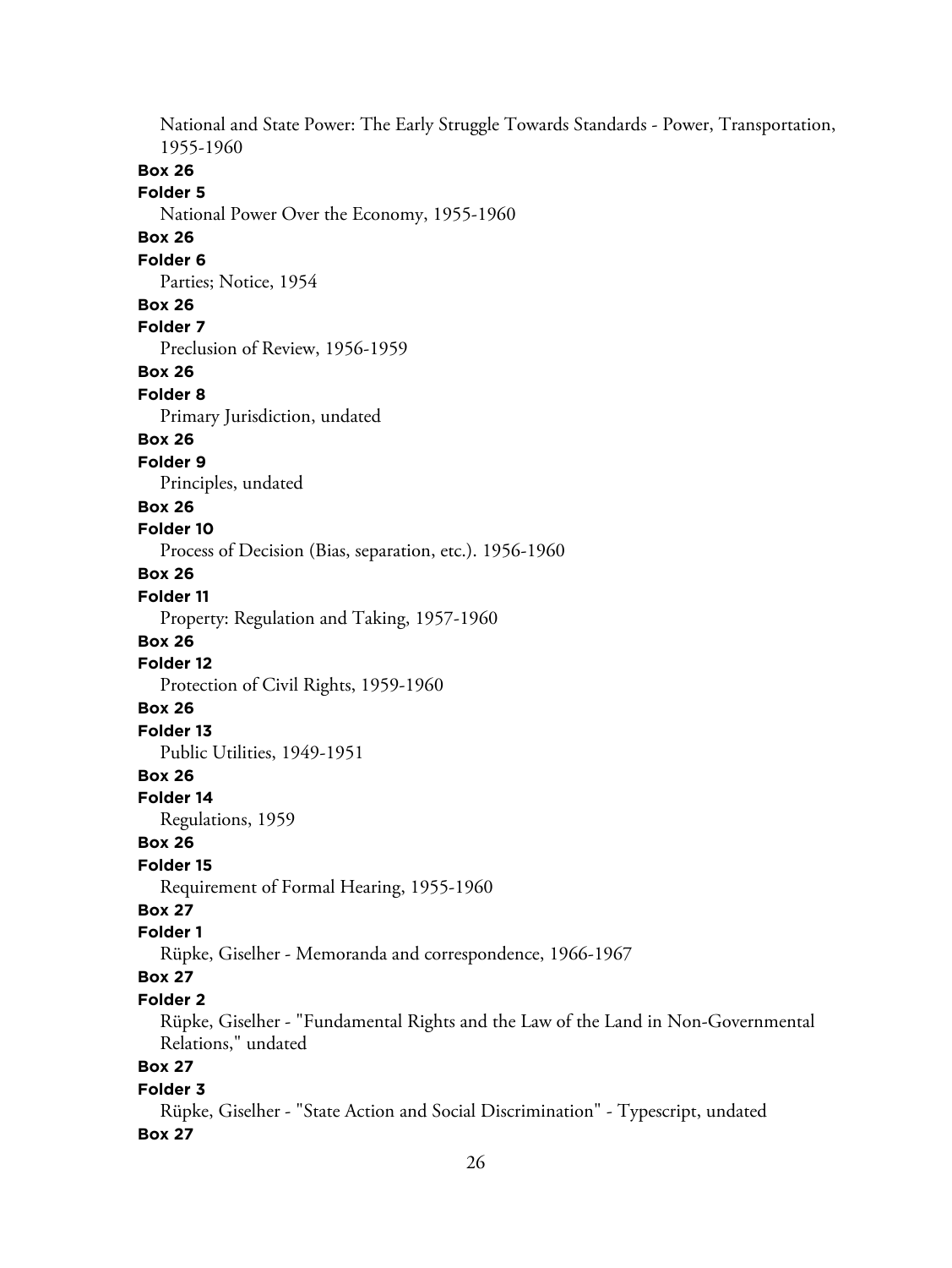National and State Power: The Early Struggle Towards Standards - Power, Transportation, 1955-1960

**Box 26**

**Folder 5**

National Power Over the Economy, 1955-1960

**Box 26**

**Folder 6**

Parties; Notice, 1954

**Box 26**

**Folder 7**

Preclusion of Review, 1956-1959

**Box 26**

**Folder 8**

Primary Jurisdiction, undated

**Box 26**

**Folder 9**

Principles, undated

**Box 26**

**Folder 10**

Process of Decision (Bias, separation, etc.). 1956-1960

**Box 26**

**Folder 11**

Property: Regulation and Taking, 1957-1960

**Box 26**

**Folder 12**

Protection of Civil Rights, 1959-1960

**Box 26**

**Folder 13**

Public Utilities, 1949-1951

**Box 26**

**Folder 14**

Regulations, 1959

**Box 26**

**Folder 15**

Requirement of Formal Hearing, 1955-1960

**Box 27**

**Folder 1**

Rüpke, Giselher - Memoranda and correspondence, 1966-1967

**Box 27**

**Folder 2**

Rüpke, Giselher - "Fundamental Rights and the Law of the Land in Non-Governmental Relations," undated

**Box 27**

**Folder 3**

Rüpke, Giselher - "State Action and Social Discrimination" - Typescript, undated

**Box 27**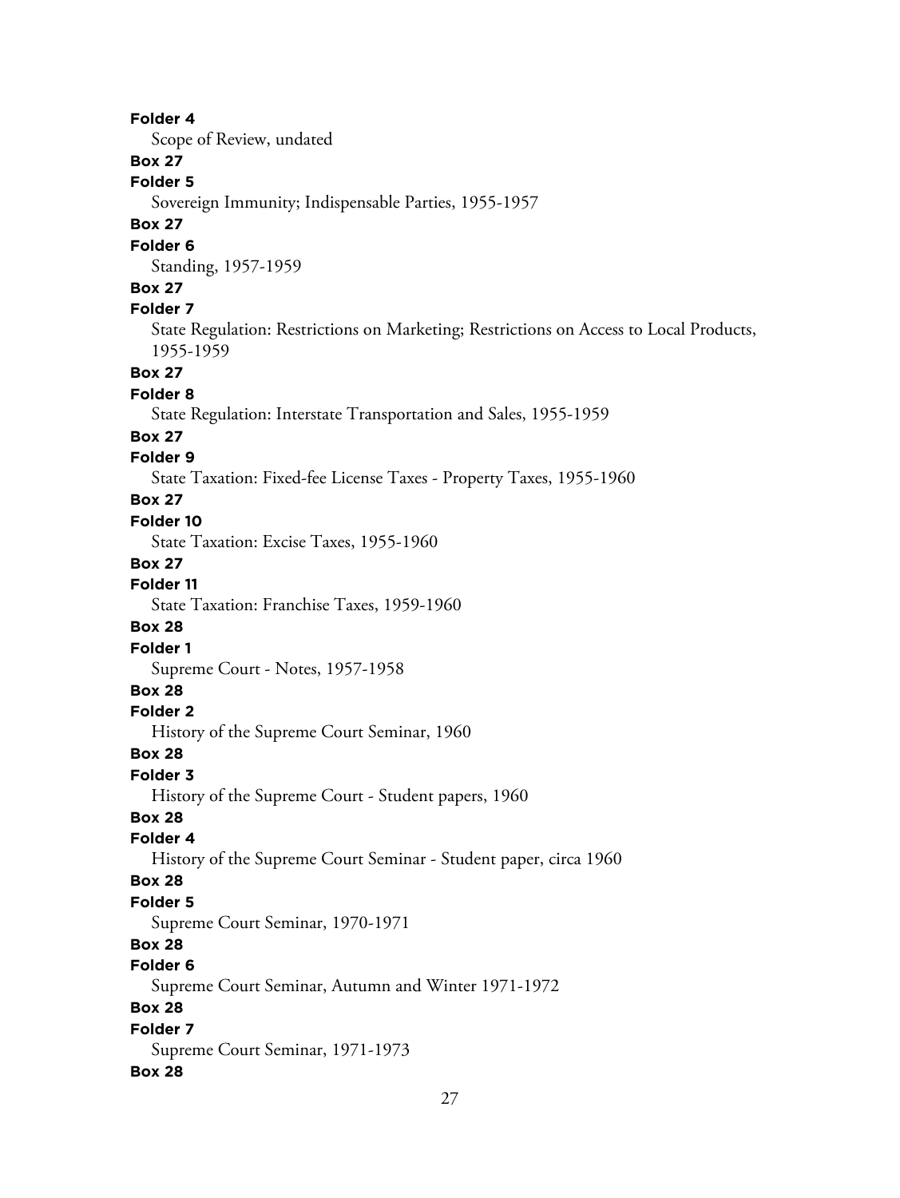**Folder 4**

Scope of Review, undated

**Box 27**

**Folder 5**

Sovereign Immunity; Indispensable Parties, 1955-1957

**Box 27**

**Folder 6**

Standing, 1957-1959

**Box 27**

**Folder 7**

State Regulation: Restrictions on Marketing; Restrictions on Access to Local Products, 1955-1959

**Box 27**

**Folder 8**

State Regulation: Interstate Transportation and Sales, 1955-1959

**Box 27**

**Folder 9**

State Taxation: Fixed-fee License Taxes - Property Taxes, 1955-1960

**Box 27**

**Folder 10**

State Taxation: Excise Taxes, 1955-1960

**Box 27**

**Folder 11**

State Taxation: Franchise Taxes, 1959-1960

**Box 28**

**Folder 1**

Supreme Court - Notes, 1957-1958

**Box 28**

**Folder 2**

History of the Supreme Court Seminar, 1960

**Box 28**

**Folder 3**

History of the Supreme Court - Student papers, 1960

**Box 28**

**Folder 4**

History of the Supreme Court Seminar - Student paper, circa 1960

**Box 28**

**Folder 5**

Supreme Court Seminar, 1970-1971

**Box 28**

**Folder 6**

Supreme Court Seminar, Autumn and Winter 1971-1972

**Box 28**

**Folder 7**

Supreme Court Seminar, 1971-1973

**Box 28**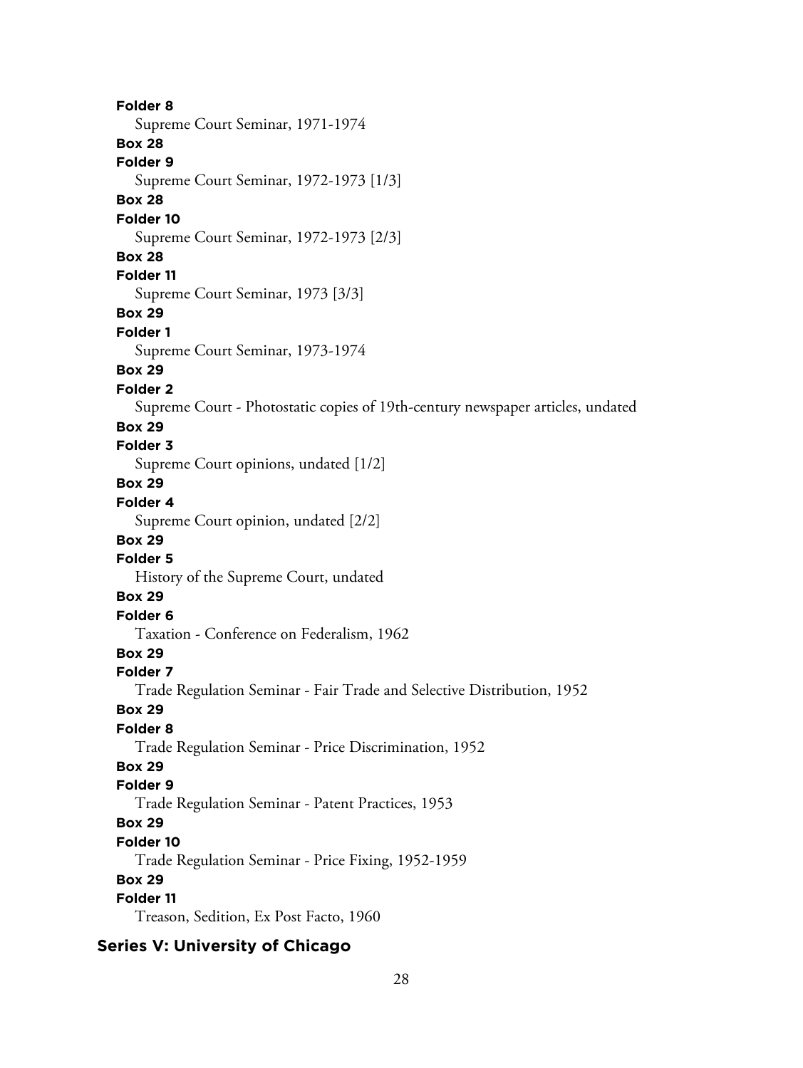**Folder 8**
Supreme Court Seminar, 1971-1974

**Box 28**
**Folder 9**
Supreme Court Seminar, 1972-1973 [1/3]

**Box 28**
**Folder 10**
Supreme Court Seminar, 1972-1973 [2/3]

**Box 28**
**Folder 11**
Supreme Court Seminar, 1973 [3/3]

**Box 29**
**Folder 1**
Supreme Court Seminar, 1973-1974

**Box 29**
**Folder 2**
Supreme Court - Photostatic copies of 19th-century newspaper articles, undated

**Box 29**
**Folder 3**
Supreme Court opinions, undated [1/2]

**Box 29**
**Folder 4**
Supreme Court opinion, undated [2/2]

**Box 29**
**Folder 5**
History of the Supreme Court, undated

**Box 29**
**Folder 6**
Taxation - Conference on Federalism, 1962

**Box 29**
**Folder 7**
Trade Regulation Seminar - Fair Trade and Selective Distribution, 1952

**Box 29**
**Folder 8**
Trade Regulation Seminar - Price Discrimination, 1952

**Box 29**
**Folder 9**
Trade Regulation Seminar - Patent Practices, 1953

**Box 29**
**Folder 10**
Trade Regulation Seminar - Price Fixing, 1952-1959

**Box 29**
**Folder 11**
Treason, Sedition, Ex Post Facto, 1960

## Series V: University of Chicago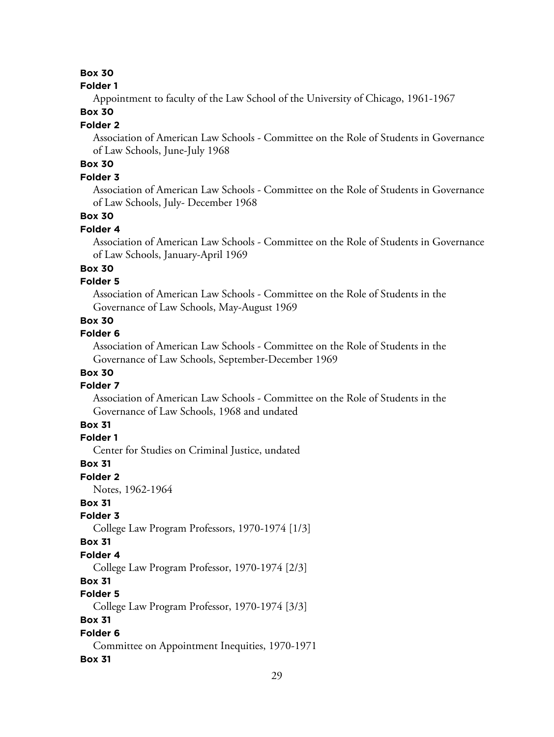**Box 30**

**Folder 1**

Appointment to faculty of the Law School of the University of Chicago, 1961-1967

**Box 30**

**Folder 2**

Association of American Law Schools - Committee on the Role of Students in Governance of Law Schools, June-July 1968

**Box 30**

**Folder 3**

Association of American Law Schools - Committee on the Role of Students in Governance of Law Schools, July- December 1968

**Box 30**

**Folder 4**

Association of American Law Schools - Committee on the Role of Students in Governance of Law Schools, January-April 1969

**Box 30**

**Folder 5**

Association of American Law Schools - Committee on the Role of Students in the Governance of Law Schools, May-August 1969

**Box 30**

**Folder 6**

Association of American Law Schools - Committee on the Role of Students in the Governance of Law Schools, September-December 1969

**Box 30**

**Folder 7**

Association of American Law Schools - Committee on the Role of Students in the Governance of Law Schools, 1968 and undated

**Box 31**

**Folder 1**

Center for Studies on Criminal Justice, undated

**Box 31**

**Folder 2**

Notes, 1962-1964

**Box 31**

**Folder 3**

College Law Program Professors, 1970-1974 [1/3]

**Box 31**

**Folder 4**

College Law Program Professor, 1970-1974 [2/3]

**Box 31**

**Folder 5**

College Law Program Professor, 1970-1974 [3/3]

**Box 31**

**Folder 6**

Committee on Appointment Inequities, 1970-1971

**Box 31**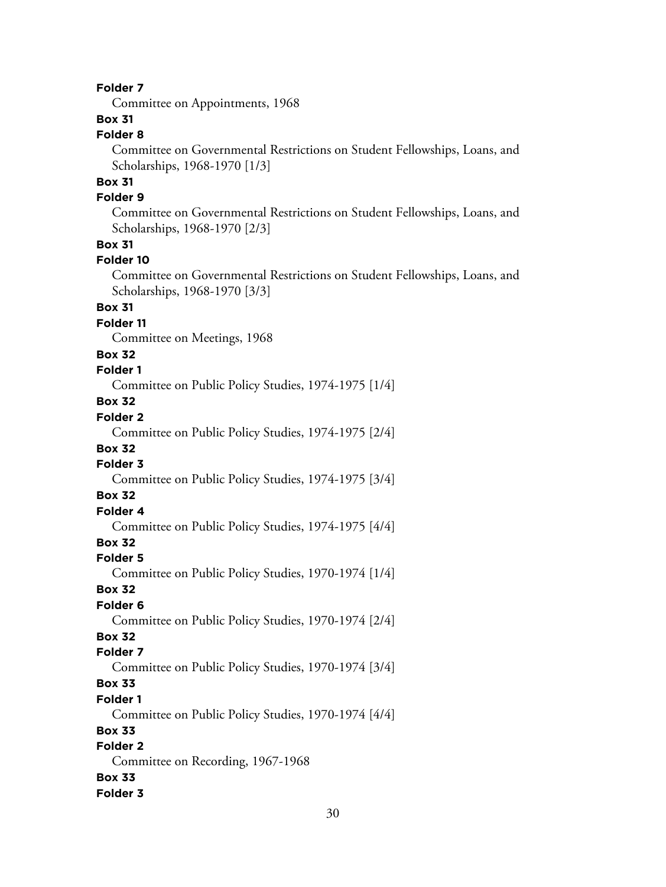**Folder 7**

Committee on Appointments, 1968

**Box 31**

**Folder 8**

Committee on Governmental Restrictions on Student Fellowships, Loans, and Scholarships, 1968-1970 [1/3]

**Box 31**

**Folder 9**

Committee on Governmental Restrictions on Student Fellowships, Loans, and Scholarships, 1968-1970 [2/3]

**Box 31**

**Folder 10**

Committee on Governmental Restrictions on Student Fellowships, Loans, and Scholarships, 1968-1970 [3/3]

**Box 31**

**Folder 11**

Committee on Meetings, 1968

**Box 32**

**Folder 1**

Committee on Public Policy Studies, 1974-1975 [1/4]

**Box 32**

**Folder 2**

Committee on Public Policy Studies, 1974-1975 [2/4]

**Box 32**

**Folder 3**

Committee on Public Policy Studies, 1974-1975 [3/4]

**Box 32**

**Folder 4**

Committee on Public Policy Studies, 1974-1975 [4/4]

**Box 32**

**Folder 5**

Committee on Public Policy Studies, 1970-1974 [1/4]

**Box 32**

**Folder 6**

Committee on Public Policy Studies, 1970-1974 [2/4]

**Box 32**

**Folder 7**

Committee on Public Policy Studies, 1970-1974 [3/4]

**Box 33**

**Folder 1**

Committee on Public Policy Studies, 1970-1974 [4/4]

**Box 33**

**Folder 2**

Committee on Recording, 1967-1968

**Box 33**

**Folder 3**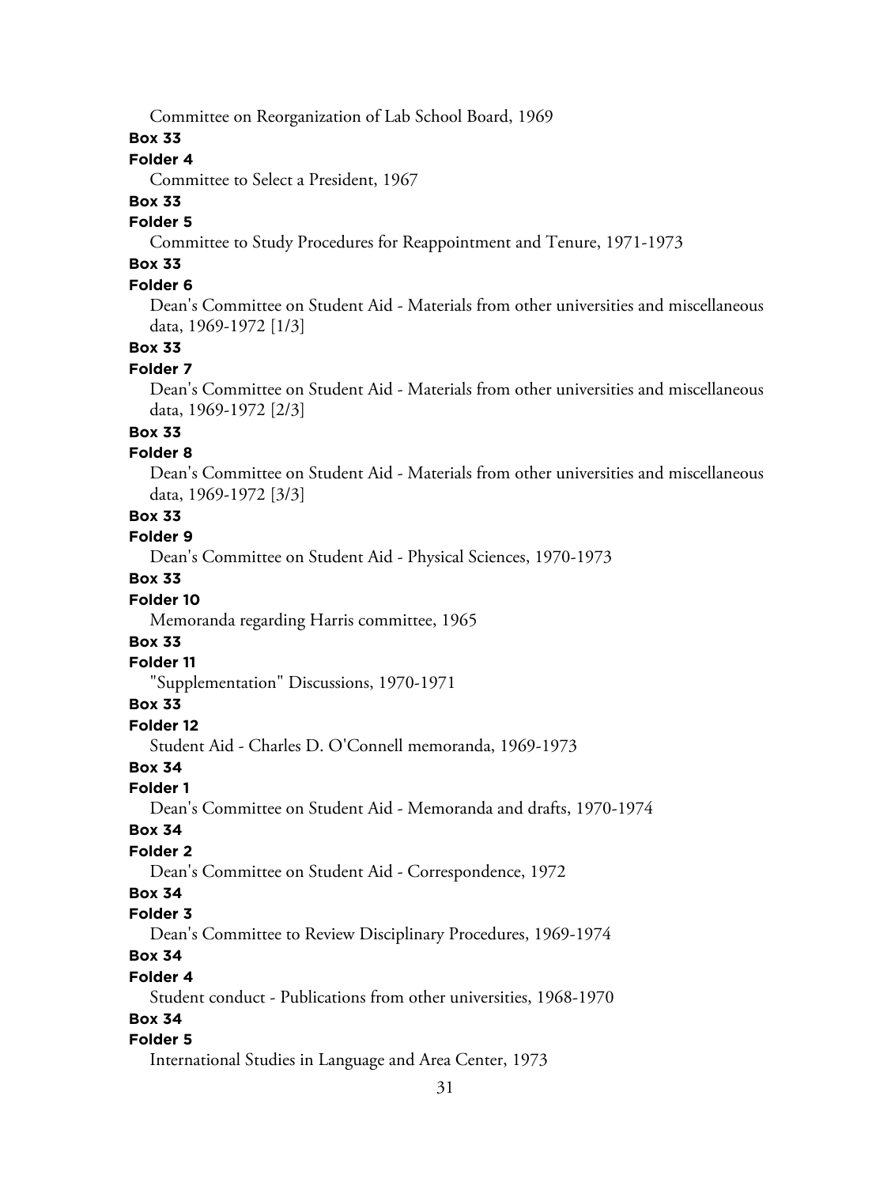Committee on Reorganization of Lab School Board, 1969

**Box 33**

**Folder 4**

Committee to Select a President, 1967

**Box 33**

**Folder 5**

Committee to Study Procedures for Reappointment and Tenure, 1971-1973

**Box 33**

**Folder 6**

Dean's Committee on Student Aid - Materials from other universities and miscellaneous data, 1969-1972 [1/3]

**Box 33**

**Folder 7**

Dean's Committee on Student Aid - Materials from other universities and miscellaneous data, 1969-1972 [2/3]

**Box 33**

**Folder 8**

Dean's Committee on Student Aid - Materials from other universities and miscellaneous data, 1969-1972 [3/3]

**Box 33**

**Folder 9**

Dean's Committee on Student Aid - Physical Sciences, 1970-1973

**Box 33**

**Folder 10**

Memoranda regarding Harris committee, 1965

**Box 33**

**Folder 11**

"Supplementation" Discussions, 1970-1971

**Box 33**

**Folder 12**

Student Aid - Charles D. O'Connell memoranda, 1969-1973

**Box 34**

**Folder 1**

Dean's Committee on Student Aid - Memoranda and drafts, 1970-1974

**Box 34**

**Folder 2**

Dean's Committee on Student Aid - Correspondence, 1972

**Box 34**

**Folder 3**

Dean's Committee to Review Disciplinary Procedures, 1969-1974

**Box 34**

**Folder 4**

Student conduct - Publications from other universities, 1968-1970

**Box 34**

**Folder 5**

International Studies in Language and Area Center, 1973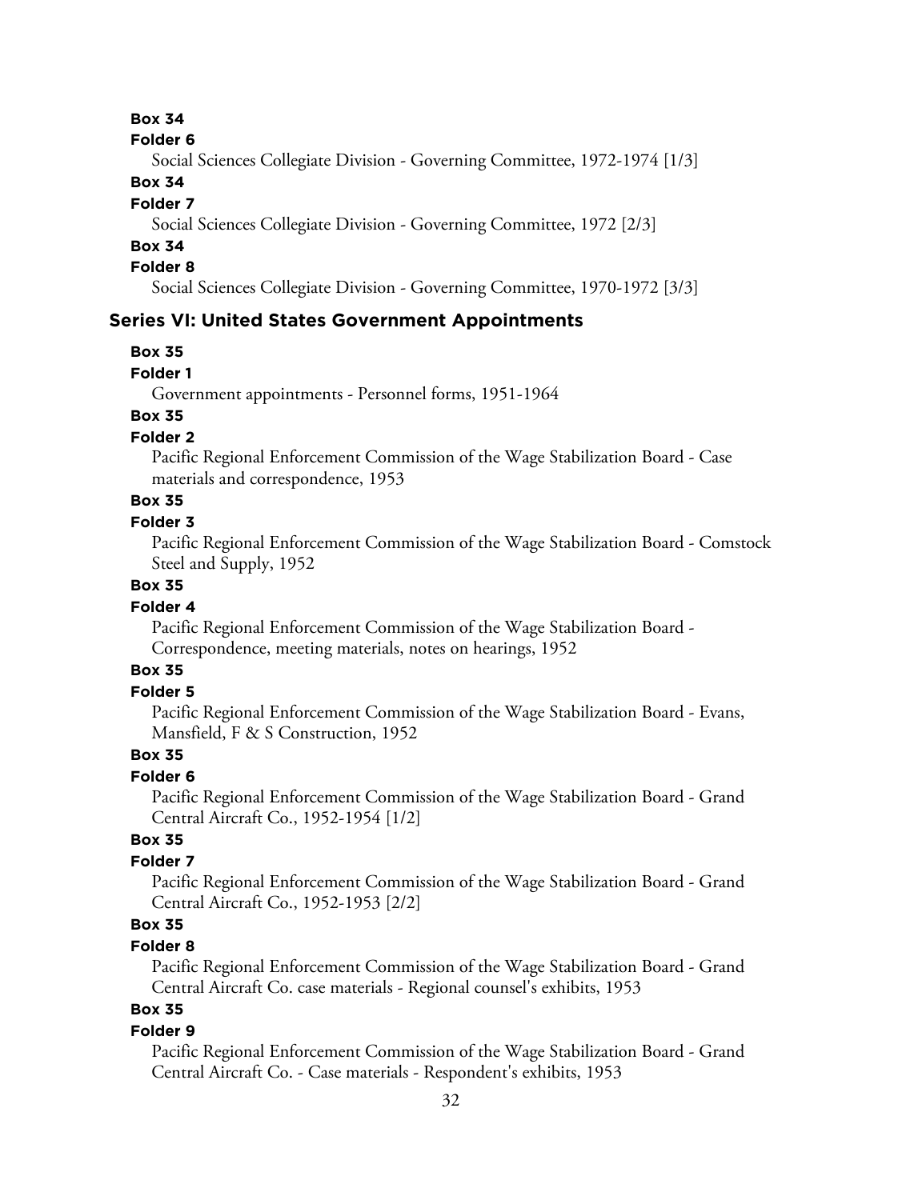**Box 34**

**Folder 6**

Social Sciences Collegiate Division - Governing Committee, 1972-1974 [1/3]

**Box 34**

**Folder 7**

Social Sciences Collegiate Division - Governing Committee, 1972 [2/3]

**Box 34**

**Folder 8**

Social Sciences Collegiate Division - Governing Committee, 1970-1972 [3/3]

## Series VI: United States Government Appointments

**Box 35**

**Folder 1**

Government appointments - Personnel forms, 1951-1964

**Box 35**

**Folder 2**

Pacific Regional Enforcement Commission of the Wage Stabilization Board - Case materials and correspondence, 1953

**Box 35**

**Folder 3**

Pacific Regional Enforcement Commission of the Wage Stabilization Board - Comstock Steel and Supply, 1952

**Box 35**

**Folder 4**

Pacific Regional Enforcement Commission of the Wage Stabilization Board - Correspondence, meeting materials, notes on hearings, 1952

**Box 35**

**Folder 5**

Pacific Regional Enforcement Commission of the Wage Stabilization Board - Evans, Mansfield, F & S Construction, 1952

**Box 35**

**Folder 6**

Pacific Regional Enforcement Commission of the Wage Stabilization Board - Grand Central Aircraft Co., 1952-1954 [1/2]

**Box 35**

**Folder 7**

Pacific Regional Enforcement Commission of the Wage Stabilization Board - Grand Central Aircraft Co., 1952-1953 [2/2]

**Box 35**

**Folder 8**

Pacific Regional Enforcement Commission of the Wage Stabilization Board - Grand Central Aircraft Co. case materials - Regional counsel's exhibits, 1953

**Box 35**

**Folder 9**

Pacific Regional Enforcement Commission of the Wage Stabilization Board - Grand Central Aircraft Co. - Case materials - Respondent's exhibits, 1953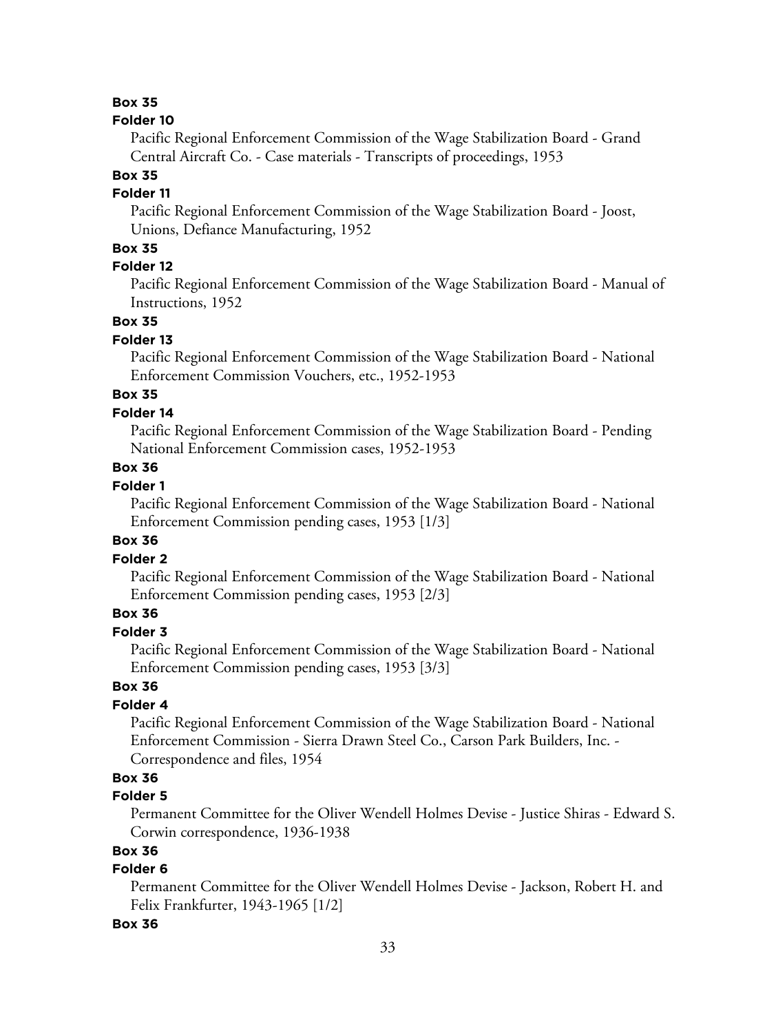**Box 35**

**Folder 10**

Pacific Regional Enforcement Commission of the Wage Stabilization Board - Grand Central Aircraft Co. - Case materials - Transcripts of proceedings, 1953

**Box 35**

**Folder 11**

Pacific Regional Enforcement Commission of the Wage Stabilization Board - Joost, Unions, Defiance Manufacturing, 1952

**Box 35**

**Folder 12**

Pacific Regional Enforcement Commission of the Wage Stabilization Board - Manual of Instructions, 1952

**Box 35**

**Folder 13**

Pacific Regional Enforcement Commission of the Wage Stabilization Board - National Enforcement Commission Vouchers, etc., 1952-1953

**Box 35**

**Folder 14**

Pacific Regional Enforcement Commission of the Wage Stabilization Board - Pending National Enforcement Commission cases, 1952-1953

**Box 36**

**Folder 1**

Pacific Regional Enforcement Commission of the Wage Stabilization Board - National Enforcement Commission pending cases, 1953 [1/3]

**Box 36**

**Folder 2**

Pacific Regional Enforcement Commission of the Wage Stabilization Board - National Enforcement Commission pending cases, 1953 [2/3]

**Box 36**

**Folder 3**

Pacific Regional Enforcement Commission of the Wage Stabilization Board - National Enforcement Commission pending cases, 1953 [3/3]

**Box 36**

**Folder 4**

Pacific Regional Enforcement Commission of the Wage Stabilization Board - National Enforcement Commission - Sierra Drawn Steel Co., Carson Park Builders, Inc. - Correspondence and files, 1954

**Box 36**

**Folder 5**

Permanent Committee for the Oliver Wendell Holmes Devise - Justice Shiras - Edward S. Corwin correspondence, 1936-1938

**Box 36**

**Folder 6**

Permanent Committee for the Oliver Wendell Holmes Devise - Jackson, Robert H. and Felix Frankfurter, 1943-1965 [1/2]

**Box 36**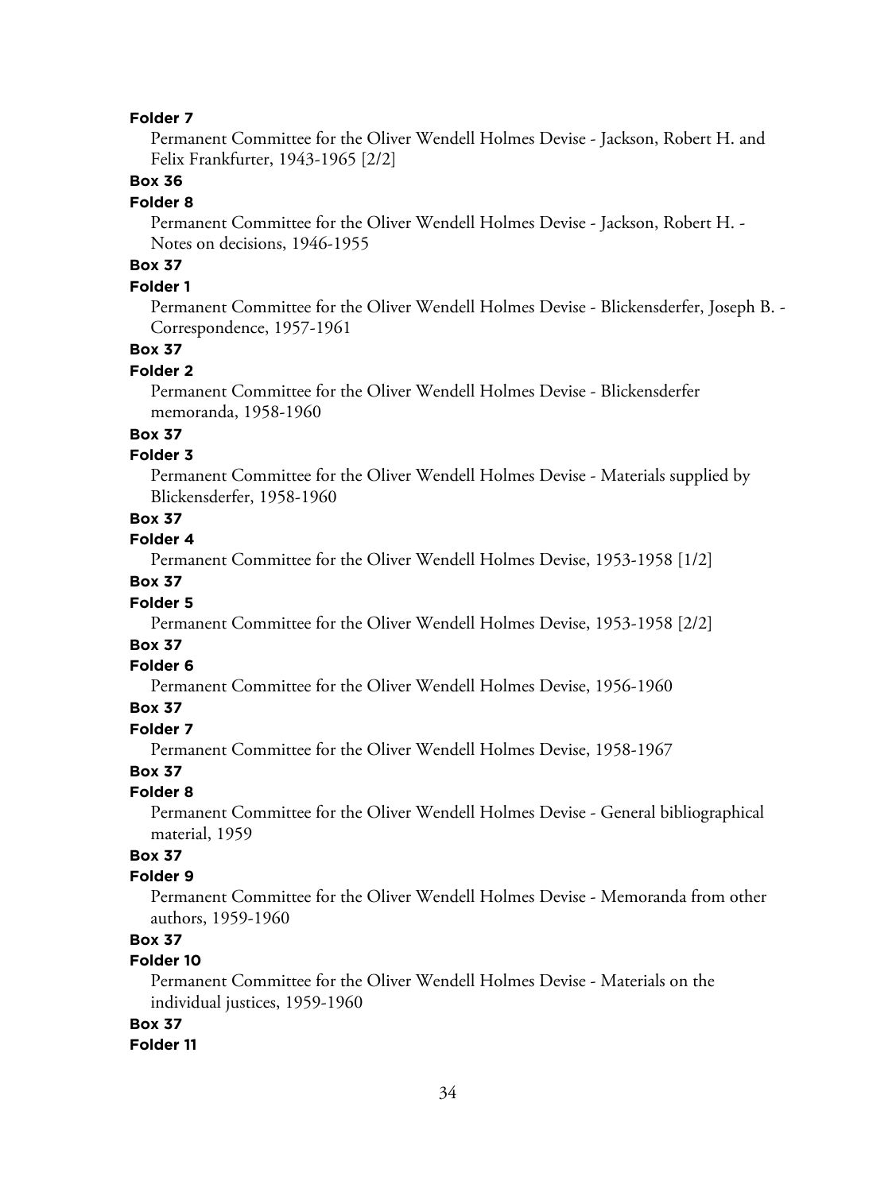**Folder 7**

Permanent Committee for the Oliver Wendell Holmes Devise - Jackson, Robert H. and Felix Frankfurter, 1943-1965 [2/2]

**Box 36**

**Folder 8**

Permanent Committee for the Oliver Wendell Holmes Devise - Jackson, Robert H. - Notes on decisions, 1946-1955

**Box 37**

**Folder 1**

Permanent Committee for the Oliver Wendell Holmes Devise - Blickensderfer, Joseph B. - Correspondence, 1957-1961

**Box 37**

**Folder 2**

Permanent Committee for the Oliver Wendell Holmes Devise - Blickensderfer memoranda, 1958-1960

**Box 37**

**Folder 3**

Permanent Committee for the Oliver Wendell Holmes Devise - Materials supplied by Blickensderfer, 1958-1960

**Box 37**

**Folder 4**

Permanent Committee for the Oliver Wendell Holmes Devise, 1953-1958 [1/2]

**Box 37**

**Folder 5**

Permanent Committee for the Oliver Wendell Holmes Devise, 1953-1958 [2/2]

**Box 37**

**Folder 6**

Permanent Committee for the Oliver Wendell Holmes Devise, 1956-1960

**Box 37**

**Folder 7**

Permanent Committee for the Oliver Wendell Holmes Devise, 1958-1967

**Box 37**

**Folder 8**

Permanent Committee for the Oliver Wendell Holmes Devise - General bibliographical material, 1959

**Box 37**

**Folder 9**

Permanent Committee for the Oliver Wendell Holmes Devise - Memoranda from other authors, 1959-1960

**Box 37**

**Folder 10**

Permanent Committee for the Oliver Wendell Holmes Devise - Materials on the individual justices, 1959-1960

**Box 37**

**Folder 11**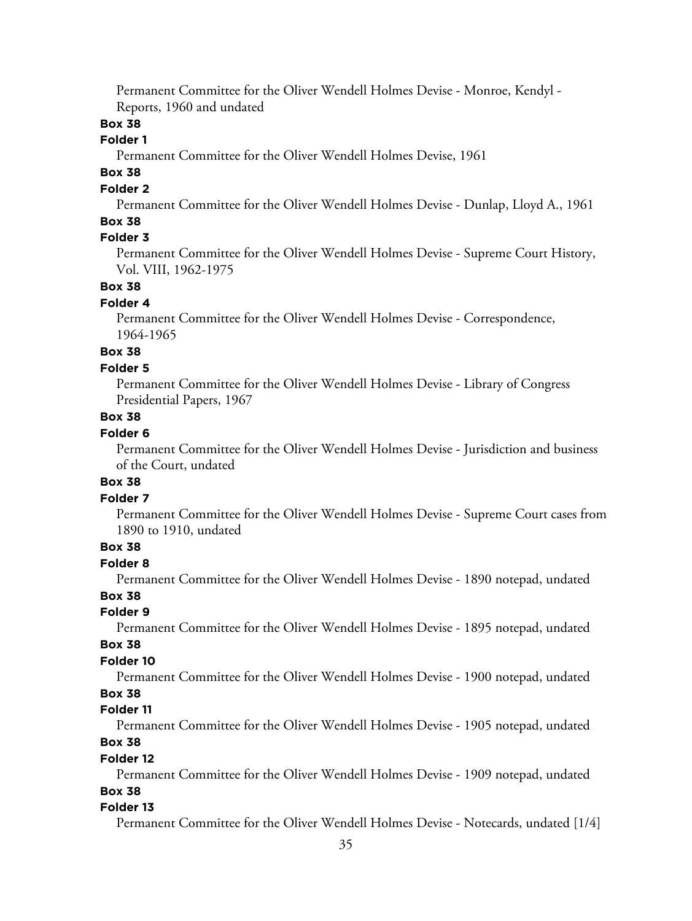Permanent Committee for the Oliver Wendell Holmes Devise - Monroe, Kendyl - Reports, 1960 and undated

**Box 38**

**Folder 1**

Permanent Committee for the Oliver Wendell Holmes Devise, 1961

**Box 38**

**Folder 2**

Permanent Committee for the Oliver Wendell Holmes Devise - Dunlap, Lloyd A., 1961

**Box 38**

**Folder 3**

Permanent Committee for the Oliver Wendell Holmes Devise - Supreme Court History, Vol. VIII, 1962-1975

**Box 38**

**Folder 4**

Permanent Committee for the Oliver Wendell Holmes Devise - Correspondence, 1964-1965

**Box 38**

**Folder 5**

Permanent Committee for the Oliver Wendell Holmes Devise - Library of Congress Presidential Papers, 1967

**Box 38**

**Folder 6**

Permanent Committee for the Oliver Wendell Holmes Devise - Jurisdiction and business of the Court, undated

**Box 38**

**Folder 7**

Permanent Committee for the Oliver Wendell Holmes Devise - Supreme Court cases from 1890 to 1910, undated

**Box 38**

**Folder 8**

Permanent Committee for the Oliver Wendell Holmes Devise - 1890 notepad, undated

**Box 38**

**Folder 9**

Permanent Committee for the Oliver Wendell Holmes Devise - 1895 notepad, undated

**Box 38**

**Folder 10**

Permanent Committee for the Oliver Wendell Holmes Devise - 1900 notepad, undated

**Box 38**

**Folder 11**

Permanent Committee for the Oliver Wendell Holmes Devise - 1905 notepad, undated

**Box 38**

**Folder 12**

Permanent Committee for the Oliver Wendell Holmes Devise - 1909 notepad, undated

**Box 38**

**Folder 13**

Permanent Committee for the Oliver Wendell Holmes Devise - Notecards, undated [1/4]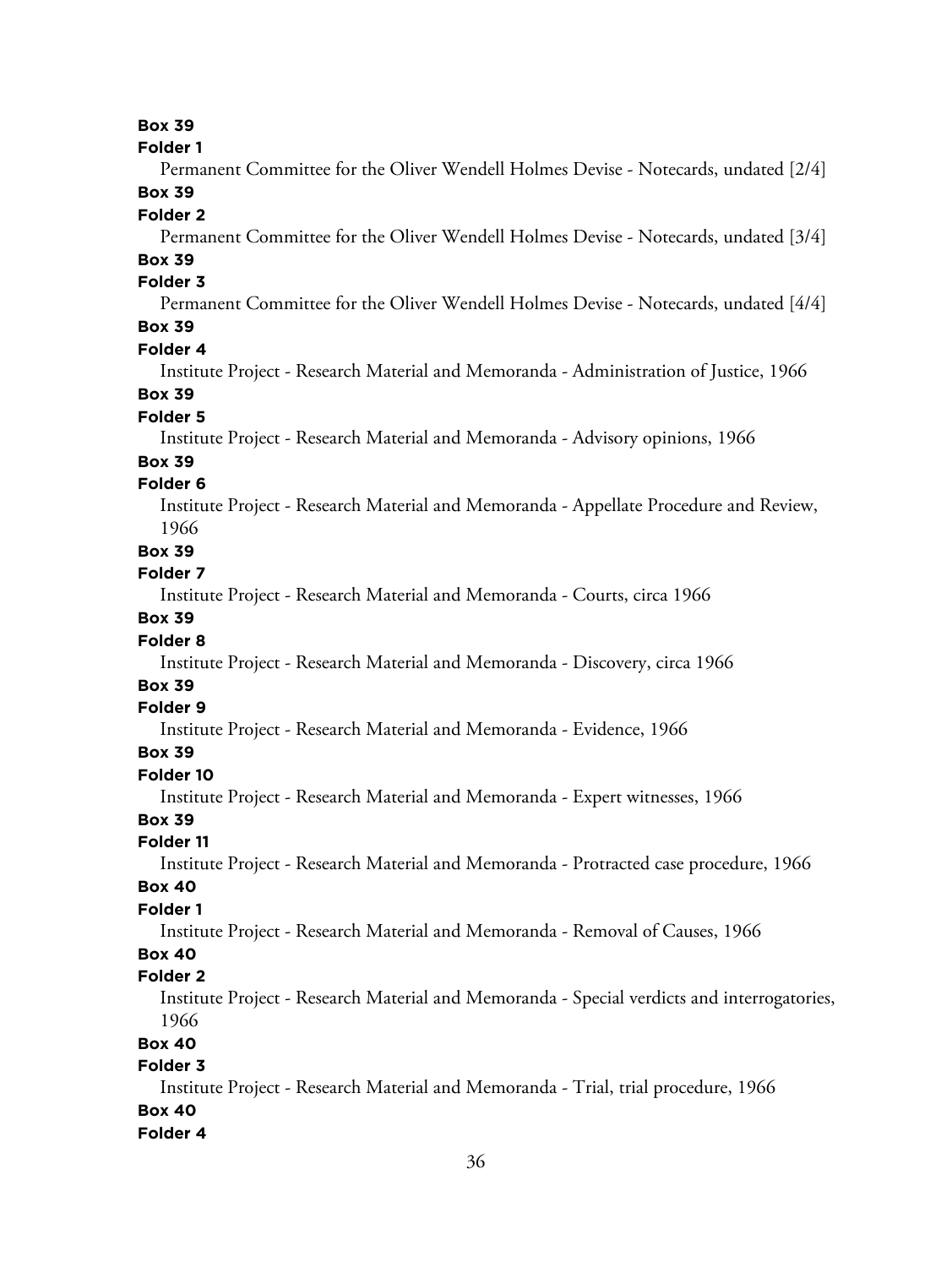**Box 39**

**Folder 1**

Permanent Committee for the Oliver Wendell Holmes Devise - Notecards, undated [2/4]

**Box 39**

**Folder 2**

Permanent Committee for the Oliver Wendell Holmes Devise - Notecards, undated [3/4]

**Box 39**

**Folder 3**

Permanent Committee for the Oliver Wendell Holmes Devise - Notecards, undated [4/4]

**Box 39**

**Folder 4**

Institute Project - Research Material and Memoranda - Administration of Justice, 1966

**Box 39**

**Folder 5**

Institute Project - Research Material and Memoranda - Advisory opinions, 1966

**Box 39**

**Folder 6**

Institute Project - Research Material and Memoranda - Appellate Procedure and Review, 1966

**Box 39**

**Folder 7**

Institute Project - Research Material and Memoranda - Courts, circa 1966

**Box 39**

**Folder 8**

Institute Project - Research Material and Memoranda - Discovery, circa 1966

**Box 39**

**Folder 9**

Institute Project - Research Material and Memoranda - Evidence, 1966

**Box 39**

**Folder 10**

Institute Project - Research Material and Memoranda - Expert witnesses, 1966

**Box 39**

**Folder 11**

Institute Project - Research Material and Memoranda - Protracted case procedure, 1966

**Box 40**

**Folder 1**

Institute Project - Research Material and Memoranda - Removal of Causes, 1966

**Box 40**

**Folder 2**

Institute Project - Research Material and Memoranda - Special verdicts and interrogatories, 1966

**Box 40**

**Folder 3**

Institute Project - Research Material and Memoranda - Trial, trial procedure, 1966

**Box 40**

**Folder 4**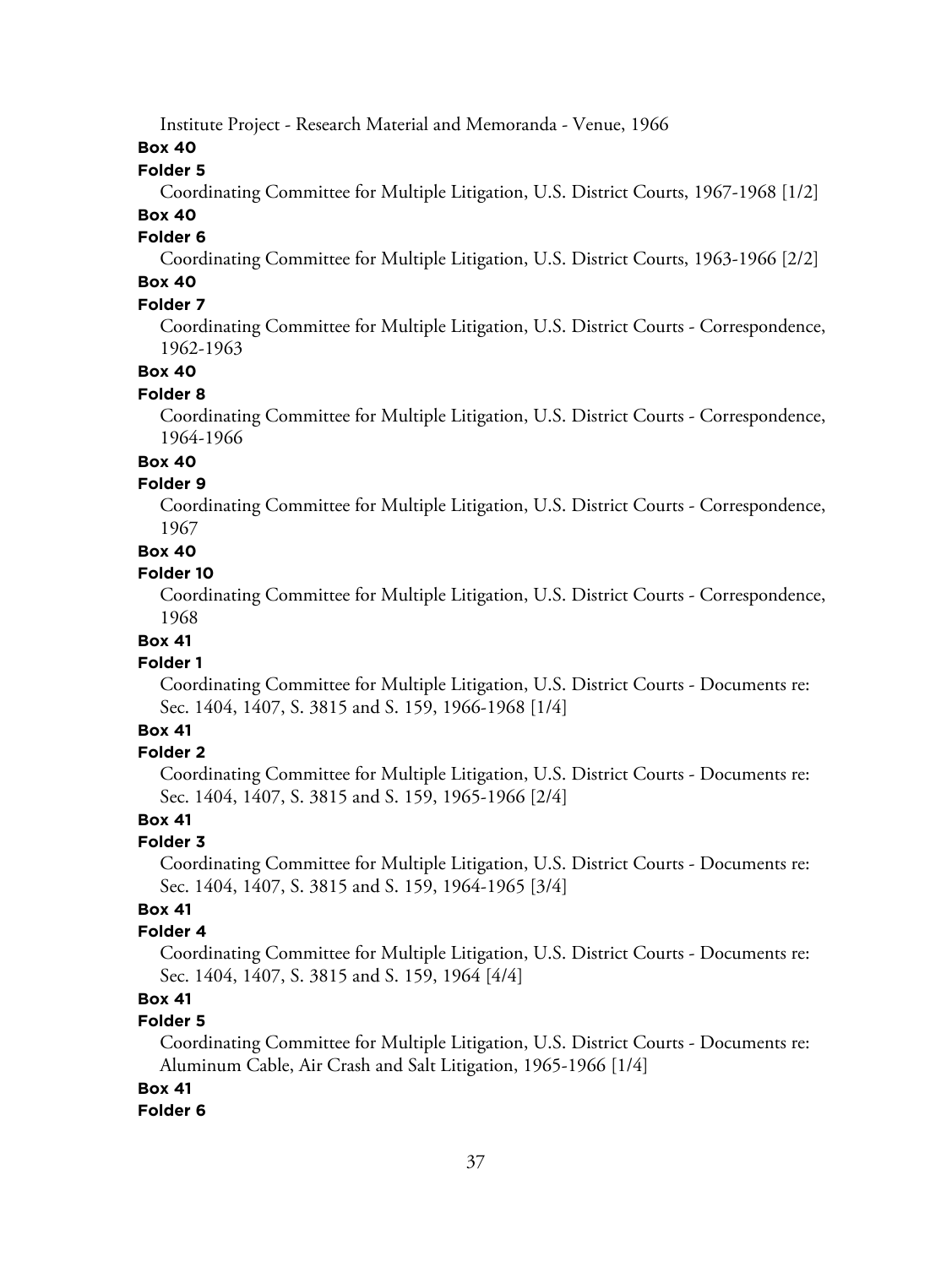Institute Project - Research Material and Memoranda - Venue, 1966

**Box 40**

**Folder 5**

Coordinating Committee for Multiple Litigation, U.S. District Courts, 1967-1968 [1/2]

**Box 40**

**Folder 6**

Coordinating Committee for Multiple Litigation, U.S. District Courts, 1963-1966 [2/2]

**Box 40**

**Folder 7**

Coordinating Committee for Multiple Litigation, U.S. District Courts - Correspondence, 1962-1963

**Box 40**

**Folder 8**

Coordinating Committee for Multiple Litigation, U.S. District Courts - Correspondence, 1964-1966

**Box 40**

**Folder 9**

Coordinating Committee for Multiple Litigation, U.S. District Courts - Correspondence, 1967

**Box 40**

**Folder 10**

Coordinating Committee for Multiple Litigation, U.S. District Courts - Correspondence, 1968

**Box 41**

**Folder 1**

Coordinating Committee for Multiple Litigation, U.S. District Courts - Documents re: Sec. 1404, 1407, S. 3815 and S. 159, 1966-1968 [1/4]

**Box 41**

**Folder 2**

Coordinating Committee for Multiple Litigation, U.S. District Courts - Documents re: Sec. 1404, 1407, S. 3815 and S. 159, 1965-1966 [2/4]

**Box 41**

**Folder 3**

Coordinating Committee for Multiple Litigation, U.S. District Courts - Documents re: Sec. 1404, 1407, S. 3815 and S. 159, 1964-1965 [3/4]

**Box 41**

**Folder 4**

Coordinating Committee for Multiple Litigation, U.S. District Courts - Documents re: Sec. 1404, 1407, S. 3815 and S. 159, 1964 [4/4]

**Box 41**

**Folder 5**

Coordinating Committee for Multiple Litigation, U.S. District Courts - Documents re: Aluminum Cable, Air Crash and Salt Litigation, 1965-1966 [1/4]

**Box 41**

**Folder 6**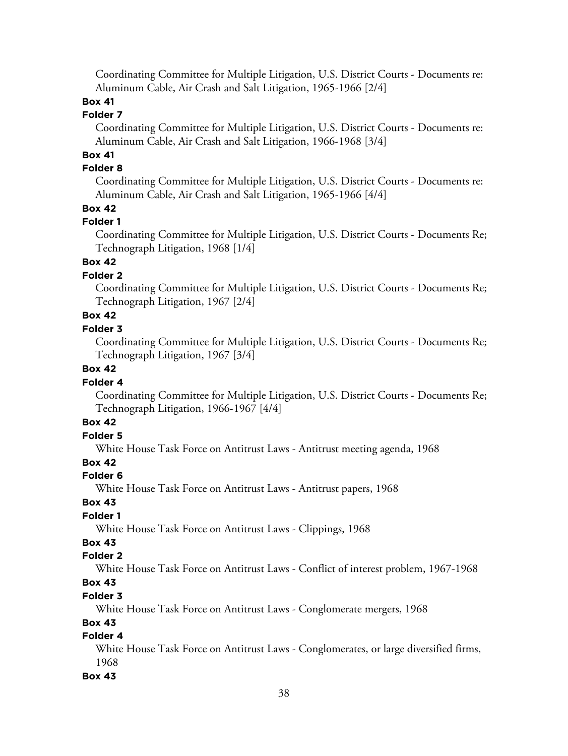Coordinating Committee for Multiple Litigation, U.S. District Courts - Documents re: Aluminum Cable, Air Crash and Salt Litigation, 1965-1966 [2/4]

**Box 41**

**Folder 7**

Coordinating Committee for Multiple Litigation, U.S. District Courts - Documents re: Aluminum Cable, Air Crash and Salt Litigation, 1966-1968 [3/4]

**Box 41**

**Folder 8**

Coordinating Committee for Multiple Litigation, U.S. District Courts - Documents re: Aluminum Cable, Air Crash and Salt Litigation, 1965-1966 [4/4]

**Box 42**

**Folder 1**

Coordinating Committee for Multiple Litigation, U.S. District Courts - Documents Re; Technograph Litigation, 1968 [1/4]

**Box 42**

**Folder 2**

Coordinating Committee for Multiple Litigation, U.S. District Courts - Documents Re; Technograph Litigation, 1967 [2/4]

**Box 42**

**Folder 3**

Coordinating Committee for Multiple Litigation, U.S. District Courts - Documents Re; Technograph Litigation, 1967 [3/4]

**Box 42**

**Folder 4**

Coordinating Committee for Multiple Litigation, U.S. District Courts - Documents Re; Technograph Litigation, 1966-1967 [4/4]

**Box 42**

**Folder 5**

White House Task Force on Antitrust Laws - Antitrust meeting agenda, 1968

**Box 42**

**Folder 6**

White House Task Force on Antitrust Laws - Antitrust papers, 1968

**Box 43**

**Folder 1**

White House Task Force on Antitrust Laws - Clippings, 1968

**Box 43**

**Folder 2**

White House Task Force on Antitrust Laws - Conflict of interest problem, 1967-1968

**Box 43**

**Folder 3**

White House Task Force on Antitrust Laws - Conglomerate mergers, 1968

**Box 43**

**Folder 4**

White House Task Force on Antitrust Laws - Conglomerates, or large diversified firms, 1968

**Box 43**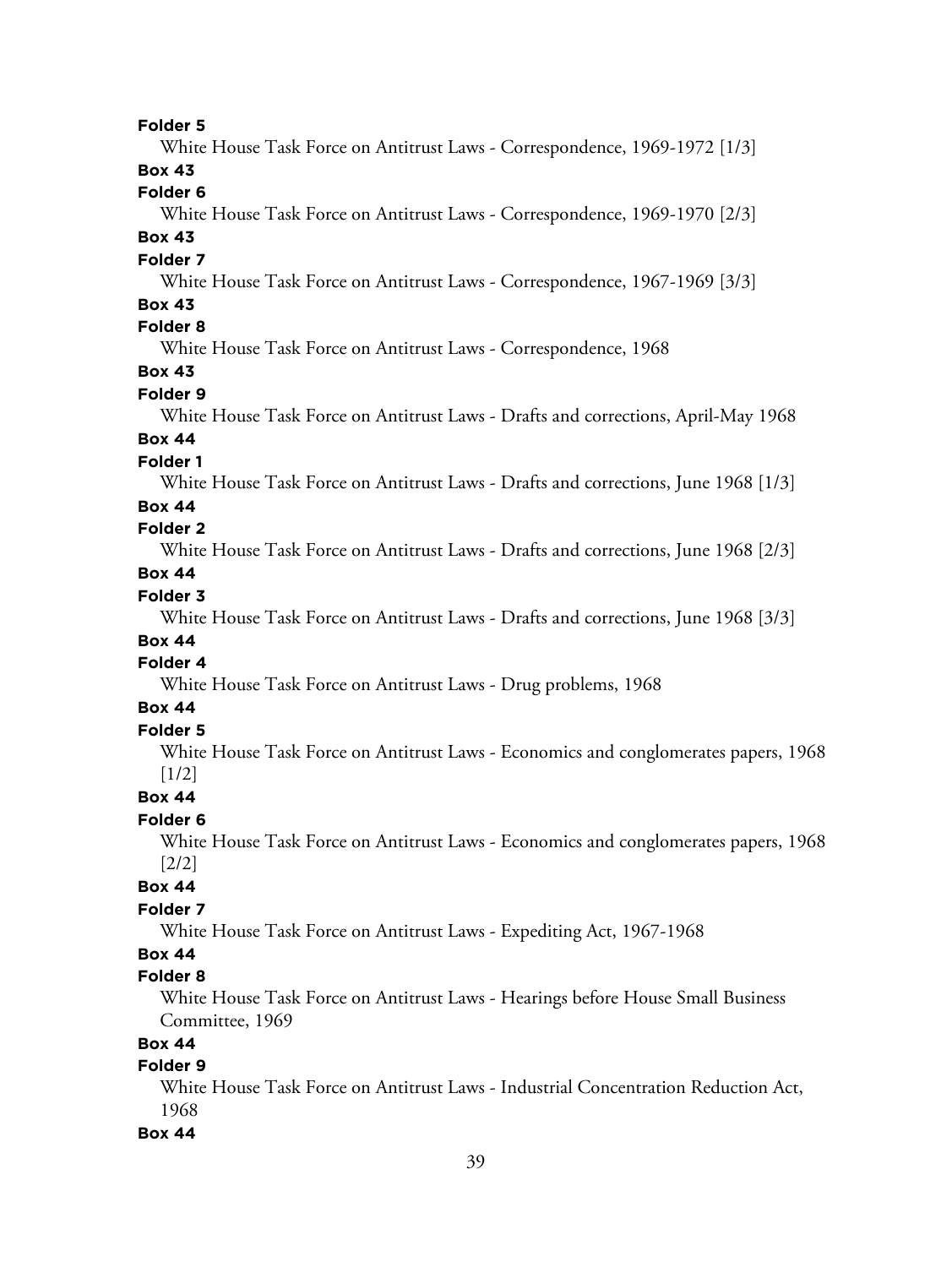**Folder 5**

White House Task Force on Antitrust Laws - Correspondence, 1969-1972 [1/3]

**Box 43**

**Folder 6**

White House Task Force on Antitrust Laws - Correspondence, 1969-1970 [2/3]

**Box 43**

**Folder 7**

White House Task Force on Antitrust Laws - Correspondence, 1967-1969 [3/3]

**Box 43**

**Folder 8**

White House Task Force on Antitrust Laws - Correspondence, 1968

**Box 43**

**Folder 9**

White House Task Force on Antitrust Laws - Drafts and corrections, April-May 1968

**Box 44**

**Folder 1**

White House Task Force on Antitrust Laws - Drafts and corrections, June 1968 [1/3]

**Box 44**

**Folder 2**

White House Task Force on Antitrust Laws - Drafts and corrections, June 1968 [2/3]

**Box 44**

**Folder 3**

White House Task Force on Antitrust Laws - Drafts and corrections, June 1968 [3/3]

**Box 44**

**Folder 4**

White House Task Force on Antitrust Laws - Drug problems, 1968

**Box 44**

**Folder 5**

White House Task Force on Antitrust Laws - Economics and conglomerates papers, 1968 [1/2]

**Box 44**

**Folder 6**

White House Task Force on Antitrust Laws - Economics and conglomerates papers, 1968 [2/2]

**Box 44**

**Folder 7**

White House Task Force on Antitrust Laws - Expediting Act, 1967-1968

**Box 44**

**Folder 8**

White House Task Force on Antitrust Laws - Hearings before House Small Business Committee, 1969

**Box 44**

**Folder 9**

White House Task Force on Antitrust Laws - Industrial Concentration Reduction Act, 1968

**Box 44**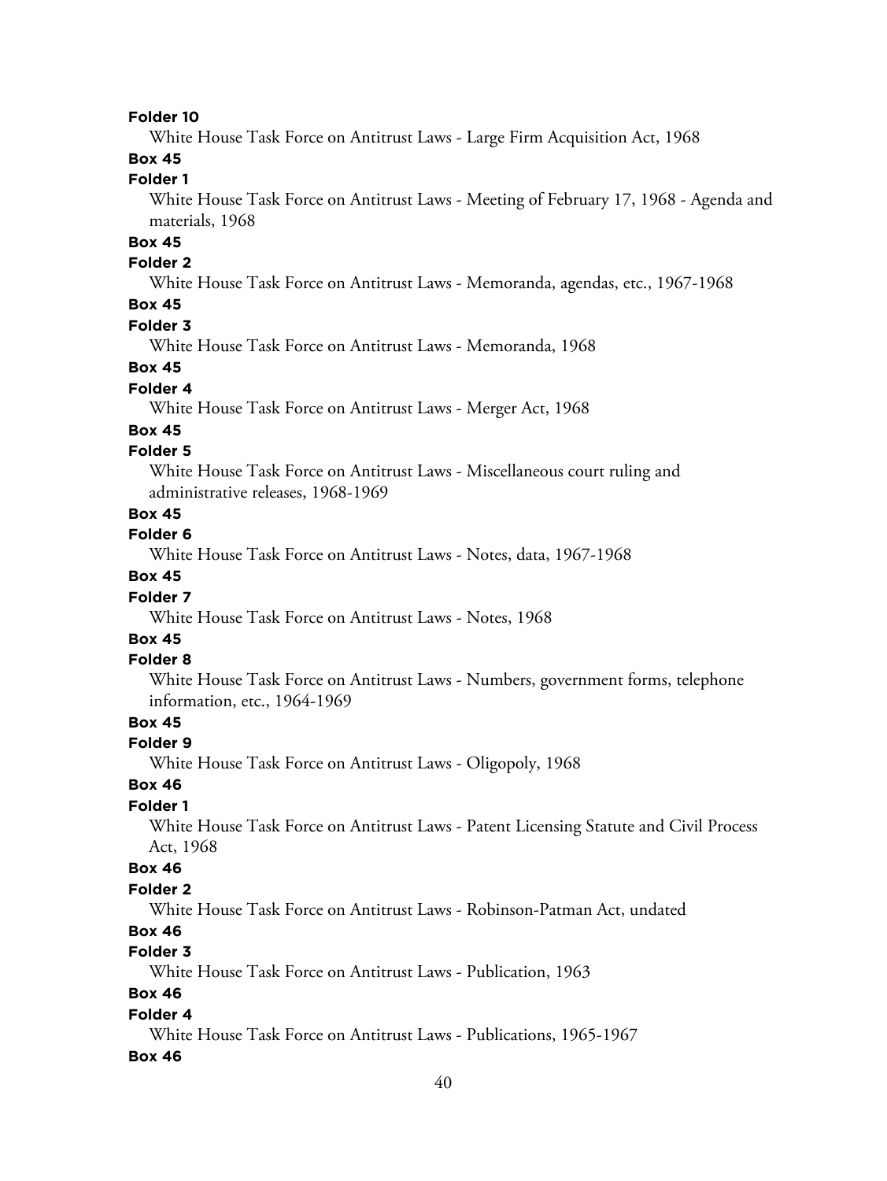**Folder 10**

White House Task Force on Antitrust Laws - Large Firm Acquisition Act, 1968

**Box 45**

**Folder 1**

White House Task Force on Antitrust Laws - Meeting of February 17, 1968 - Agenda and materials, 1968

**Box 45**

**Folder 2**

White House Task Force on Antitrust Laws - Memoranda, agendas, etc., 1967-1968

**Box 45**

**Folder 3**

White House Task Force on Antitrust Laws - Memoranda, 1968

**Box 45**

**Folder 4**

White House Task Force on Antitrust Laws - Merger Act, 1968

**Box 45**

**Folder 5**

White House Task Force on Antitrust Laws - Miscellaneous court ruling and administrative releases, 1968-1969

**Box 45**

**Folder 6**

White House Task Force on Antitrust Laws - Notes, data, 1967-1968

**Box 45**

**Folder 7**

White House Task Force on Antitrust Laws - Notes, 1968

**Box 45**

**Folder 8**

White House Task Force on Antitrust Laws - Numbers, government forms, telephone information, etc., 1964-1969

**Box 45**

**Folder 9**

White House Task Force on Antitrust Laws - Oligopoly, 1968

**Box 46**

**Folder 1**

White House Task Force on Antitrust Laws - Patent Licensing Statute and Civil Process Act, 1968

**Box 46**

**Folder 2**

White House Task Force on Antitrust Laws - Robinson-Patman Act, undated

**Box 46**

**Folder 3**

White House Task Force on Antitrust Laws - Publication, 1963

**Box 46**

**Folder 4**

White House Task Force on Antitrust Laws - Publications, 1965-1967

**Box 46**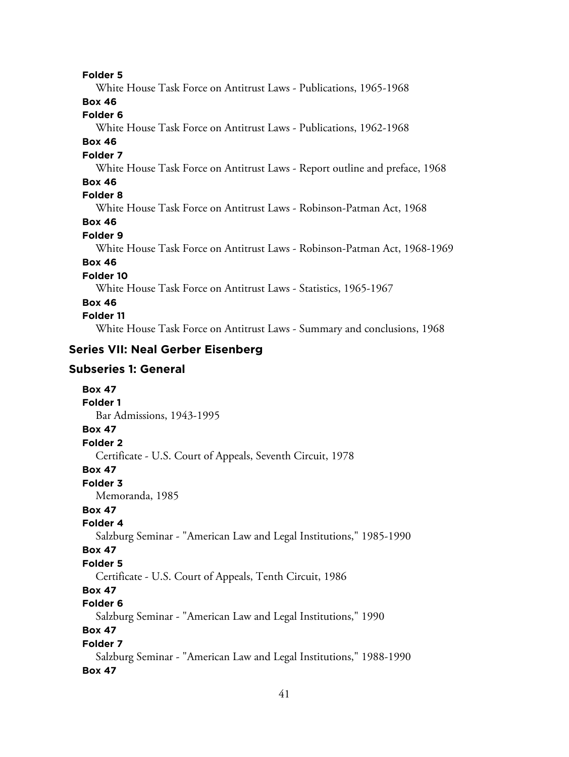**Folder 5**

White House Task Force on Antitrust Laws - Publications, 1965-1968

**Box 46**

**Folder 6**

White House Task Force on Antitrust Laws - Publications, 1962-1968

**Box 46**

**Folder 7**

White House Task Force on Antitrust Laws - Report outline and preface, 1968

**Box 46**

**Folder 8**

White House Task Force on Antitrust Laws - Robinson-Patman Act, 1968

**Box 46**

**Folder 9**

White House Task Force on Antitrust Laws - Robinson-Patman Act, 1968-1969

**Box 46**

**Folder 10**

White House Task Force on Antitrust Laws - Statistics, 1965-1967

**Box 46**

**Folder 11**

White House Task Force on Antitrust Laws - Summary and conclusions, 1968

## Series VII: Neal Gerber Eisenberg

### Subseries 1: General

**Box 47**

**Folder 1**

Bar Admissions, 1943-1995

**Box 47**

**Folder 2**

Certificate - U.S. Court of Appeals, Seventh Circuit, 1978

**Box 47**

**Folder 3**

Memoranda, 1985

**Box 47**

**Folder 4**

Salzburg Seminar - "American Law and Legal Institutions," 1985-1990

**Box 47**

**Folder 5**

Certificate - U.S. Court of Appeals, Tenth Circuit, 1986

**Box 47**

**Folder 6**

Salzburg Seminar - "American Law and Legal Institutions," 1990

**Box 47**

**Folder 7**

Salzburg Seminar - "American Law and Legal Institutions," 1988-1990

**Box 47**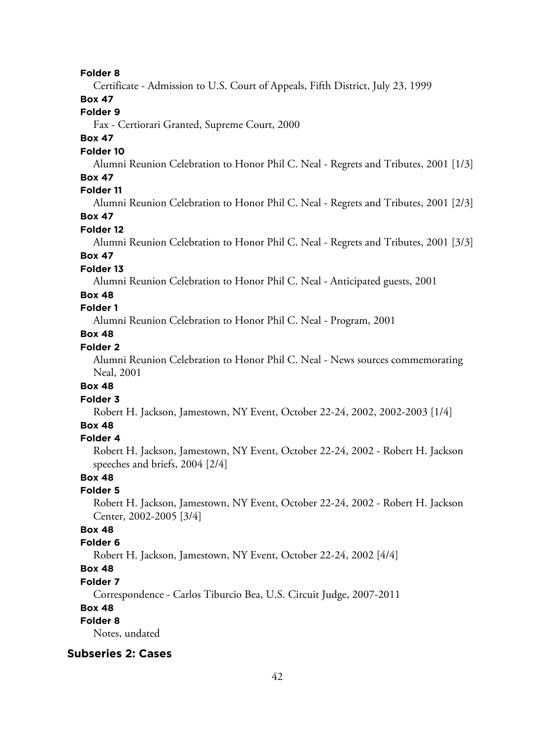**Folder 8**

Certificate - Admission to U.S. Court of Appeals, Fifth District, July 23, 1999

**Box 47**

**Folder 9**

Fax - Certiorari Granted, Supreme Court, 2000

**Box 47**

**Folder 10**

Alumni Reunion Celebration to Honor Phil C. Neal - Regrets and Tributes, 2001 [1/3]

**Box 47**

**Folder 11**

Alumni Reunion Celebration to Honor Phil C. Neal - Regrets and Tributes, 2001 [2/3]

**Box 47**

**Folder 12**

Alumni Reunion Celebration to Honor Phil C. Neal - Regrets and Tributes, 2001 [3/3]

**Box 47**

**Folder 13**

Alumni Reunion Celebration to Honor Phil C. Neal - Anticipated guests, 2001

**Box 48**

**Folder 1**

Alumni Reunion Celebration to Honor Phil C. Neal - Program, 2001

**Box 48**

**Folder 2**

Alumni Reunion Celebration to Honor Phil C. Neal - News sources commemorating Neal, 2001

**Box 48**

**Folder 3**

Robert H. Jackson, Jamestown, NY Event, October 22-24, 2002, 2002-2003 [1/4]

**Box 48**

**Folder 4**

Robert H. Jackson, Jamestown, NY Event, October 22-24, 2002 - Robert H. Jackson speeches and briefs, 2004 [2/4]

**Box 48**

**Folder 5**

Robert H. Jackson, Jamestown, NY Event, October 22-24, 2002 - Robert H. Jackson Center, 2002-2005 [3/4]

**Box 48**

**Folder 6**

Robert H. Jackson, Jamestown, NY Event, October 22-24, 2002 [4/4]

**Box 48**

**Folder 7**

Correspondence - Carlos Tiburcio Bea, U.S. Circuit Judge, 2007-2011

**Box 48**

**Folder 8**

Notes, undated

## Subseries 2: Cases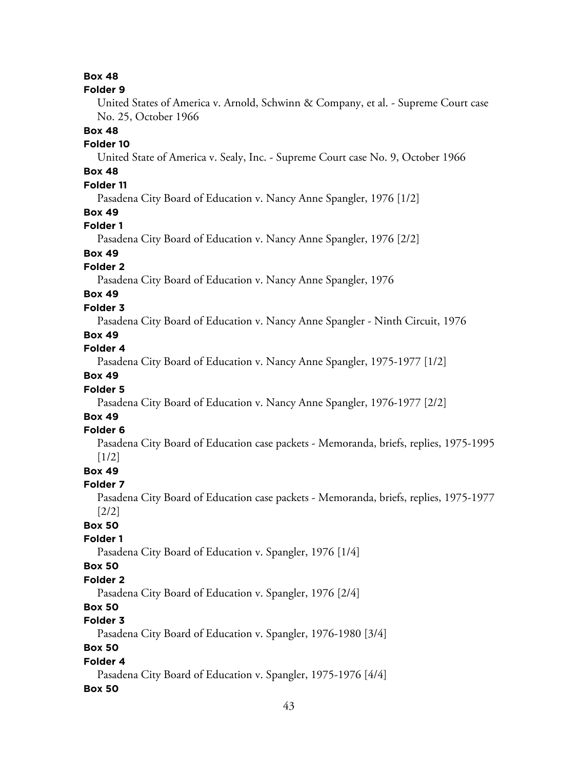**Box 48**

**Folder 9**

United States of America v. Arnold, Schwinn & Company, et al. - Supreme Court case No. 25, October 1966

**Box 48**

**Folder 10**

United State of America v. Sealy, Inc. - Supreme Court case No. 9, October 1966

**Box 48**

**Folder 11**

Pasadena City Board of Education v. Nancy Anne Spangler, 1976 [1/2]

**Box 49**

**Folder 1**

Pasadena City Board of Education v. Nancy Anne Spangler, 1976 [2/2]

**Box 49**

**Folder 2**

Pasadena City Board of Education v. Nancy Anne Spangler, 1976

**Box 49**

**Folder 3**

Pasadena City Board of Education v. Nancy Anne Spangler - Ninth Circuit, 1976

**Box 49**

**Folder 4**

Pasadena City Board of Education v. Nancy Anne Spangler, 1975-1977 [1/2]

**Box 49**

**Folder 5**

Pasadena City Board of Education v. Nancy Anne Spangler, 1976-1977 [2/2]

**Box 49**

**Folder 6**

Pasadena City Board of Education case packets - Memoranda, briefs, replies, 1975-1995 [1/2]

**Box 49**

**Folder 7**

Pasadena City Board of Education case packets - Memoranda, briefs, replies, 1975-1977 [2/2]

**Box 50**

**Folder 1**

Pasadena City Board of Education v. Spangler, 1976 [1/4]

**Box 50**

**Folder 2**

Pasadena City Board of Education v. Spangler, 1976 [2/4]

**Box 50**

**Folder 3**

Pasadena City Board of Education v. Spangler, 1976-1980 [3/4]

**Box 50**

**Folder 4**

Pasadena City Board of Education v. Spangler, 1975-1976 [4/4]

**Box 50**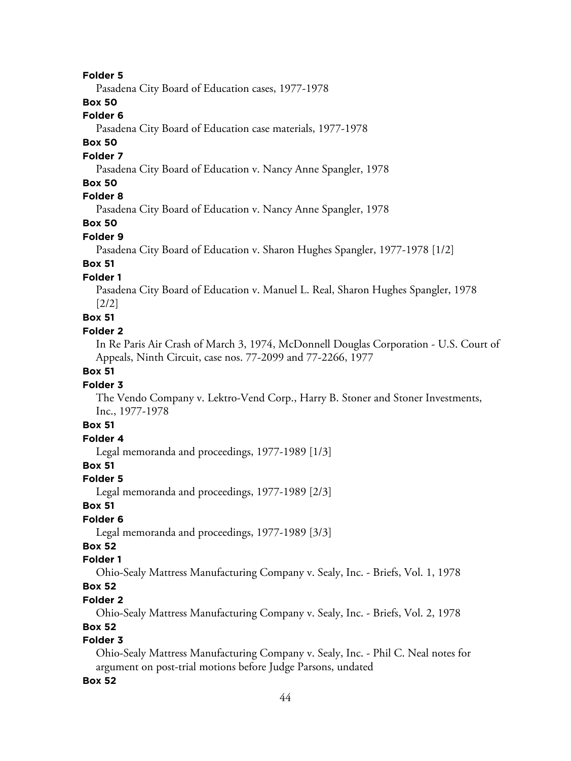**Folder 5**

Pasadena City Board of Education cases, 1977-1978

**Box 50**

**Folder 6**

Pasadena City Board of Education case materials, 1977-1978

**Box 50**

**Folder 7**

Pasadena City Board of Education v. Nancy Anne Spangler, 1978

**Box 50**

**Folder 8**

Pasadena City Board of Education v. Nancy Anne Spangler, 1978

**Box 50**

**Folder 9**

Pasadena City Board of Education v. Sharon Hughes Spangler, 1977-1978 [1/2]

**Box 51**

**Folder 1**

Pasadena City Board of Education v. Manuel L. Real, Sharon Hughes Spangler, 1978 [2/2]

**Box 51**

**Folder 2**

In Re Paris Air Crash of March 3, 1974, McDonnell Douglas Corporation - U.S. Court of Appeals, Ninth Circuit, case nos. 77-2099 and 77-2266, 1977

**Box 51**

**Folder 3**

The Vendo Company v. Lektro-Vend Corp., Harry B. Stoner and Stoner Investments, Inc., 1977-1978

**Box 51**

**Folder 4**

Legal memoranda and proceedings, 1977-1989 [1/3]

**Box 51**

**Folder 5**

Legal memoranda and proceedings, 1977-1989 [2/3]

**Box 51**

**Folder 6**

Legal memoranda and proceedings, 1977-1989 [3/3]

**Box 52**

**Folder 1**

Ohio-Sealy Mattress Manufacturing Company v. Sealy, Inc. - Briefs, Vol. 1, 1978

**Box 52**

**Folder 2**

Ohio-Sealy Mattress Manufacturing Company v. Sealy, Inc. - Briefs, Vol. 2, 1978

**Box 52**

**Folder 3**

Ohio-Sealy Mattress Manufacturing Company v. Sealy, Inc. - Phil C. Neal notes for argument on post-trial motions before Judge Parsons, undated

**Box 52**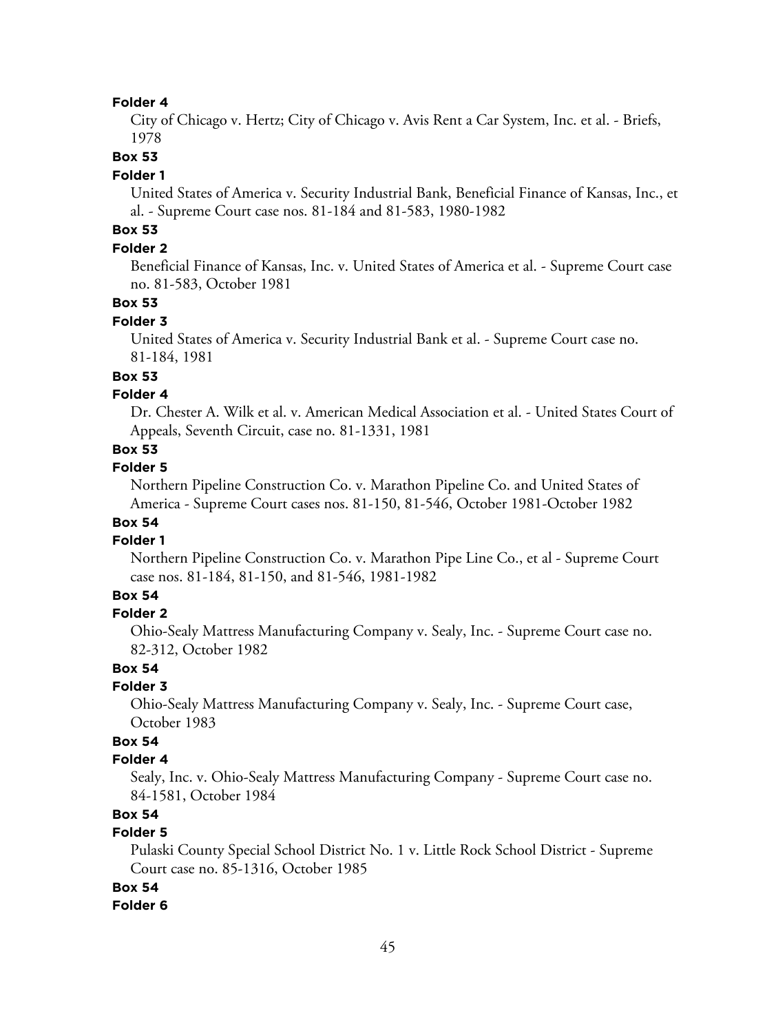**Folder 4**

City of Chicago v. Hertz; City of Chicago v. Avis Rent a Car System, Inc. et al. - Briefs, 1978

**Box 53**

**Folder 1**

United States of America v. Security Industrial Bank, Beneficial Finance of Kansas, Inc., et al. - Supreme Court case nos. 81-184 and 81-583, 1980-1982

**Box 53**

**Folder 2**

Beneficial Finance of Kansas, Inc. v. United States of America et al. - Supreme Court case no. 81-583, October 1981

**Box 53**

**Folder 3**

United States of America v. Security Industrial Bank et al. - Supreme Court case no. 81-184, 1981

**Box 53**

**Folder 4**

Dr. Chester A. Wilk et al. v. American Medical Association et al. - United States Court of Appeals, Seventh Circuit, case no. 81-1331, 1981

**Box 53**

**Folder 5**

Northern Pipeline Construction Co. v. Marathon Pipeline Co. and United States of America - Supreme Court cases nos. 81-150, 81-546, October 1981-October 1982

**Box 54**

**Folder 1**

Northern Pipeline Construction Co. v. Marathon Pipe Line Co., et al - Supreme Court case nos. 81-184, 81-150, and 81-546, 1981-1982

**Box 54**

**Folder 2**

Ohio-Sealy Mattress Manufacturing Company v. Sealy, Inc. - Supreme Court case no. 82-312, October 1982

**Box 54**

**Folder 3**

Ohio-Sealy Mattress Manufacturing Company v. Sealy, Inc. - Supreme Court case, October 1983

**Box 54**

**Folder 4**

Sealy, Inc. v. Ohio-Sealy Mattress Manufacturing Company - Supreme Court case no. 84-1581, October 1984

**Box 54**

**Folder 5**

Pulaski County Special School District No. 1 v. Little Rock School District - Supreme Court case no. 85-1316, October 1985

**Box 54**

**Folder 6**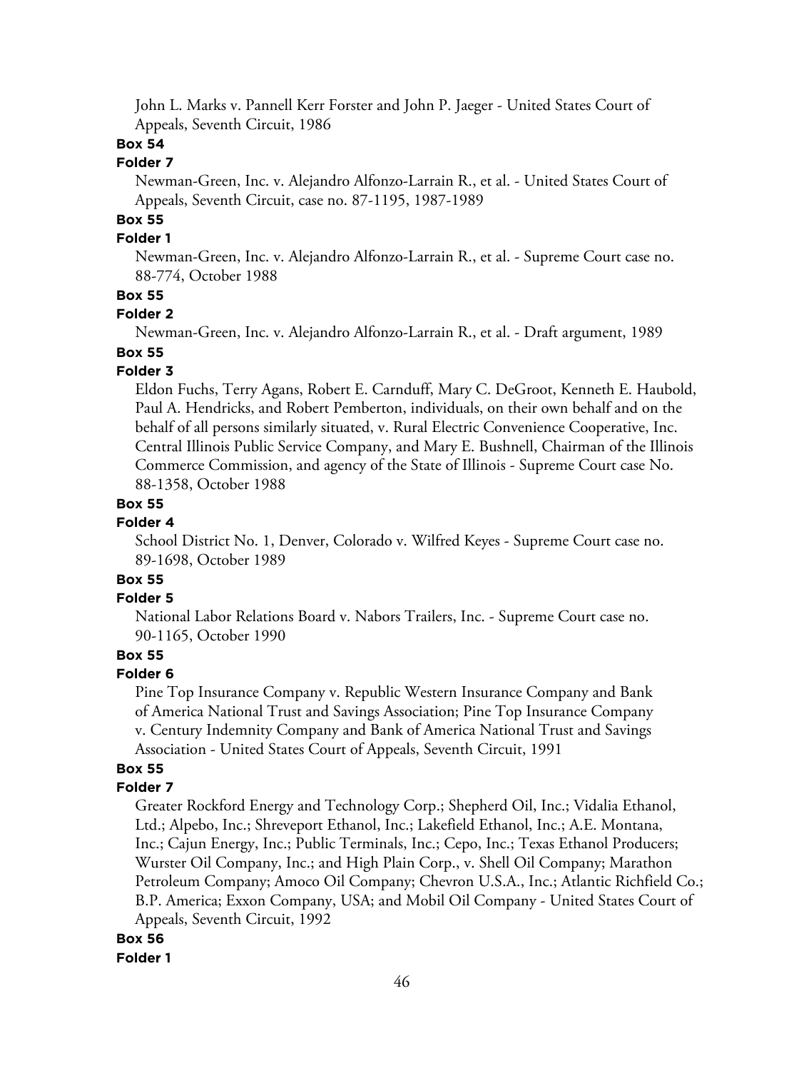John L. Marks v. Pannell Kerr Forster and John P. Jaeger - United States Court of Appeals, Seventh Circuit, 1986

**Box 54**

**Folder 7**

Newman-Green, Inc. v. Alejandro Alfonzo-Larrain R., et al. - United States Court of Appeals, Seventh Circuit, case no. 87-1195, 1987-1989

**Box 55**

**Folder 1**

Newman-Green, Inc. v. Alejandro Alfonzo-Larrain R., et al. - Supreme Court case no. 88-774, October 1988

**Box 55**

**Folder 2**

Newman-Green, Inc. v. Alejandro Alfonzo-Larrain R., et al. - Draft argument, 1989

**Box 55**

**Folder 3**

Eldon Fuchs, Terry Agans, Robert E. Carnduff, Mary C. DeGroot, Kenneth E. Haubold, Paul A. Hendricks, and Robert Pemberton, individuals, on their own behalf and on the behalf of all persons similarly situated, v. Rural Electric Convenience Cooperative, Inc. Central Illinois Public Service Company, and Mary E. Bushnell, Chairman of the Illinois Commerce Commission, and agency of the State of Illinois - Supreme Court case No. 88-1358, October 1988

**Box 55**

**Folder 4**

School District No. 1, Denver, Colorado v. Wilfred Keyes - Supreme Court case no. 89-1698, October 1989

**Box 55**

**Folder 5**

National Labor Relations Board v. Nabors Trailers, Inc. - Supreme Court case no. 90-1165, October 1990

**Box 55**

**Folder 6**

Pine Top Insurance Company v. Republic Western Insurance Company and Bank of America National Trust and Savings Association; Pine Top Insurance Company v. Century Indemnity Company and Bank of America National Trust and Savings Association - United States Court of Appeals, Seventh Circuit, 1991

**Box 55**

**Folder 7**

Greater Rockford Energy and Technology Corp.; Shepherd Oil, Inc.; Vidalia Ethanol, Ltd.; Alpebo, Inc.; Shreveport Ethanol, Inc.; Lakefield Ethanol, Inc.; A.E. Montana, Inc.; Cajun Energy, Inc.; Public Terminals, Inc.; Cepo, Inc.; Texas Ethanol Producers; Wurster Oil Company, Inc.; and High Plain Corp., v. Shell Oil Company; Marathon Petroleum Company; Amoco Oil Company; Chevron U.S.A., Inc.; Atlantic Richfield Co.; B.P. America; Exxon Company, USA; and Mobil Oil Company - United States Court of Appeals, Seventh Circuit, 1992

**Box 56**

**Folder 1**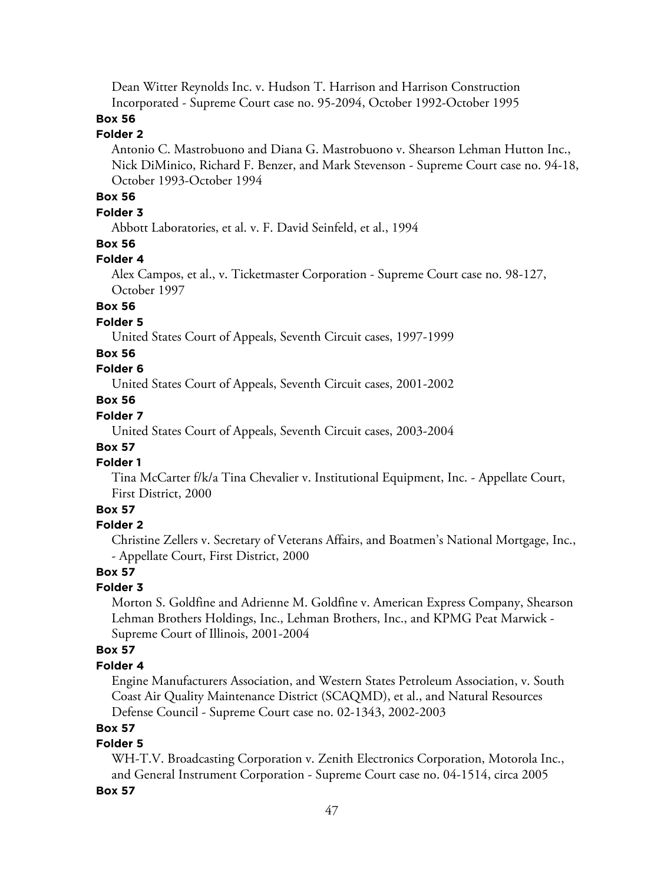Dean Witter Reynolds Inc. v. Hudson T. Harrison and Harrison Construction Incorporated - Supreme Court case no. 95-2094, October 1992-October 1995

**Box 56**

**Folder 2**

Antonio C. Mastrobuono and Diana G. Mastrobuono v. Shearson Lehman Hutton Inc., Nick DiMinico, Richard F. Benzer, and Mark Stevenson - Supreme Court case no. 94-18, October 1993-October 1994

**Box 56**

**Folder 3**

Abbott Laboratories, et al. v. F. David Seinfeld, et al., 1994

**Box 56**

**Folder 4**

Alex Campos, et al., v. Ticketmaster Corporation - Supreme Court case no. 98-127, October 1997

**Box 56**

**Folder 5**

United States Court of Appeals, Seventh Circuit cases, 1997-1999

**Box 56**

**Folder 6**

United States Court of Appeals, Seventh Circuit cases, 2001-2002

**Box 56**

**Folder 7**

United States Court of Appeals, Seventh Circuit cases, 2003-2004

**Box 57**

**Folder 1**

Tina McCarter f/k/a Tina Chevalier v. Institutional Equipment, Inc. - Appellate Court, First District, 2000

**Box 57**

**Folder 2**

Christine Zellers v. Secretary of Veterans Affairs, and Boatmen's National Mortgage, Inc., - Appellate Court, First District, 2000

**Box 57**

**Folder 3**

Morton S. Goldfine and Adrienne M. Goldfine v. American Express Company, Shearson Lehman Brothers Holdings, Inc., Lehman Brothers, Inc., and KPMG Peat Marwick - Supreme Court of Illinois, 2001-2004

**Box 57**

**Folder 4**

Engine Manufacturers Association, and Western States Petroleum Association, v. South Coast Air Quality Maintenance District (SCAQMD), et al., and Natural Resources Defense Council - Supreme Court case no. 02-1343, 2002-2003

**Box 57**

**Folder 5**

WH-T.V. Broadcasting Corporation v. Zenith Electronics Corporation, Motorola Inc., and General Instrument Corporation - Supreme Court case no. 04-1514, circa 2005

**Box 57**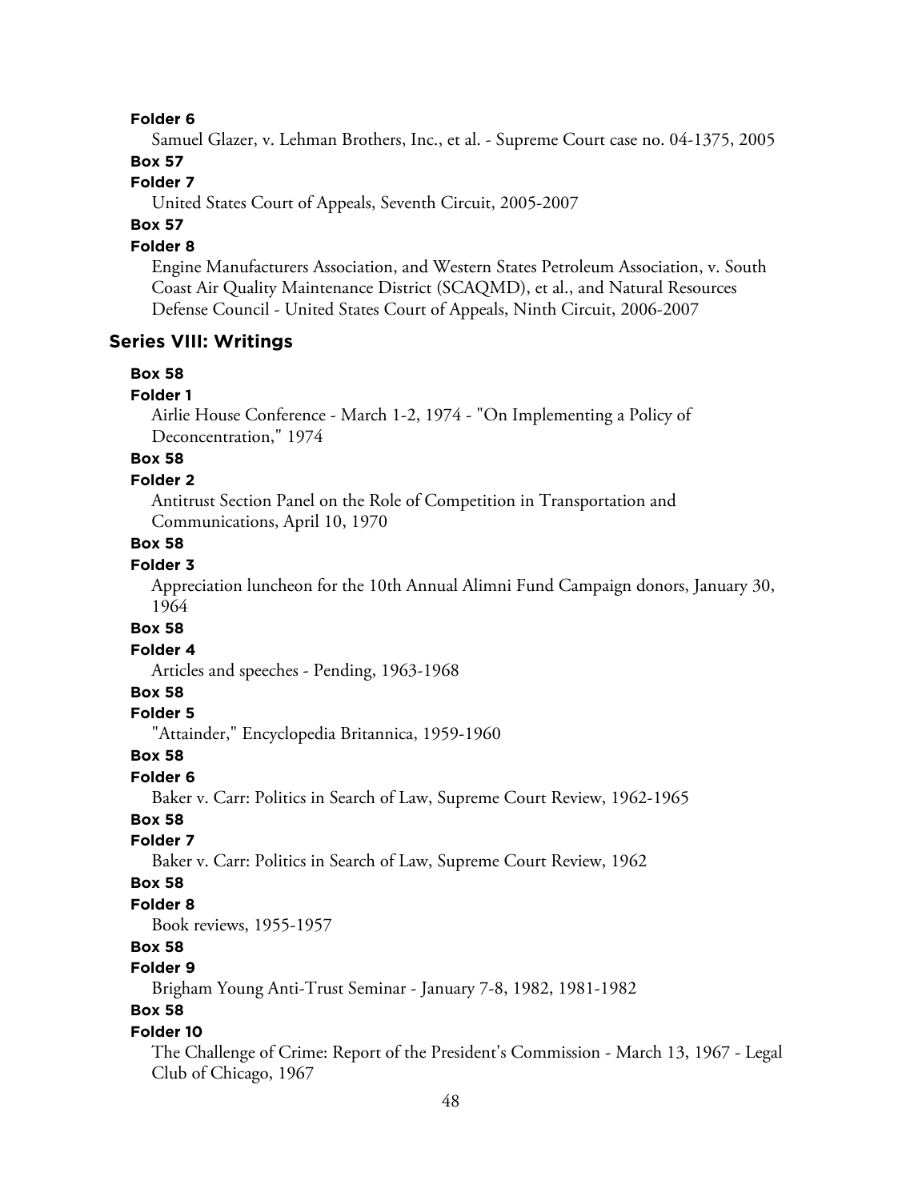**Folder 6**

Samuel Glazer, v. Lehman Brothers, Inc., et al. - Supreme Court case no. 04-1375, 2005

**Box 57**

**Folder 7**

United States Court of Appeals, Seventh Circuit, 2005-2007

**Box 57**

**Folder 8**

Engine Manufacturers Association, and Western States Petroleum Association, v. South Coast Air Quality Maintenance District (SCAQMD), et al., and Natural Resources Defense Council - United States Court of Appeals, Ninth Circuit, 2006-2007

## Series VIII: Writings

**Box 58**

**Folder 1**

Airlie House Conference - March 1-2, 1974 - "On Implementing a Policy of Deconcentration," 1974

**Box 58**

**Folder 2**

Antitrust Section Panel on the Role of Competition in Transportation and Communications, April 10, 1970

**Box 58**

**Folder 3**

Appreciation luncheon for the 10th Annual Alimni Fund Campaign donors, January 30, 1964

**Box 58**

**Folder 4**

Articles and speeches - Pending, 1963-1968

**Box 58**

**Folder 5**

"Attainder," Encyclopedia Britannica, 1959-1960

**Box 58**

**Folder 6**

Baker v. Carr: Politics in Search of Law, Supreme Court Review, 1962-1965

**Box 58**

**Folder 7**

Baker v. Carr: Politics in Search of Law, Supreme Court Review, 1962

**Box 58**

**Folder 8**

Book reviews, 1955-1957

**Box 58**

**Folder 9**

Brigham Young Anti-Trust Seminar - January 7-8, 1982, 1981-1982

**Box 58**

**Folder 10**

The Challenge of Crime: Report of the President's Commission - March 13, 1967 - Legal Club of Chicago, 1967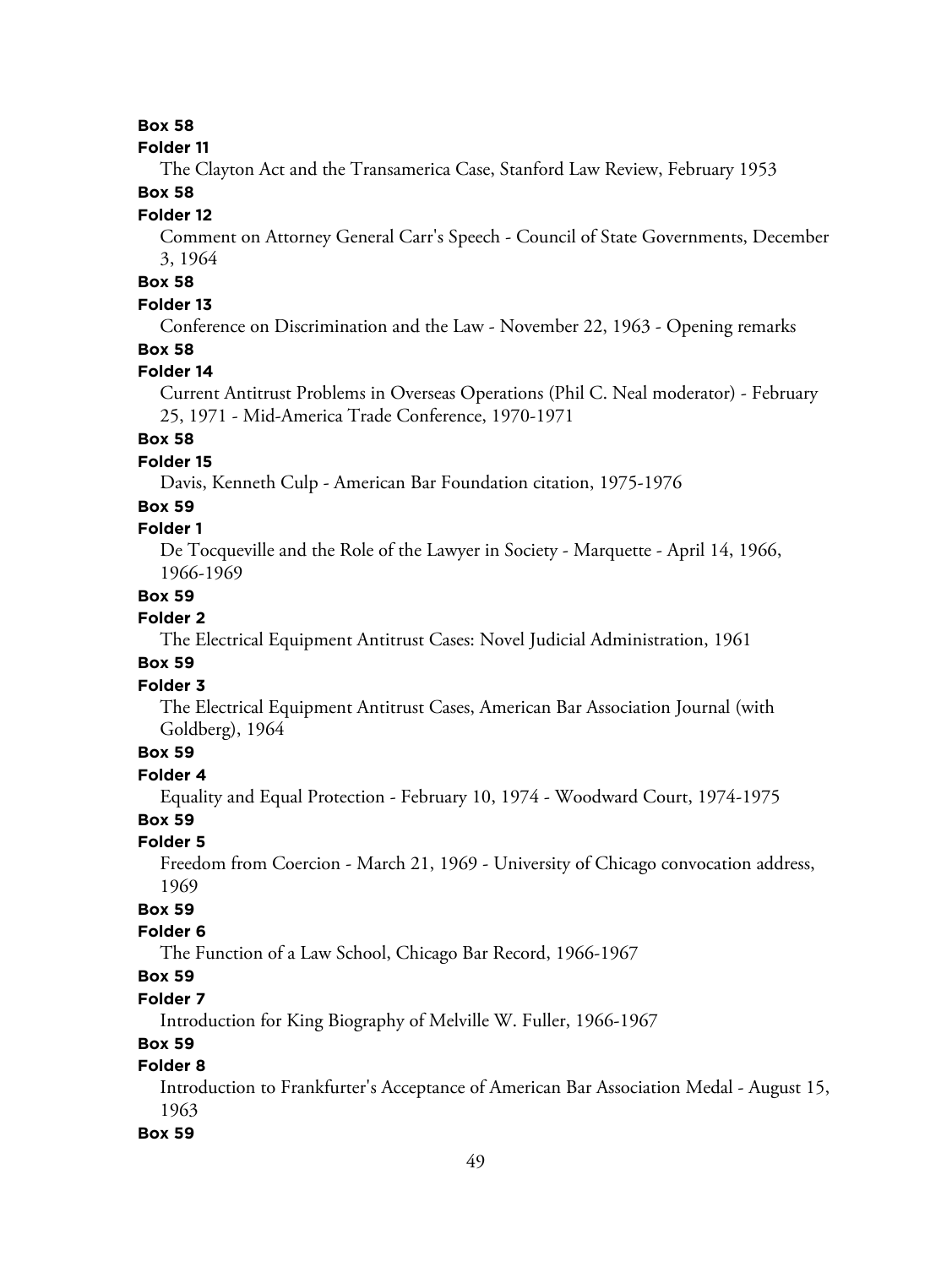**Box 58**

**Folder 11**

The Clayton Act and the Transamerica Case, Stanford Law Review, February 1953

**Box 58**

**Folder 12**

Comment on Attorney General Carr's Speech - Council of State Governments, December 3, 1964

**Box 58**

**Folder 13**

Conference on Discrimination and the Law - November 22, 1963 - Opening remarks

**Box 58**

**Folder 14**

Current Antitrust Problems in Overseas Operations (Phil C. Neal moderator) - February 25, 1971 - Mid-America Trade Conference, 1970-1971

**Box 58**

**Folder 15**

Davis, Kenneth Culp - American Bar Foundation citation, 1975-1976

**Box 59**

**Folder 1**

De Tocqueville and the Role of the Lawyer in Society - Marquette - April 14, 1966, 1966-1969

**Box 59**

**Folder 2**

The Electrical Equipment Antitrust Cases: Novel Judicial Administration, 1961

**Box 59**

**Folder 3**

The Electrical Equipment Antitrust Cases, American Bar Association Journal (with Goldberg), 1964

**Box 59**

**Folder 4**

Equality and Equal Protection - February 10, 1974 - Woodward Court, 1974-1975

**Box 59**

**Folder 5**

Freedom from Coercion - March 21, 1969 - University of Chicago convocation address, 1969

**Box 59**

**Folder 6**

The Function of a Law School, Chicago Bar Record, 1966-1967

**Box 59**

**Folder 7**

Introduction for King Biography of Melville W. Fuller, 1966-1967

**Box 59**

**Folder 8**

Introduction to Frankfurter's Acceptance of American Bar Association Medal - August 15, 1963

**Box 59**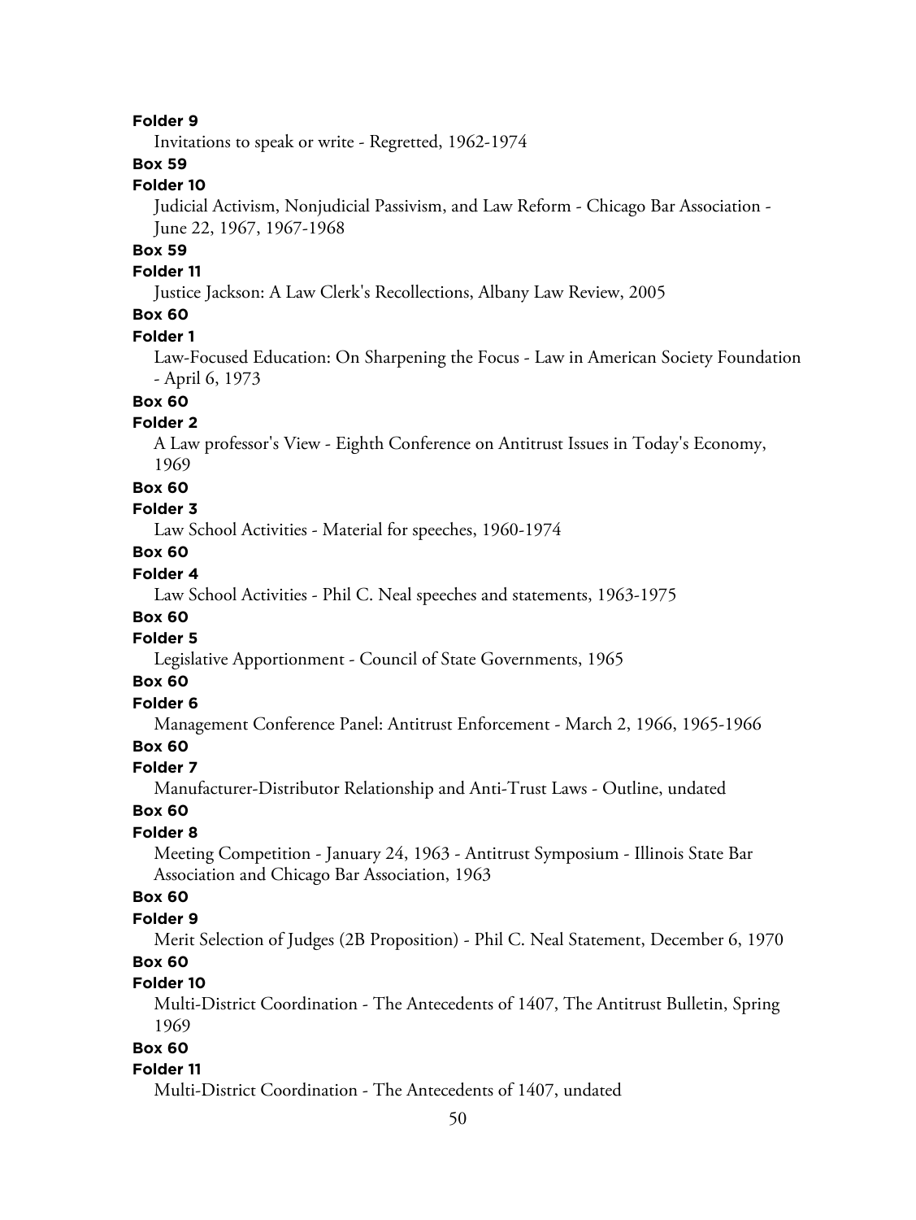**Folder 9**

Invitations to speak or write - Regretted, 1962-1974

**Box 59**

**Folder 10**

Judicial Activism, Nonjudicial Passivism, and Law Reform - Chicago Bar Association - June 22, 1967, 1967-1968

**Box 59**

**Folder 11**

Justice Jackson: A Law Clerk's Recollections, Albany Law Review, 2005

**Box 60**

**Folder 1**

Law-Focused Education: On Sharpening the Focus - Law in American Society Foundation - April 6, 1973

**Box 60**

**Folder 2**

A Law professor's View - Eighth Conference on Antitrust Issues in Today's Economy, 1969

**Box 60**

**Folder 3**

Law School Activities - Material for speeches, 1960-1974

**Box 60**

**Folder 4**

Law School Activities - Phil C. Neal speeches and statements, 1963-1975

**Box 60**

**Folder 5**

Legislative Apportionment - Council of State Governments, 1965

**Box 60**

**Folder 6**

Management Conference Panel: Antitrust Enforcement - March 2, 1966, 1965-1966

**Box 60**

**Folder 7**

Manufacturer-Distributor Relationship and Anti-Trust Laws - Outline, undated

**Box 60**

**Folder 8**

Meeting Competition - January 24, 1963 - Antitrust Symposium - Illinois State Bar Association and Chicago Bar Association, 1963

**Box 60**

**Folder 9**

Merit Selection of Judges (2B Proposition) - Phil C. Neal Statement, December 6, 1970

**Box 60**

**Folder 10**

Multi-District Coordination - The Antecedents of 1407, The Antitrust Bulletin, Spring 1969

**Box 60**

**Folder 11**

Multi-District Coordination - The Antecedents of 1407, undated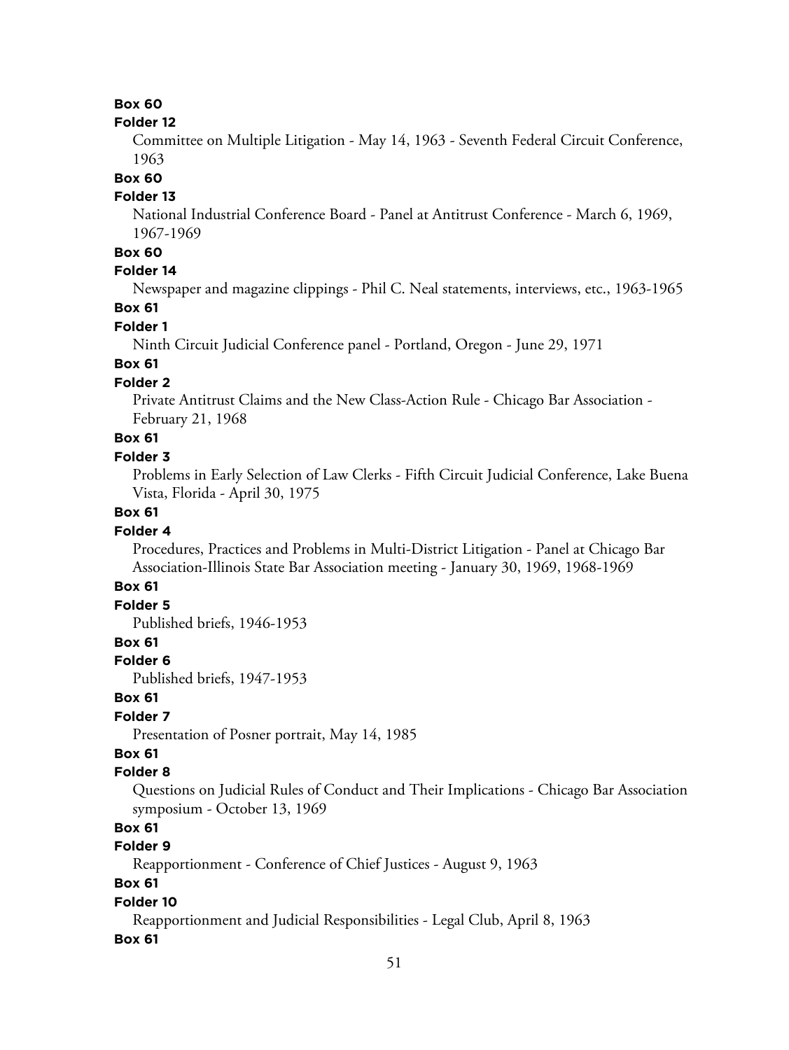**Box 60**

**Folder 12**

Committee on Multiple Litigation - May 14, 1963 - Seventh Federal Circuit Conference, 1963

**Box 60**

**Folder 13**

National Industrial Conference Board - Panel at Antitrust Conference - March 6, 1969, 1967-1969

**Box 60**

**Folder 14**

Newspaper and magazine clippings - Phil C. Neal statements, interviews, etc., 1963-1965

**Box 61**

**Folder 1**

Ninth Circuit Judicial Conference panel - Portland, Oregon - June 29, 1971

**Box 61**

**Folder 2**

Private Antitrust Claims and the New Class-Action Rule - Chicago Bar Association - February 21, 1968

**Box 61**

**Folder 3**

Problems in Early Selection of Law Clerks - Fifth Circuit Judicial Conference, Lake Buena Vista, Florida - April 30, 1975

**Box 61**

**Folder 4**

Procedures, Practices and Problems in Multi-District Litigation - Panel at Chicago Bar Association-Illinois State Bar Association meeting - January 30, 1969, 1968-1969

**Box 61**

**Folder 5**

Published briefs, 1946-1953

**Box 61**

**Folder 6**

Published briefs, 1947-1953

**Box 61**

**Folder 7**

Presentation of Posner portrait, May 14, 1985

**Box 61**

**Folder 8**

Questions on Judicial Rules of Conduct and Their Implications - Chicago Bar Association symposium - October 13, 1969

**Box 61**

**Folder 9**

Reapportionment - Conference of Chief Justices - August 9, 1963

**Box 61**

**Folder 10**

Reapportionment and Judicial Responsibilities - Legal Club, April 8, 1963

**Box 61**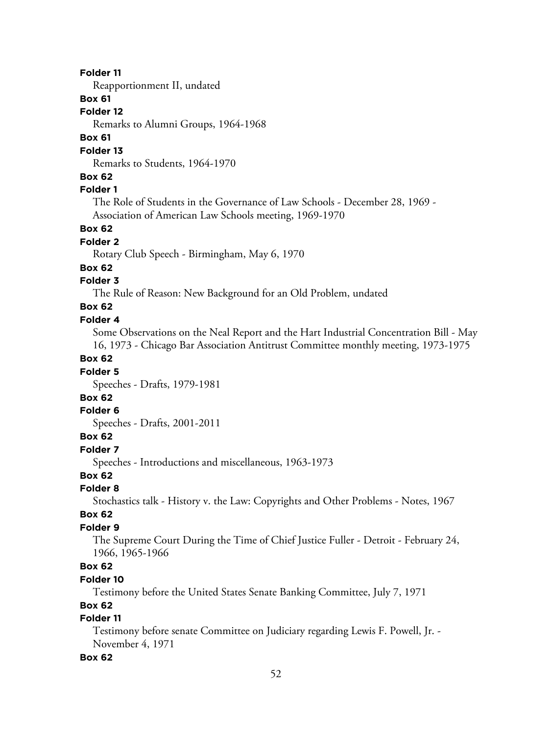**Folder 11**

Reapportionment II, undated

**Box 61**

**Folder 12**

Remarks to Alumni Groups, 1964-1968

**Box 61**

**Folder 13**

Remarks to Students, 1964-1970

**Box 62**

**Folder 1**

The Role of Students in the Governance of Law Schools - December 28, 1969 - Association of American Law Schools meeting, 1969-1970

**Box 62**

**Folder 2**

Rotary Club Speech - Birmingham, May 6, 1970

**Box 62**

**Folder 3**

The Rule of Reason: New Background for an Old Problem, undated

**Box 62**

**Folder 4**

Some Observations on the Neal Report and the Hart Industrial Concentration Bill - May 16, 1973 - Chicago Bar Association Antitrust Committee monthly meeting, 1973-1975

**Box 62**

**Folder 5**

Speeches - Drafts, 1979-1981

**Box 62**

**Folder 6**

Speeches - Drafts, 2001-2011

**Box 62**

**Folder 7**

Speeches - Introductions and miscellaneous, 1963-1973

**Box 62**

**Folder 8**

Stochastics talk - History v. the Law: Copyrights and Other Problems - Notes, 1967

**Box 62**

**Folder 9**

The Supreme Court During the Time of Chief Justice Fuller - Detroit - February 24, 1966, 1965-1966

**Box 62**

**Folder 10**

Testimony before the United States Senate Banking Committee, July 7, 1971

**Box 62**

**Folder 11**

Testimony before senate Committee on Judiciary regarding Lewis F. Powell, Jr. - November 4, 1971

**Box 62**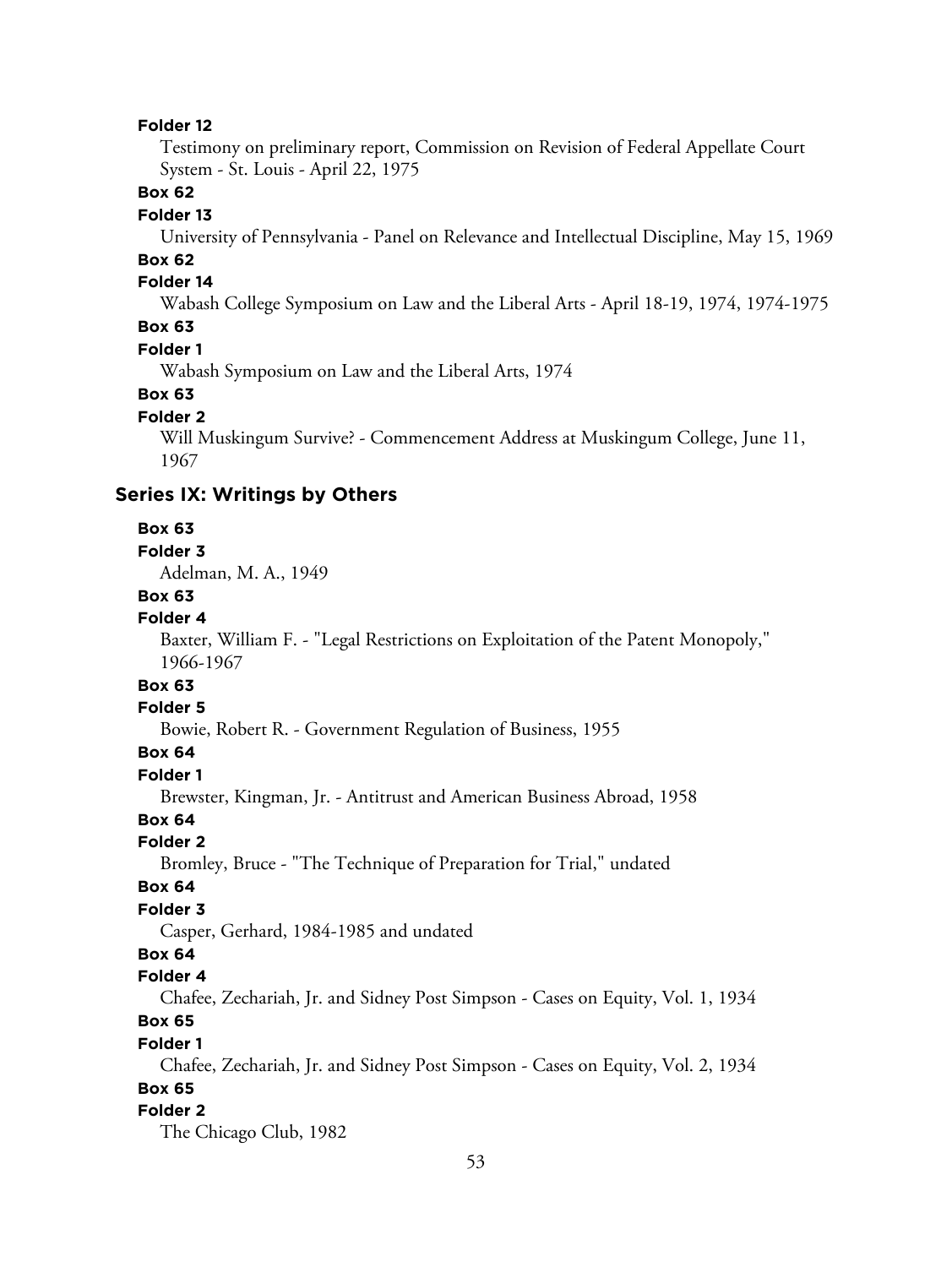**Folder 12**

Testimony on preliminary report, Commission on Revision of Federal Appellate Court System - St. Louis - April 22, 1975

**Box 62**

**Folder 13**

University of Pennsylvania - Panel on Relevance and Intellectual Discipline, May 15, 1969

**Box 62**

**Folder 14**

Wabash College Symposium on Law and the Liberal Arts - April 18-19, 1974, 1974-1975

**Box 63**

**Folder 1**

Wabash Symposium on Law and the Liberal Arts, 1974

**Box 63**

**Folder 2**

Will Muskingum Survive? - Commencement Address at Muskingum College, June 11, 1967

## Series IX: Writings by Others

**Box 63**

**Folder 3**

Adelman, M. A., 1949

**Box 63**

**Folder 4**

Baxter, William F. - "Legal Restrictions on Exploitation of the Patent Monopoly," 1966-1967

**Box 63**

**Folder 5**

Bowie, Robert R. - Government Regulation of Business, 1955

**Box 64**

**Folder 1**

Brewster, Kingman, Jr. - Antitrust and American Business Abroad, 1958

**Box 64**

**Folder 2**

Bromley, Bruce - "The Technique of Preparation for Trial," undated

**Box 64**

**Folder 3**

Casper, Gerhard, 1984-1985 and undated

**Box 64**

**Folder 4**

Chafee, Zechariah, Jr. and Sidney Post Simpson - Cases on Equity, Vol. 1, 1934

**Box 65**

**Folder 1**

Chafee, Zechariah, Jr. and Sidney Post Simpson - Cases on Equity, Vol. 2, 1934

**Box 65**

**Folder 2**

The Chicago Club, 1982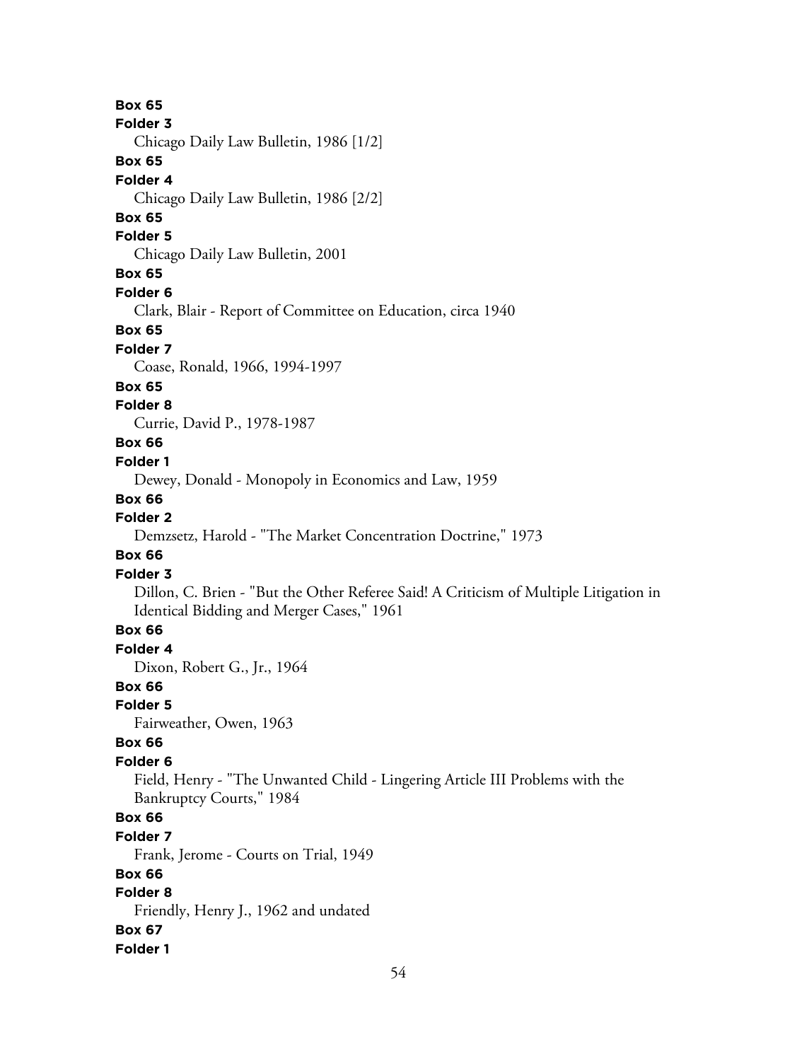**Box 65**
**Folder 3**
Chicago Daily Law Bulletin, 1986 [1/2]
**Box 65**
**Folder 4**
Chicago Daily Law Bulletin, 1986 [2/2]
**Box 65**
**Folder 5**
Chicago Daily Law Bulletin, 2001
**Box 65**
**Folder 6**
Clark, Blair - Report of Committee on Education, circa 1940
**Box 65**
**Folder 7**
Coase, Ronald, 1966, 1994-1997
**Box 65**
**Folder 8**
Currie, David P., 1978-1987
**Box 66**
**Folder 1**
Dewey, Donald - Monopoly in Economics and Law, 1959
**Box 66**
**Folder 2**
Demzsetz, Harold - "The Market Concentration Doctrine," 1973
**Box 66**
**Folder 3**
Dillon, C. Brien - "But the Other Referee Said! A Criticism of Multiple Litigation in Identical Bidding and Merger Cases," 1961
**Box 66**
**Folder 4**
Dixon, Robert G., Jr., 1964
**Box 66**
**Folder 5**
Fairweather, Owen, 1963
**Box 66**
**Folder 6**
Field, Henry - "The Unwanted Child - Lingering Article III Problems with the Bankruptcy Courts," 1984
**Box 66**
**Folder 7**
Frank, Jerome - Courts on Trial, 1949
**Box 66**
**Folder 8**
Friendly, Henry J., 1962 and undated
**Box 67**
**Folder 1**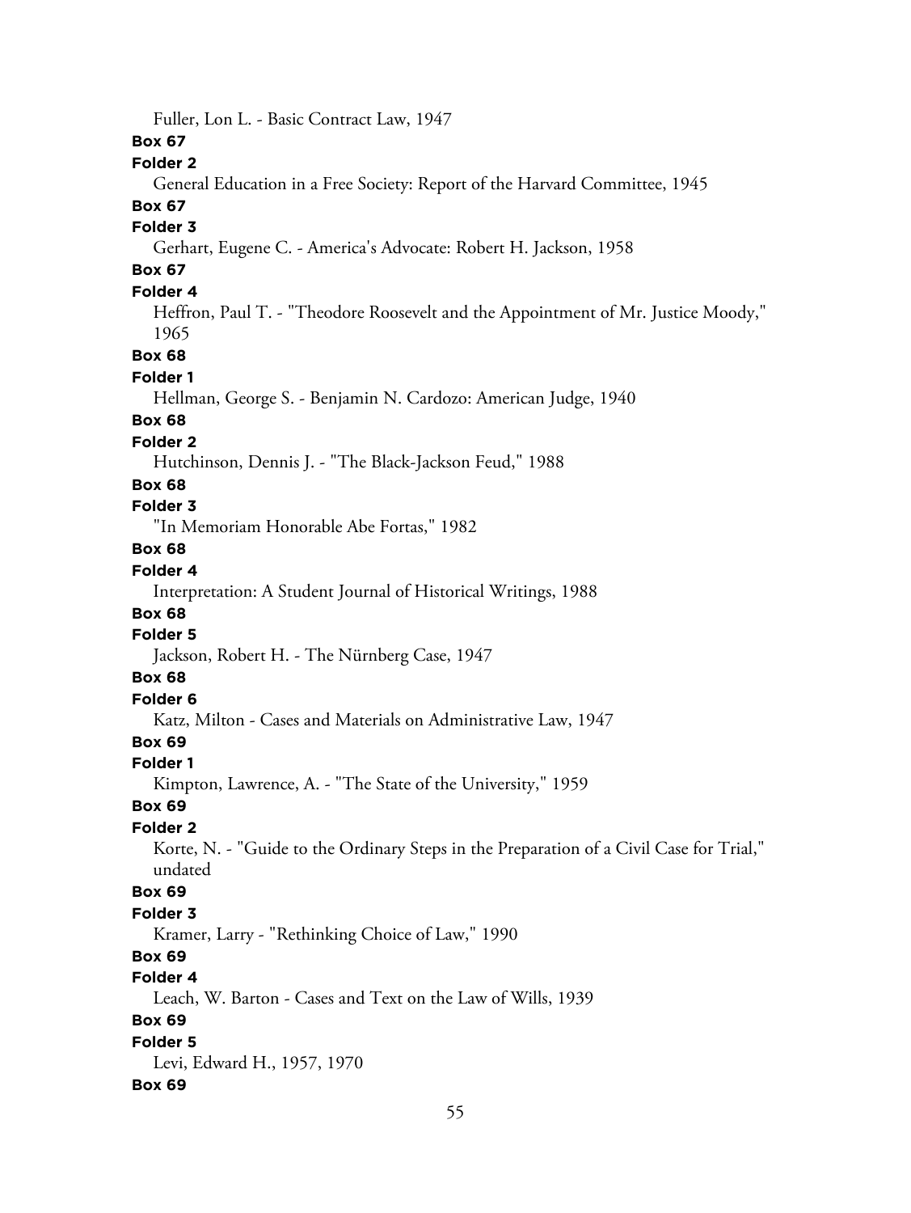Fuller, Lon L. - Basic Contract Law, 1947

**Box 67**

**Folder 2**

General Education in a Free Society: Report of the Harvard Committee, 1945

**Box 67**

**Folder 3**

Gerhart, Eugene C. - America's Advocate: Robert H. Jackson, 1958

**Box 67**

**Folder 4**

Heffron, Paul T. - "Theodore Roosevelt and the Appointment of Mr. Justice Moody," 1965

**Box 68**

**Folder 1**

Hellman, George S. - Benjamin N. Cardozo: American Judge, 1940

**Box 68**

**Folder 2**

Hutchinson, Dennis J. - "The Black-Jackson Feud," 1988

**Box 68**

**Folder 3**

"In Memoriam Honorable Abe Fortas," 1982

**Box 68**

**Folder 4**

Interpretation: A Student Journal of Historical Writings, 1988

**Box 68**

**Folder 5**

Jackson, Robert H. - The Nürnberg Case, 1947

**Box 68**

**Folder 6**

Katz, Milton - Cases and Materials on Administrative Law, 1947

**Box 69**

**Folder 1**

Kimpton, Lawrence, A. - "The State of the University," 1959

**Box 69**

**Folder 2**

Korte, N. - "Guide to the Ordinary Steps in the Preparation of a Civil Case for Trial," undated

**Box 69**

**Folder 3**

Kramer, Larry - "Rethinking Choice of Law," 1990

**Box 69**

**Folder 4**

Leach, W. Barton - Cases and Text on the Law of Wills, 1939

**Box 69**

**Folder 5**

Levi, Edward H., 1957, 1970

**Box 69**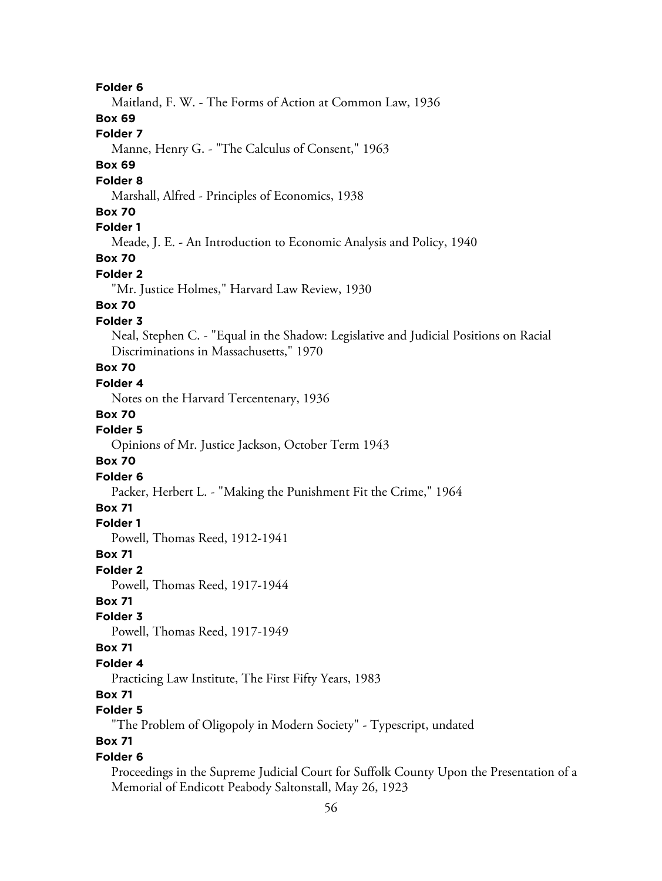**Folder 6**

Maitland, F. W. - The Forms of Action at Common Law, 1936

**Box 69**

**Folder 7**

Manne, Henry G. - "The Calculus of Consent," 1963

**Box 69**

**Folder 8**

Marshall, Alfred - Principles of Economics, 1938

**Box 70**

**Folder 1**

Meade, J. E. - An Introduction to Economic Analysis and Policy, 1940

**Box 70**

**Folder 2**

"Mr. Justice Holmes," Harvard Law Review, 1930

**Box 70**

**Folder 3**

Neal, Stephen C. - "Equal in the Shadow: Legislative and Judicial Positions on Racial Discriminations in Massachusetts," 1970

**Box 70**

**Folder 4**

Notes on the Harvard Tercentenary, 1936

**Box 70**

**Folder 5**

Opinions of Mr. Justice Jackson, October Term 1943

**Box 70**

**Folder 6**

Packer, Herbert L. - "Making the Punishment Fit the Crime," 1964

**Box 71**

**Folder 1**

Powell, Thomas Reed, 1912-1941

**Box 71**

**Folder 2**

Powell, Thomas Reed, 1917-1944

**Box 71**

**Folder 3**

Powell, Thomas Reed, 1917-1949

**Box 71**

**Folder 4**

Practicing Law Institute, The First Fifty Years, 1983

**Box 71**

**Folder 5**

"The Problem of Oligopoly in Modern Society" - Typescript, undated

**Box 71**

**Folder 6**

Proceedings in the Supreme Judicial Court for Suffolk County Upon the Presentation of a Memorial of Endicott Peabody Saltonstall, May 26, 1923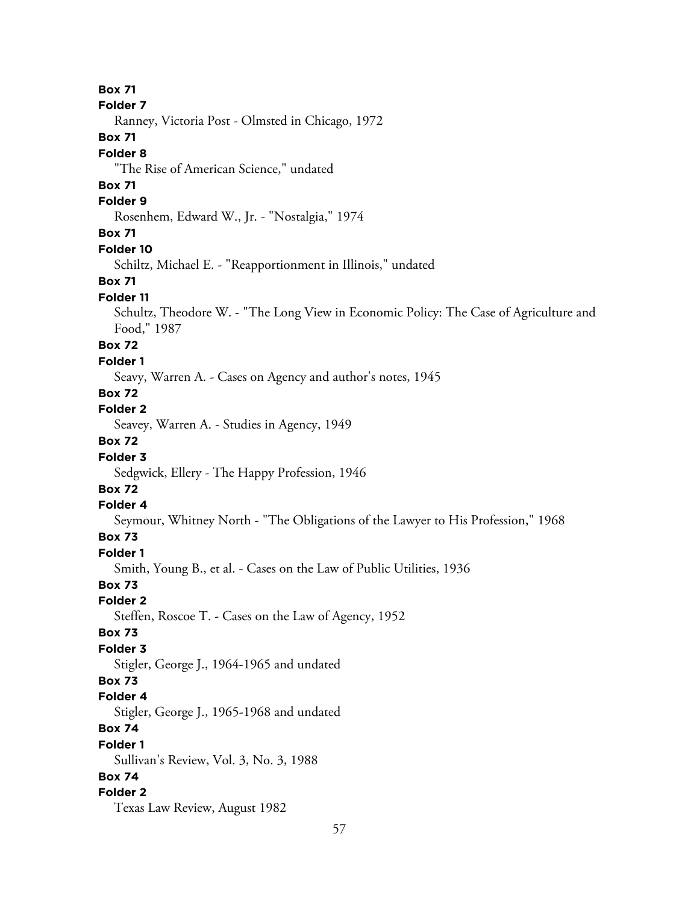**Box 71**

**Folder 7**

Ranney, Victoria Post - Olmsted in Chicago, 1972

**Box 71**

**Folder 8**

"The Rise of American Science," undated

**Box 71**

**Folder 9**

Rosenhem, Edward W., Jr. - "Nostalgia," 1974

**Box 71**

**Folder 10**

Schiltz, Michael E. - "Reapportionment in Illinois," undated

**Box 71**

**Folder 11**

Schultz, Theodore W. - "The Long View in Economic Policy: The Case of Agriculture and Food," 1987

**Box 72**

**Folder 1**

Seavy, Warren A. - Cases on Agency and author's notes, 1945

**Box 72**

**Folder 2**

Seavey, Warren A. - Studies in Agency, 1949

**Box 72**

**Folder 3**

Sedgwick, Ellery - The Happy Profession, 1946

**Box 72**

**Folder 4**

Seymour, Whitney North - "The Obligations of the Lawyer to His Profession," 1968

**Box 73**

**Folder 1**

Smith, Young B., et al. - Cases on the Law of Public Utilities, 1936

**Box 73**

**Folder 2**

Steffen, Roscoe T. - Cases on the Law of Agency, 1952

**Box 73**

**Folder 3**

Stigler, George J., 1964-1965 and undated

**Box 73**

**Folder 4**

Stigler, George J., 1965-1968 and undated

**Box 74**

**Folder 1**

Sullivan's Review, Vol. 3, No. 3, 1988

**Box 74**

**Folder 2**

Texas Law Review, August 1982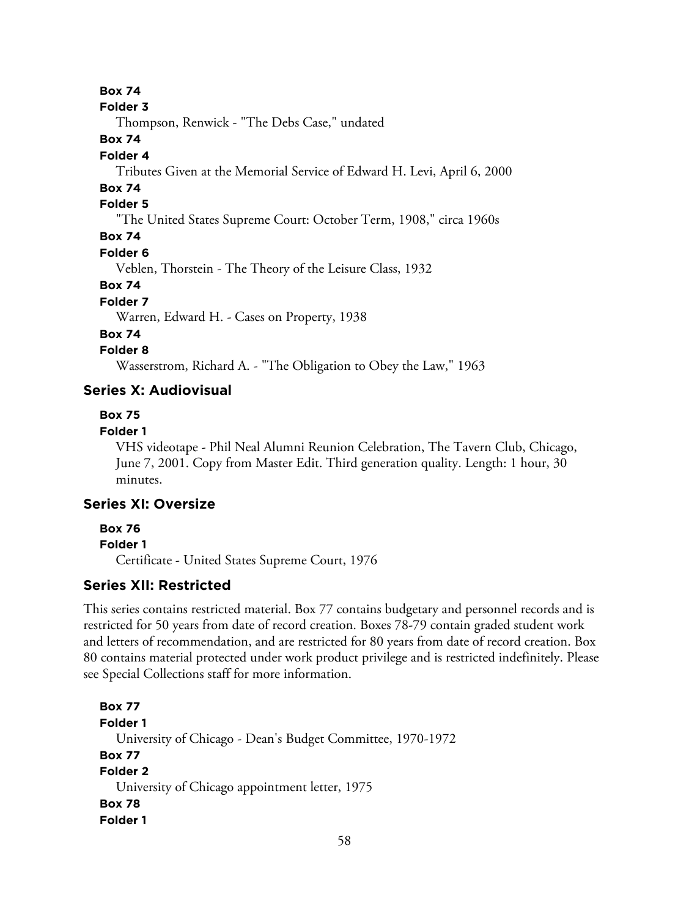**Box 74**

**Folder 3**

Thompson, Renwick - "The Debs Case," undated

**Box 74**

**Folder 4**

Tributes Given at the Memorial Service of Edward H. Levi, April 6, 2000

**Box 74**

**Folder 5**

"The United States Supreme Court: October Term, 1908," circa 1960s

**Box 74**

**Folder 6**

Veblen, Thorstein - The Theory of the Leisure Class, 1932

**Box 74**

**Folder 7**

Warren, Edward H. - Cases on Property, 1938

**Box 74**

**Folder 8**

Wasserstrom, Richard A. - "The Obligation to Obey the Law," 1963

### Series X: Audiovisual

**Box 75**

**Folder 1**

VHS videotape - Phil Neal Alumni Reunion Celebration, The Tavern Club, Chicago, June 7, 2001. Copy from Master Edit. Third generation quality. Length: 1 hour, 30 minutes.

### Series XI: Oversize

**Box 76**

**Folder 1**

Certificate - United States Supreme Court, 1976

### Series XII: Restricted

This series contains restricted material. Box 77 contains budgetary and personnel records and is restricted for 50 years from date of record creation. Boxes 78-79 contain graded student work and letters of recommendation, and are restricted for 80 years from date of record creation. Box 80 contains material protected under work product privilege and is restricted indefinitely. Please see Special Collections staff for more information.

**Box 77**

**Folder 1**

University of Chicago - Dean's Budget Committee, 1970-1972

**Box 77**

**Folder 2**

University of Chicago appointment letter, 1975

**Box 78**

**Folder 1**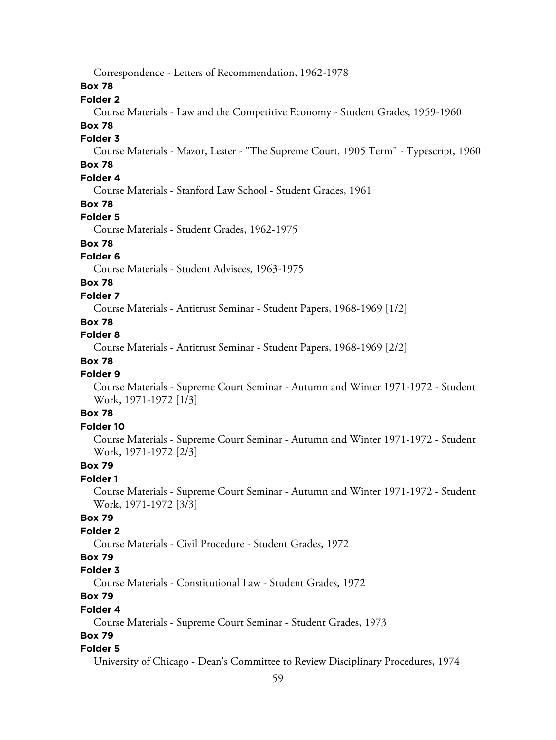Correspondence - Letters of Recommendation, 1962-1978

**Box 78**

**Folder 2**

Course Materials - Law and the Competitive Economy - Student Grades, 1959-1960

**Box 78**

**Folder 3**

Course Materials - Mazor, Lester - "The Supreme Court, 1905 Term" - Typescript, 1960

**Box 78**

**Folder 4**

Course Materials - Stanford Law School - Student Grades, 1961

**Box 78**

**Folder 5**

Course Materials - Student Grades, 1962-1975

**Box 78**

**Folder 6**

Course Materials - Student Advisees, 1963-1975

**Box 78**

**Folder 7**

Course Materials - Antitrust Seminar - Student Papers, 1968-1969 [1/2]

**Box 78**

**Folder 8**

Course Materials - Antitrust Seminar - Student Papers, 1968-1969 [2/2]

**Box 78**

**Folder 9**

Course Materials - Supreme Court Seminar - Autumn and Winter 1971-1972 - Student Work, 1971-1972 [1/3]

**Box 78**

**Folder 10**

Course Materials - Supreme Court Seminar - Autumn and Winter 1971-1972 - Student Work, 1971-1972 [2/3]

**Box 79**

**Folder 1**

Course Materials - Supreme Court Seminar - Autumn and Winter 1971-1972 - Student Work, 1971-1972 [3/3]

**Box 79**

**Folder 2**

Course Materials - Civil Procedure - Student Grades, 1972

**Box 79**

**Folder 3**

Course Materials - Constitutional Law - Student Grades, 1972

**Box 79**

**Folder 4**

Course Materials - Supreme Court Seminar - Student Grades, 1973

**Box 79**

**Folder 5**

University of Chicago - Dean's Committee to Review Disciplinary Procedures, 1974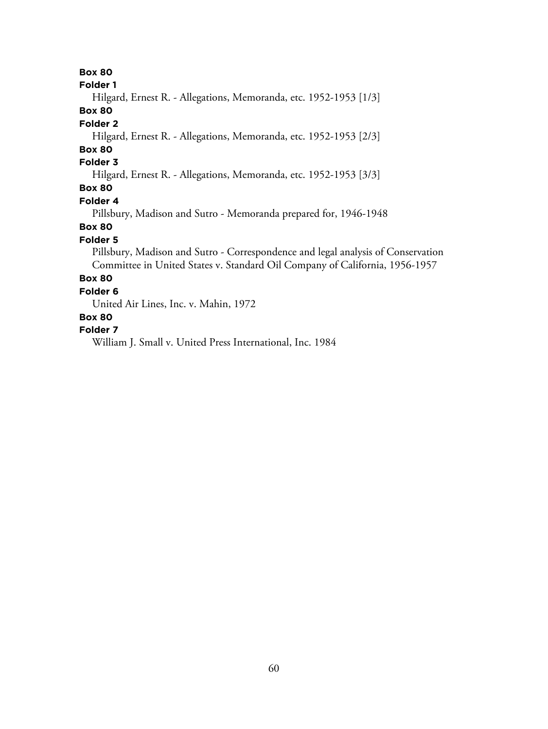**Box 80**
**Folder 1**
Hilgard, Ernest R. - Allegations, Memoranda, etc. 1952-1953 [1/3]
**Box 80**
**Folder 2**
Hilgard, Ernest R. - Allegations, Memoranda, etc. 1952-1953 [2/3]
**Box 80**
**Folder 3**
Hilgard, Ernest R. - Allegations, Memoranda, etc. 1952-1953 [3/3]
**Box 80**
**Folder 4**
Pillsbury, Madison and Sutro - Memoranda prepared for, 1946-1948
**Box 80**
**Folder 5**
Pillsbury, Madison and Sutro - Correspondence and legal analysis of Conservation Committee in United States v. Standard Oil Company of California, 1956-1957
**Box 80**
**Folder 6**
United Air Lines, Inc. v. Mahin, 1972
**Box 80**
**Folder 7**
William J. Small v. United Press International, Inc. 1984